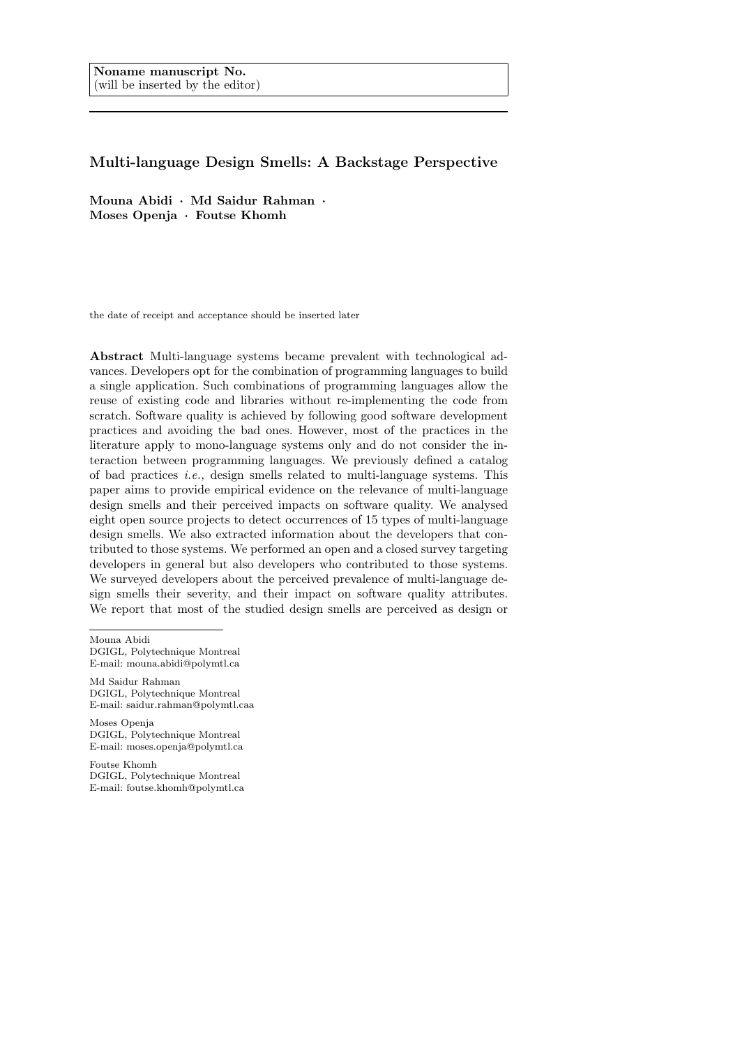**Noname manuscript No.**
(will be inserted by the editor)

# Multi-language Design Smells: A Backstage Perspective

**Mouna Abidi · Md Saidur Rahman · Moses Openja · Foutse Khomh**

the date of receipt and acceptance should be inserted later

**Abstract** Multi-language systems became prevalent with technological advances. Developers opt for the combination of programming languages to build a single application. Such combinations of programming languages allow the reuse of existing code and libraries without re-implementing the code from scratch. Software quality is achieved by following good software development practices and avoiding the bad ones. However, most of the practices in the literature apply to mono-language systems only and do not consider the interaction between programming languages. We previously defined a catalog of bad practices *i.e.,* design smells related to multi-language systems. This paper aims to provide empirical evidence on the relevance of multi-language design smells and their perceived impacts on software quality. We analysed eight open source projects to detect occurrences of 15 types of multi-language design smells. We also extracted information about the developers that contributed to those systems. We performed an open and a closed survey targeting developers in general but also developers who contributed to those systems. We surveyed developers about the perceived prevalence of multi-language design smells their severity, and their impact on software quality attributes. We report that most of the studied design smells are perceived as design or

---

Mouna Abidi
DGIGL, Polytechnique Montreal
E-mail: mouna.abidi@polymtl.ca

Md Saidur Rahman
DGIGL, Polytechnique Montreal
E-mail: saidur.rahman@polymtl.caa

Moses Openja
DGIGL, Polytechnique Montreal
E-mail: moses.openja@polymtl.ca

Foutse Khomh
DGIGL, Polytechnique Montreal
E-mail: foutse.khomh@polymtl.ca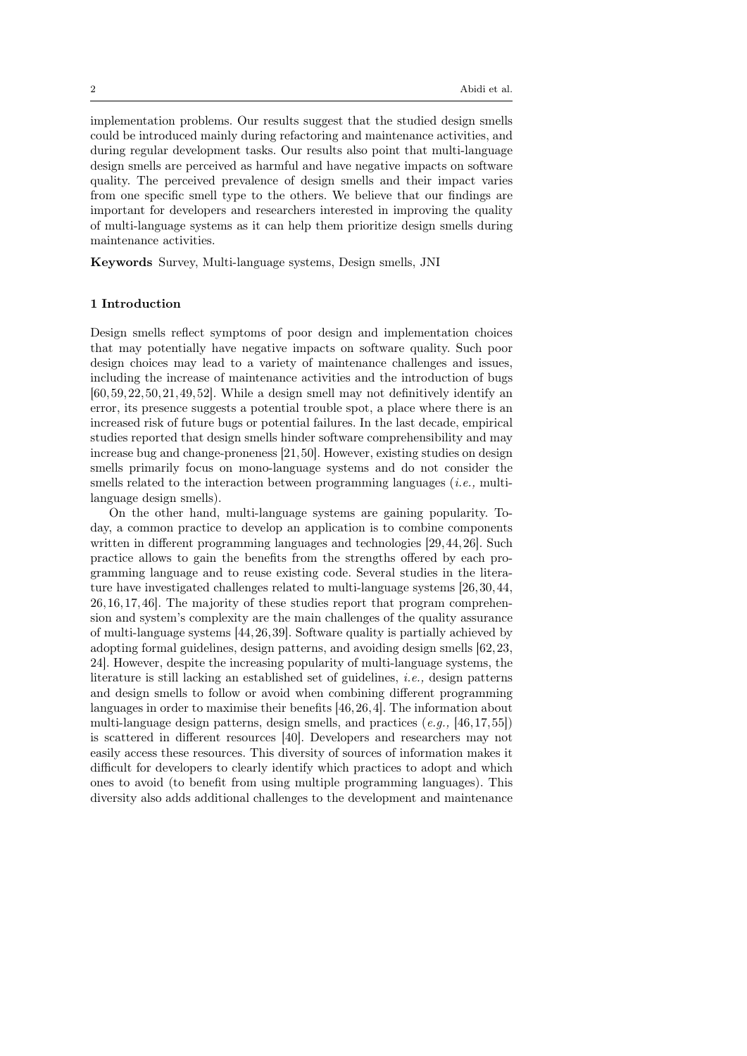implementation problems. Our results suggest that the studied design smells could be introduced mainly during refactoring and maintenance activities, and during regular development tasks. Our results also point that multi-language design smells are perceived as harmful and have negative impacts on software quality. The perceived prevalence of design smells and their impact varies from one specific smell type to the others. We believe that our findings are important for developers and researchers interested in improving the quality of multi-language systems as it can help them prioritize design smells during maintenance activities.

**Keywords** Survey, Multi-language systems, Design smells, JNI

## 1 Introduction

Design smells reflect symptoms of poor design and implementation choices that may potentially have negative impacts on software quality. Such poor design choices may lead to a variety of maintenance challenges and issues, including the increase of maintenance activities and the introduction of bugs [60, 59, 22, 50, 21, 49, 52]. While a design smell may not definitively identify an error, its presence suggests a potential trouble spot, a place where there is an increased risk of future bugs or potential failures. In the last decade, empirical studies reported that design smells hinder software comprehensibility and may increase bug and change-proneness [21, 50]. However, existing studies on design smells primarily focus on mono-language systems and do not consider the smells related to the interaction between programming languages (*i.e.,* multi-language design smells).

On the other hand, multi-language systems are gaining popularity. Today, a common practice to develop an application is to combine components written in different programming languages and technologies [29, 44, 26]. Such practice allows to gain the benefits from the strengths offered by each programming language and to reuse existing code. Several studies in the literature have investigated challenges related to multi-language systems [26, 30, 44, 26, 16, 17, 46]. The majority of these studies report that program comprehension and system's complexity are the main challenges of the quality assurance of multi-language systems [44, 26, 39]. Software quality is partially achieved by adopting formal guidelines, design patterns, and avoiding design smells [62, 23, 24]. However, despite the increasing popularity of multi-language systems, the literature is still lacking an established set of guidelines, *i.e.,* design patterns and design smells to follow or avoid when combining different programming languages in order to maximise their benefits [46, 26, 4]. The information about multi-language design patterns, design smells, and practices (*e.g.,* [46, 17, 55]) is scattered in different resources [40]. Developers and researchers may not easily access these resources. This diversity of sources of information makes it difficult for developers to clearly identify which practices to adopt and which ones to avoid (to benefit from using multiple programming languages). This diversity also adds additional challenges to the development and maintenance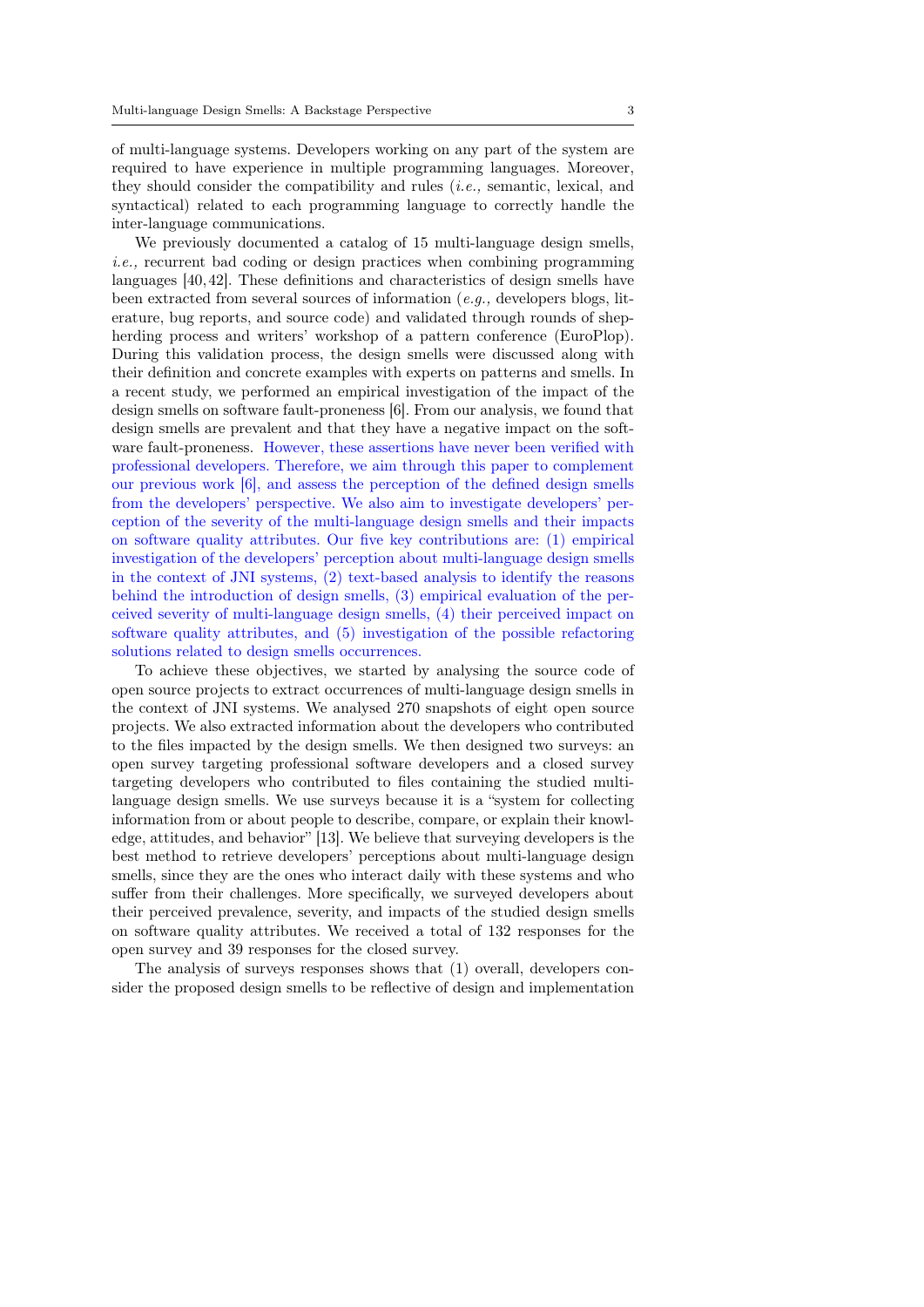of multi-language systems. Developers working on any part of the system are required to have experience in multiple programming languages. Moreover, they should consider the compatibility and rules (*i.e.,* semantic, lexical, and syntactical) related to each programming language to correctly handle the inter-language communications.

We previously documented a catalog of 15 multi-language design smells, *i.e.,* recurrent bad coding or design practices when combining programming languages [40, 42]. These definitions and characteristics of design smells have been extracted from several sources of information (*e.g.,* developers blogs, literature, bug reports, and source code) and validated through rounds of shepherding process and writers' workshop of a pattern conference (EuroPlop). During this validation process, the design smells were discussed along with their definition and concrete examples with experts on patterns and smells. In a recent study, we performed an empirical investigation of the impact of the design smells on software fault-proneness [6]. From our analysis, we found that design smells are prevalent and that they have a negative impact on the software fault-proneness. However, these assertions have never been verified with professional developers. Therefore, we aim through this paper to complement our previous work [6], and assess the perception of the defined design smells from the developers' perspective. We also aim to investigate developers' perception of the severity of the multi-language design smells and their impacts on software quality attributes. Our five key contributions are: (1) empirical investigation of the developers' perception about multi-language design smells in the context of JNI systems, (2) text-based analysis to identify the reasons behind the introduction of design smells, (3) empirical evaluation of the perceived severity of multi-language design smells, (4) their perceived impact on software quality attributes, and (5) investigation of the possible refactoring solutions related to design smells occurrences.

To achieve these objectives, we started by analysing the source code of open source projects to extract occurrences of multi-language design smells in the context of JNI systems. We analysed 270 snapshots of eight open source projects. We also extracted information about the developers who contributed to the files impacted by the design smells. We then designed two surveys: an open survey targeting professional software developers and a closed survey targeting developers who contributed to files containing the studied multi-language design smells. We use surveys because it is a "system for collecting information from or about people to describe, compare, or explain their knowledge, attitudes, and behavior" [13]. We believe that surveying developers is the best method to retrieve developers' perceptions about multi-language design smells, since they are the ones who interact daily with these systems and who suffer from their challenges. More specifically, we surveyed developers about their perceived prevalence, severity, and impacts of the studied design smells on software quality attributes. We received a total of 132 responses for the open survey and 39 responses for the closed survey.

The analysis of surveys responses shows that (1) overall, developers consider the proposed design smells to be reflective of design and implementation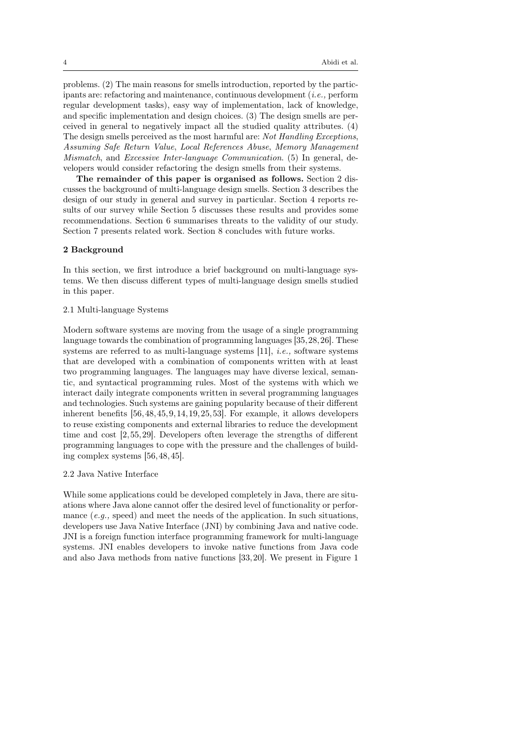problems. (2) The main reasons for smells introduction, reported by the participants are: refactoring and maintenance, continuous development (*i.e.,* perform regular development tasks), easy way of implementation, lack of knowledge, and specific implementation and design choices. (3) The design smells are perceived in general to negatively impact all the studied quality attributes. (4) The design smells perceived as the most harmful are: *Not Handling Exceptions*, *Assuming Safe Return Value*, *Local References Abuse*, *Memory Management Mismatch*, and *Excessive Inter-language Communication*. (5) In general, developers would consider refactoring the design smells from their systems.

**The remainder of this paper is organised as follows.** Section 2 discusses the background of multi-language design smells. Section 3 describes the design of our study in general and survey in particular. Section 4 reports results of our survey while Section 5 discusses these results and provides some recommendations. Section 6 summarises threats to the validity of our study. Section 7 presents related work. Section 8 concludes with future works.

## 2 Background

In this section, we first introduce a brief background on multi-language systems. We then discuss different types of multi-language design smells studied in this paper.

### 2.1 Multi-language Systems

Modern software systems are moving from the usage of a single programming language towards the combination of programming languages [35, 28, 26]. These systems are referred to as multi-language systems [11], *i.e.,* software systems that are developed with a combination of components written with at least two programming languages. The languages may have diverse lexical, semantic, and syntactical programming rules. Most of the systems with which we interact daily integrate components written in several programming languages and technologies. Such systems are gaining popularity because of their different inherent benefits [56, 48, 45, 9, 14, 19, 25, 53]. For example, it allows developers to reuse existing components and external libraries to reduce the development time and cost [2, 55, 29]. Developers often leverage the strengths of different programming languages to cope with the pressure and the challenges of building complex systems [56, 48, 45].

### 2.2 Java Native Interface

While some applications could be developed completely in Java, there are situations where Java alone cannot offer the desired level of functionality or performance (*e.g.,* speed) and meet the needs of the application. In such situations, developers use Java Native Interface (JNI) by combining Java and native code. JNI is a foreign function interface programming framework for multi-language systems. JNI enables developers to invoke native functions from Java code and also Java methods from native functions [33, 20]. We present in Figure 1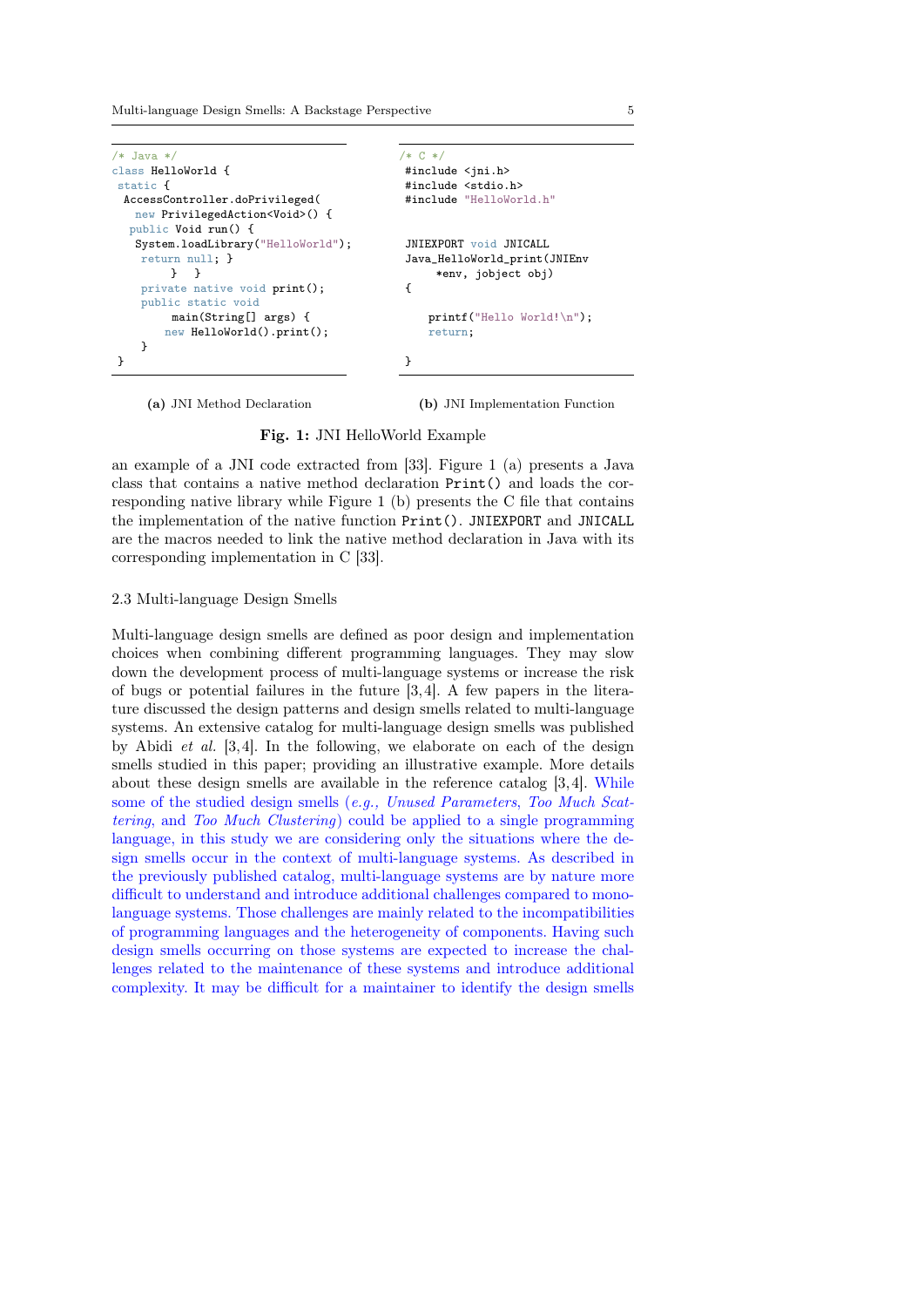```java
/* Java */
class HelloWorld {
 static {
  AccessController.doPrivileged(
   new PrivilegedAction<Void>() {
  public Void run() {
   System.loadLibrary("HelloWorld");
    return null; }
        }  }
    private native void print();
    public static void
         main(String[] args) {
       new HelloWorld().print();
    }
}
```

(a) JNI Method Declaration

```c
/* C */
#include <jni.h>
#include <stdio.h>
#include "HelloWorld.h"


JNIEXPORT void JNICALL
Java_HelloWorld_print(JNIEnv
     *env, jobject obj)
{

    printf("Hello World!\n");
    return;

}
```

(b) JNI Implementation Function

**Fig. 1:** JNI HelloWorld Example

an example of a JNI code extracted from [33]. Figure 1 (a) presents a Java class that contains a native method declaration `Print()` and loads the corresponding native library while Figure 1 (b) presents the C file that contains the implementation of the native function `Print()`. `JNIEXPORT` and `JNICALL` are the macros needed to link the native method declaration in Java with its corresponding implementation in C [33].

### 2.3 Multi-language Design Smells

Multi-language design smells are defined as poor design and implementation choices when combining different programming languages. They may slow down the development process of multi-language systems or increase the risk of bugs or potential failures in the future [3,4]. A few papers in the literature discussed the design patterns and design smells related to multi-language systems. An extensive catalog for multi-language design smells was published by Abidi *et al.* [3,4]. In the following, we elaborate on each of the design smells studied in this paper; providing an illustrative example. More details about these design smells are available in the reference catalog [3,4]. While some of the studied design smells (*e.g., Unused Parameters*, *Too Much Scattering*, and *Too Much Clustering*) could be applied to a single programming language, in this study we are considering only the situations where the design smells occur in the context of multi-language systems. As described in the previously published catalog, multi-language systems are by nature more difficult to understand and introduce additional challenges compared to mono-language systems. Those challenges are mainly related to the incompatibilities of programming languages and the heterogeneity of components. Having such design smells occurring on those systems are expected to increase the challenges related to the maintenance of these systems and introduce additional complexity. It may be difficult for a maintainer to identify the design smells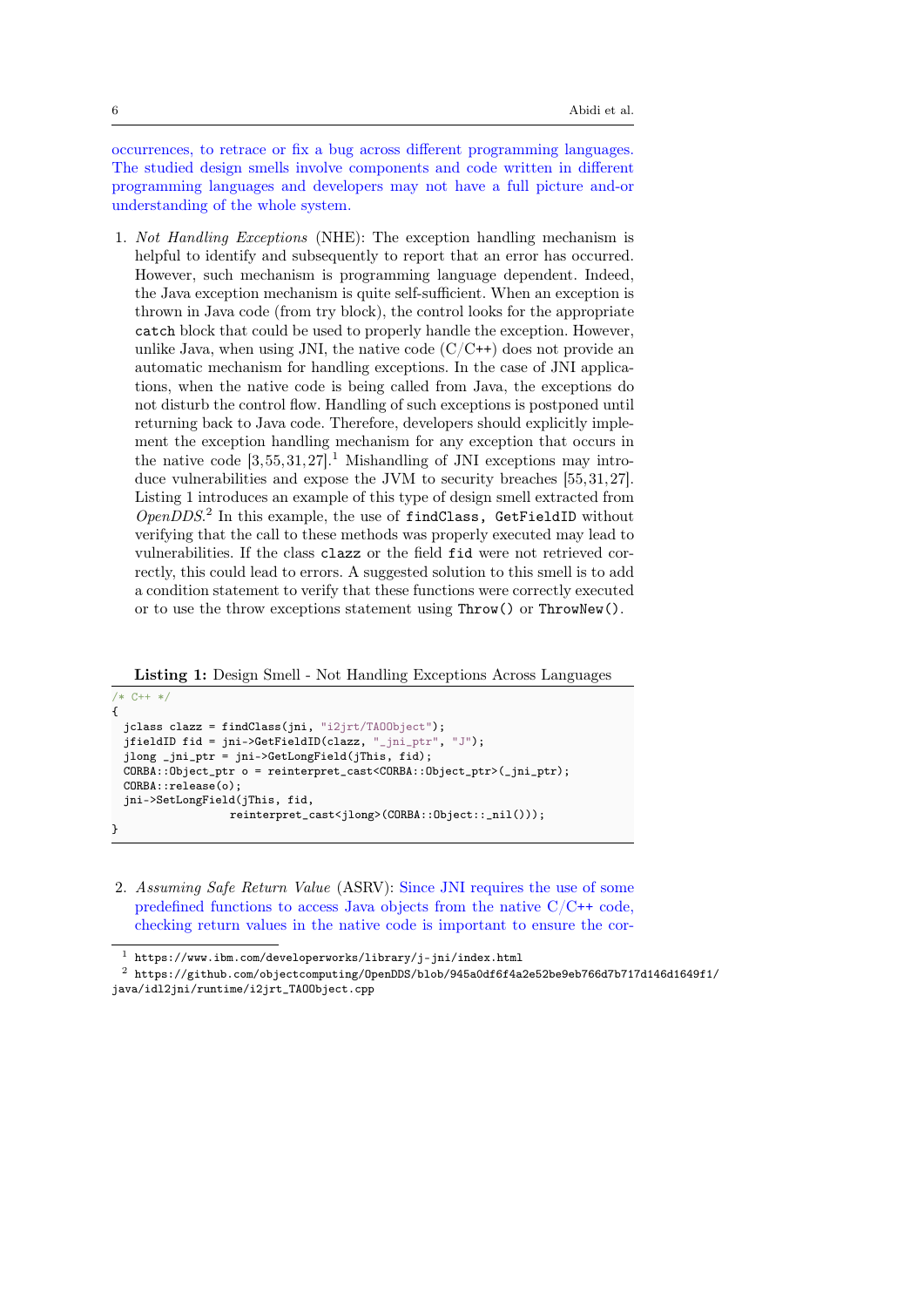occurrences, to retrace or fix a bug across different programming languages. The studied design smells involve components and code written in different programming languages and developers may not have a full picture and-or understanding of the whole system.

1. *Not Handling Exceptions* (NHE): The exception handling mechanism is helpful to identify and subsequently to report that an error has occurred. However, such mechanism is programming language dependent. Indeed, the Java exception mechanism is quite self-sufficient. When an exception is thrown in Java code (from try block), the control looks for the appropriate `catch` block that could be used to properly handle the exception. However, unlike Java, when using JNI, the native code (C/C++) does not provide an automatic mechanism for handling exceptions. In the case of JNI applications, when the native code is being called from Java, the exceptions do not disturb the control flow. Handling of such exceptions is postponed until returning back to Java code. Therefore, developers should explicitly implement the exception handling mechanism for any exception that occurs in the native code [3,55,31,27].[1] Mishandling of JNI exceptions may introduce vulnerabilities and expose the JVM to security breaches [55,31,27]. Listing 1 introduces an example of this type of design smell extracted from *OpenDDS*.[2] In this example, the use of `findClass, GetFieldID` without verifying that the call to these methods was properly executed may lead to vulnerabilities. If the class `clazz` or the field `fid` were not retrieved correctly, this could lead to errors. A suggested solution to this smell is to add a condition statement to verify that these functions were correctly executed or to use the throw exceptions statement using `Throw()` or `ThrowNew()`.

**Listing 1:** Design Smell - Not Handling Exceptions Across Languages

```
/* C++ */
{
  jclass clazz = findClass(jni, "i2jrt/TAOObject");
  jfieldID fid = jni->GetFieldID(clazz, "_jni_ptr", "J");
  jlong _jni_ptr = jni->GetLongField(jThis, fid);
  CORBA::Object_ptr o = reinterpret_cast<CORBA::Object_ptr>(_jni_ptr);
  CORBA::release(o);
  jni->SetLongField(jThis, fid,
                 reinterpret_cast<jlong>(CORBA::Object::_nil()));
}
```

2. *Assuming Safe Return Value* (ASRV): Since JNI requires the use of some predefined functions to access Java objects from the native C/C++ code, checking return values in the native code is important to ensure the cor-

[1] https://www.ibm.com/developerworks/library/j-jni/index.html

[2] https://github.com/objectcomputing/OpenDDS/blob/945a0df6f4a2e52be9eb766d7b717d146d1649f1/java/idl2jni/runtime/i2jrt_TAOObject.cpp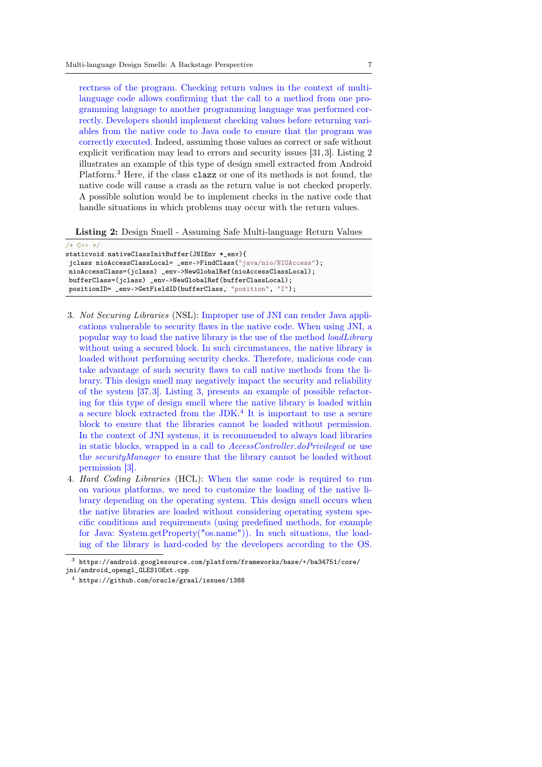rectness of the program. Checking return values in the context of multi-language code allows confirming that the call to a method from one programming language to another programming language was performed correctly. Developers should implement checking values before returning variables from the native code to Java code to ensure that the program was correctly executed. Indeed, assuming those values as correct or safe without explicit verification may lead to errors and security issues [31,3]. Listing 2 illustrates an example of this type of design smell extracted from Android Platform.[3] Here, if the class `clazz` or one of its methods is not found, the native code will cause a crash as the return value is not checked properly. A possible solution would be to implement checks in the native code that handle situations in which problems may occur with the return values.

**Listing 2:** Design Smell - Assuming Safe Multi-language Return Values

```
/* C++ */
staticvoid nativeClassInitBuffer(JNIEnv *_env){
 jclass nioAccessClassLocal= _env->FindClass("java/nio/NIOAccess");
 nioAccessClass=(jclass) _env->NewGlobalRef(nioAccessClassLocal);
 bufferClass=(jclass) _env->NewGlobalRef(bufferClassLocal);
 positionID= _env->GetFieldID(bufferClass, "position", "I");
```

3. *Not Securing Libraries* (NSL): Improper use of JNI can render Java applications vulnerable to security flaws in the native code. When using JNI, a popular way to load the native library is the use of the method *loadLibrary* without using a secured block. In such circumstances, the native library is loaded without performing security checks. Therefore, malicious code can take advantage of such security flaws to call native methods from the library. This design smell may negatively impact the security and reliability of the system [37,3]. Listing 3, presents an example of possible refactoring for this type of design smell where the native library is loaded within a secure block extracted from the JDK.[4] It is important to use a secure block to ensure that the libraries cannot be loaded without permission. In the context of JNI systems, it is recommended to always load libraries in static blocks, wrapped in a call to *AccessController.doPrivileged* or use the *securityManager* to ensure that the library cannot be loaded without permission [3].
4. *Hard Coding Libraries* (HCL): When the same code is required to run on various platforms, we need to customize the loading of the native library depending on the operating system. This design smell occurs when the native libraries are loaded without considering operating system specific conditions and requirements (using predefined methods, for example for Java: System.getProperty("os.name")). In such situations, the loading of the library is hard-coded by the developers according to the OS.

[3] https://android.googlesource.com/platform/frameworks/base/+/ba34751/core/jni/android_opengl_GLES10Ext.cpp

[4] https://github.com/oracle/graal/issues/1388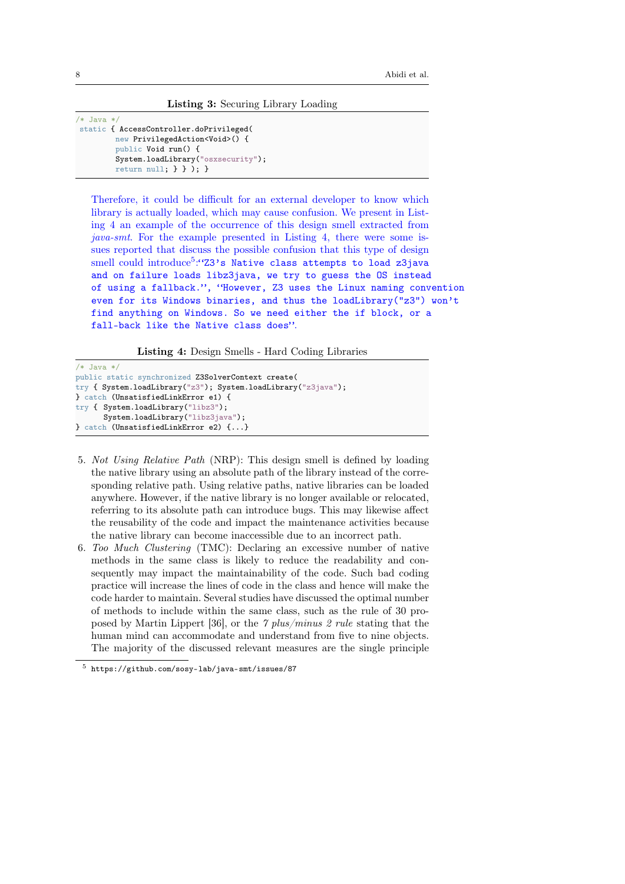**Listing 3:** Securing Library Loading

```
/* Java */
 static { AccessController.doPrivileged(
        new PrivilegedAction<Void>() {
        public Void run() {
        System.loadLibrary("osxsecurity");
        return null; } } ); }
```

Therefore, it could be difficult for an external developer to know which library is actually loaded, which may cause confusion. We present in Listing 4 an example of the occurrence of this design smell extracted from *java-smt*. For the example presented in Listing 4, there were some issues reported that discuss the possible confusion that this type of design smell could introduce[5]:"Z3's Native class attempts to load z3java and on failure loads libz3java, we try to guess the OS instead of using a fallback.", "However, Z3 uses the Linux naming convention even for its Windows binaries, and thus the loadLibrary("z3") won't find anything on Windows. So we need either the if block, or a fall-back like the Native class does".

**Listing 4:** Design Smells - Hard Coding Libraries

```
/* Java */
public static synchronized Z3SolverContext create(
try { System.loadLibrary("z3"); System.loadLibrary("z3java");
} catch (UnsatisfiedLinkError e1) {
try { System.loadLibrary("libz3");
      System.loadLibrary("libz3java");
} catch (UnsatisfiedLinkError e2) {...}
```

5. *Not Using Relative Path* (NRP): This design smell is defined by loading the native library using an absolute path of the library instead of the corresponding relative path. Using relative paths, native libraries can be loaded anywhere. However, if the native library is no longer available or relocated, referring to its absolute path can introduce bugs. This may likewise affect the reusability of the code and impact the maintenance activities because the native library can become inaccessible due to an incorrect path.
6. *Too Much Clustering* (TMC): Declaring an excessive number of native methods in the same class is likely to reduce the readability and consequently may impact the maintainability of the code. Such bad coding practice will increase the lines of code in the class and hence will make the code harder to maintain. Several studies have discussed the optimal number of methods to include within the same class, such as the rule of 30 proposed by Martin Lippert [36], or the *7 plus/minus 2 rule* stating that the human mind can accommodate and understand from five to nine objects. The majority of the discussed relevant measures are the single principle

[5] https://github.com/sosy-lab/java-smt/issues/87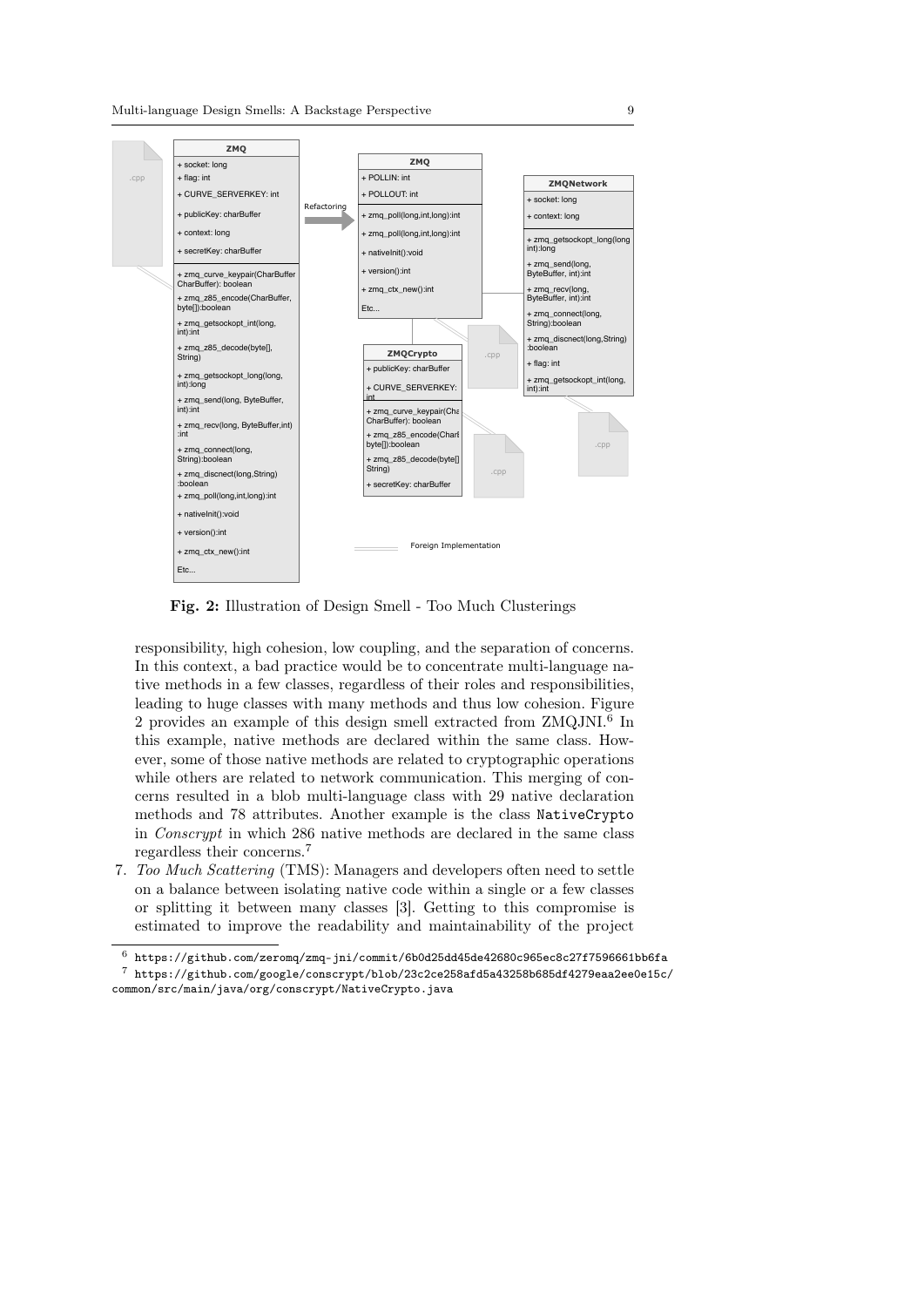**Fig. 2:** Illustration of Design Smell - Too Much Clusterings

responsibility, high cohesion, low coupling, and the separation of concerns. In this context, a bad practice would be to concentrate multi-language native methods in a few classes, regardless of their roles and responsibilities, leading to huge classes with many methods and thus low cohesion. Figure 2 provides an example of this design smell extracted from ZMQJNI.[6] In this example, native methods are declared within the same class. However, some of those native methods are related to cryptographic operations while others are related to network communication. This merging of concerns resulted in a blob multi-language class with 29 native declaration methods and 78 attributes. Another example is the class `NativeCrypto` in *Conscrypt* in which 286 native methods are declared in the same class regardless their concerns.[7]

7. *Too Much Scattering* (TMS): Managers and developers often need to settle on a balance between isolating native code within a single or a few classes or splitting it between many classes [3]. Getting to this compromise is estimated to improve the readability and maintainability of the project

---

[6] https://github.com/zeromq/zmq-jni/commit/6b0d25dd45de42680c965ec8c27f7596661bb6fa

[7] https://github.com/google/conscrypt/blob/23c2ce258afd5a43258b685df4279eaa2ee0e15c/common/src/main/java/org/conscrypt/NativeCrypto.java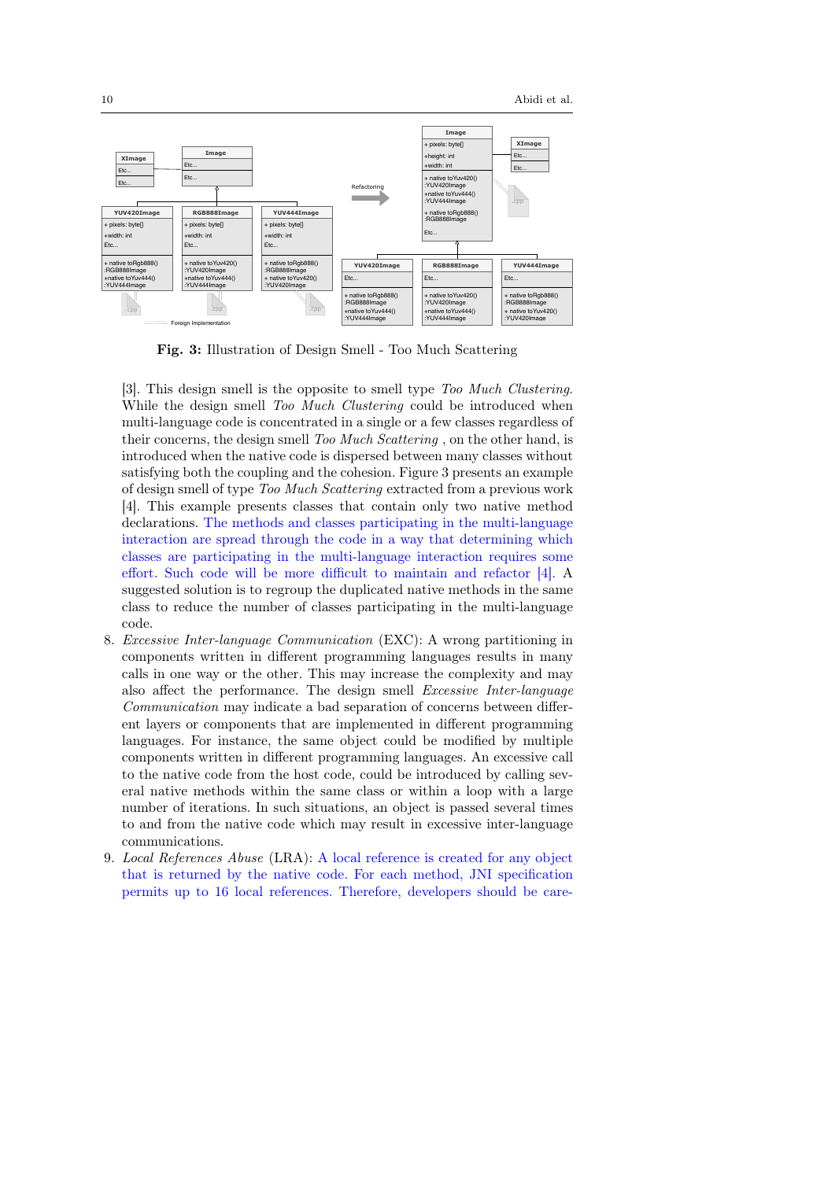Fig. 3: Illustration of Design Smell - Too Much Scattering

[3]. This design smell is the opposite to smell type *Too Much Clustering*. While the design smell *Too Much Clustering* could be introduced when multi-language code is concentrated in a single or a few classes regardless of their concerns, the design smell *Too Much Scattering* , on the other hand, is introduced when the native code is dispersed between many classes without satisfying both the coupling and the cohesion. Figure 3 presents an example of design smell of type *Too Much Scattering* extracted from a previous work [4]. This example presents classes that contain only two native method declarations. The methods and classes participating in the multi-language interaction are spread through the code in a way that determining which classes are participating in the multi-language interaction requires some effort. Such code will be more difficult to maintain and refactor [4]. A suggested solution is to regroup the duplicated native methods in the same class to reduce the number of classes participating in the multi-language code.

8. *Excessive Inter-language Communication* (EXC): A wrong partitioning in components written in different programming languages results in many calls in one way or the other. This may increase the complexity and may also affect the performance. The design smell *Excessive Inter-language Communication* may indicate a bad separation of concerns between different layers or components that are implemented in different programming languages. For instance, the same object could be modified by multiple components written in different programming languages. An excessive call to the native code from the host code, could be introduced by calling several native methods within the same class or within a loop with a large number of iterations. In such situations, an object is passed several times to and from the native code which may result in excessive inter-language communications.
9. *Local References Abuse* (LRA): A local reference is created for any object that is returned by the native code. For each method, JNI specification permits up to 16 local references. Therefore, developers should be care-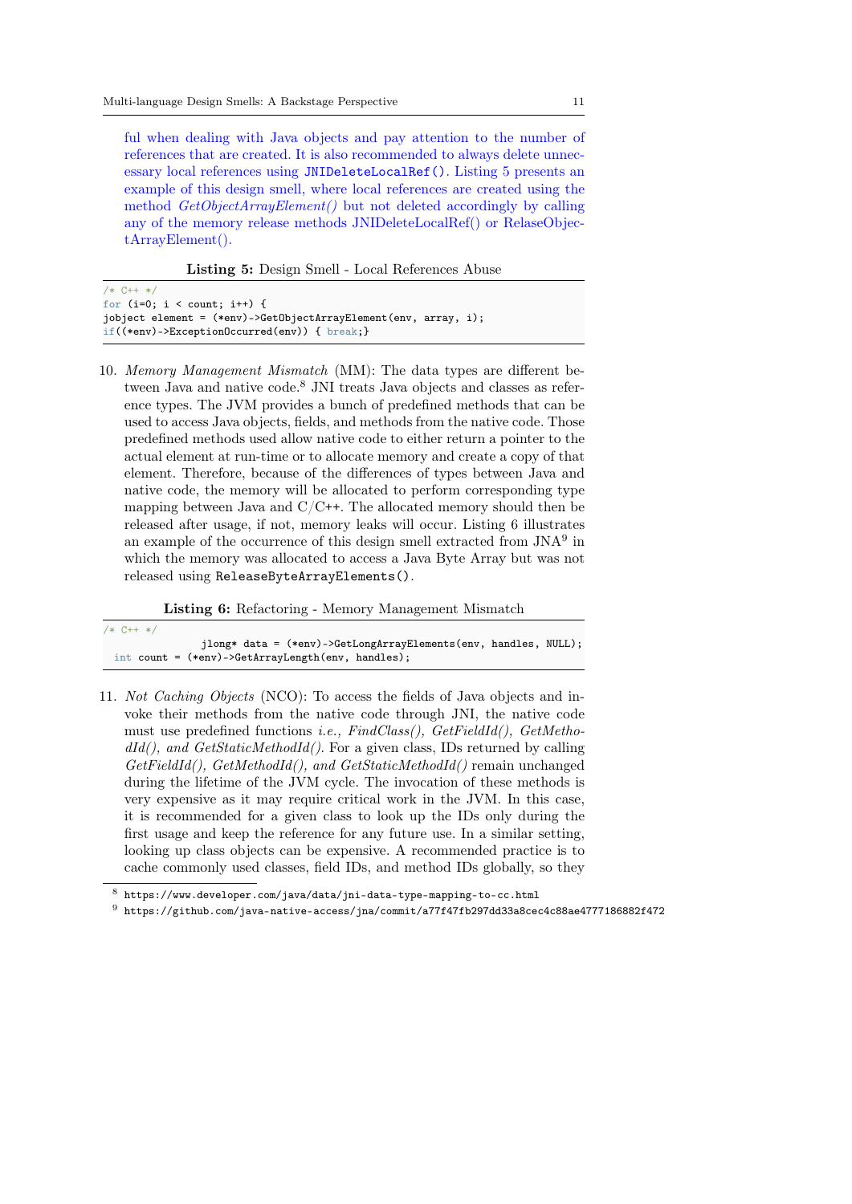ful when dealing with Java objects and pay attention to the number of references that are created. It is also recommended to always delete unnecessary local references using `JNIDeleteLocalRef()`. Listing 5 presents an example of this design smell, where local references are created using the method *GetObjectArrayElement()* but not deleted accordingly by calling any of the memory release methods JNIDeleteLocalRef() or RelaseObjectArrayElement().

**Listing 5:** Design Smell - Local References Abuse

```
/* C++ */
for (i=0; i < count; i++) {
jobject element = (*env)->GetObjectArrayElement(env, array, i);
if((*env)->ExceptionOccurred(env)) { break;}
```

10. *Memory Management Mismatch* (MM): The data types are different between Java and native code.[8] JNI treats Java objects and classes as reference types. The JVM provides a bunch of predefined methods that can be used to access Java objects, fields, and methods from the native code. Those predefined methods used allow native code to either return a pointer to the actual element at run-time or to allocate memory and create a copy of that element. Therefore, because of the differences of types between Java and native code, the memory will be allocated to perform corresponding type mapping between Java and C/C++. The allocated memory should then be released after usage, if not, memory leaks will occur. Listing 6 illustrates an example of the occurrence of this design smell extracted from JNA[9] in which the memory was allocated to access a Java Byte Array but was not released using `ReleaseByteArrayElements()`.

**Listing 6:** Refactoring - Memory Management Mismatch

```
/* C++ */
                jlong* data = (*env)->GetLongArrayElements(env, handles, NULL);
 int count = (*env)->GetArrayLength(env, handles);
```

11. *Not Caching Objects* (NCO): To access the fields of Java objects and invoke their methods from the native code through JNI, the native code must use predefined functions *i.e., FindClass(), GetFieldId(), GetMethodId(), and GetStaticMethodId()*. For a given class, IDs returned by calling *GetFieldId(), GetMethodId(), and GetStaticMethodId()* remain unchanged during the lifetime of the JVM cycle. The invocation of these methods is very expensive as it may require critical work in the JVM. In this case, it is recommended for a given class to look up the IDs only during the first usage and keep the reference for any future use. In a similar setting, looking up class objects can be expensive. A recommended practice is to cache commonly used classes, field IDs, and method IDs globally, so they

[8] https://www.developer.com/java/data/jni-data-type-mapping-to-cc.html

[9] https://github.com/java-native-access/jna/commit/a77f47fb297dd33a8cec4c88ae4777186882f472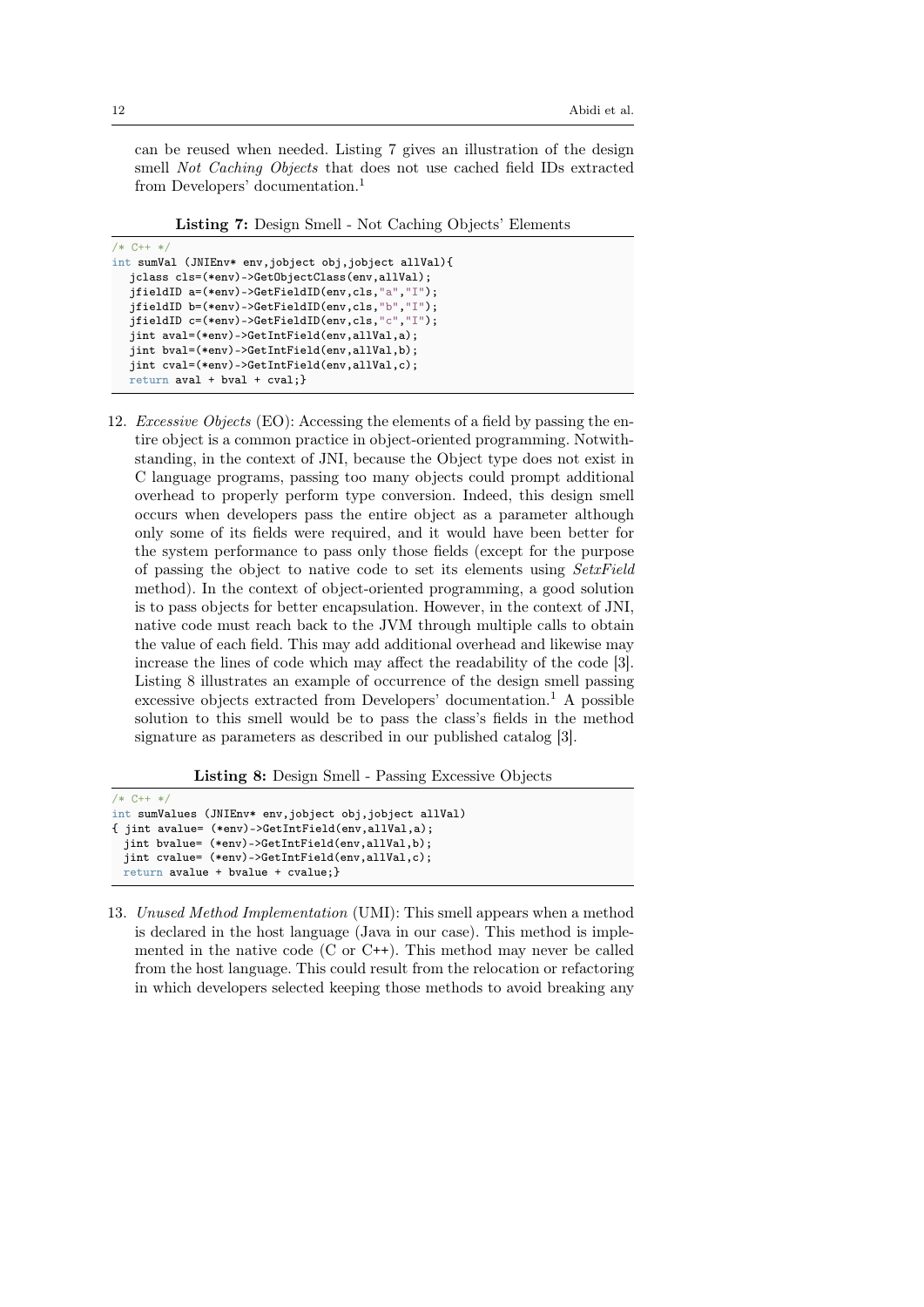can be reused when needed. Listing 7 gives an illustration of the design smell *Not Caching Objects* that does not use cached field IDs extracted from Developers' documentation.[1]

**Listing 7:** Design Smell - Not Caching Objects' Elements

```
/* C++ */
int sumVal (JNIEnv* env,jobject obj,jobject allVal){
  jclass cls=(*env)->GetObjectClass(env,allVal);
  jfieldID a=(*env)->GetFieldID(env,cls,"a","I");
  jfieldID b=(*env)->GetFieldID(env,cls,"b","I");
  jfieldID c=(*env)->GetFieldID(env,cls,"c","I");
  jint aval=(*env)->GetIntField(env,allVal,a);
  jint bval=(*env)->GetIntField(env,allVal,b);
  jint cval=(*env)->GetIntField(env,allVal,c);
  return aval + bval + cval;}
```

12. *Excessive Objects* (EO): Accessing the elements of a field by passing the entire object is a common practice in object-oriented programming. Notwithstanding, in the context of JNI, because the Object type does not exist in C language programs, passing too many objects could prompt additional overhead to properly perform type conversion. Indeed, this design smell occurs when developers pass the entire object as a parameter although only some of its fields were required, and it would have been better for the system performance to pass only those fields (except for the purpose of passing the object to native code to set its elements using *SetxField* method). In the context of object-oriented programming, a good solution is to pass objects for better encapsulation. However, in the context of JNI, native code must reach back to the JVM through multiple calls to obtain the value of each field. This may add additional overhead and likewise may increase the lines of code which may affect the readability of the code [3]. Listing 8 illustrates an example of occurrence of the design smell passing excessive objects extracted from Developers' documentation.[1] A possible solution to this smell would be to pass the class's fields in the method signature as parameters as described in our published catalog [3].

**Listing 8:** Design Smell - Passing Excessive Objects

```
/* C++ */
int sumValues (JNIEnv* env,jobject obj,jobject allVal)
{ jint avalue= (*env)->GetIntField(env,allVal,a);
  jint bvalue= (*env)->GetIntField(env,allVal,b);
  jint cvalue= (*env)->GetIntField(env,allVal,c);
  return avalue + bvalue + cvalue;}
```

13. *Unused Method Implementation* (UMI): This smell appears when a method is declared in the host language (Java in our case). This method is implemented in the native code (C or C++). This method may never be called from the host language. This could result from the relocation or refactoring in which developers selected keeping those methods to avoid breaking any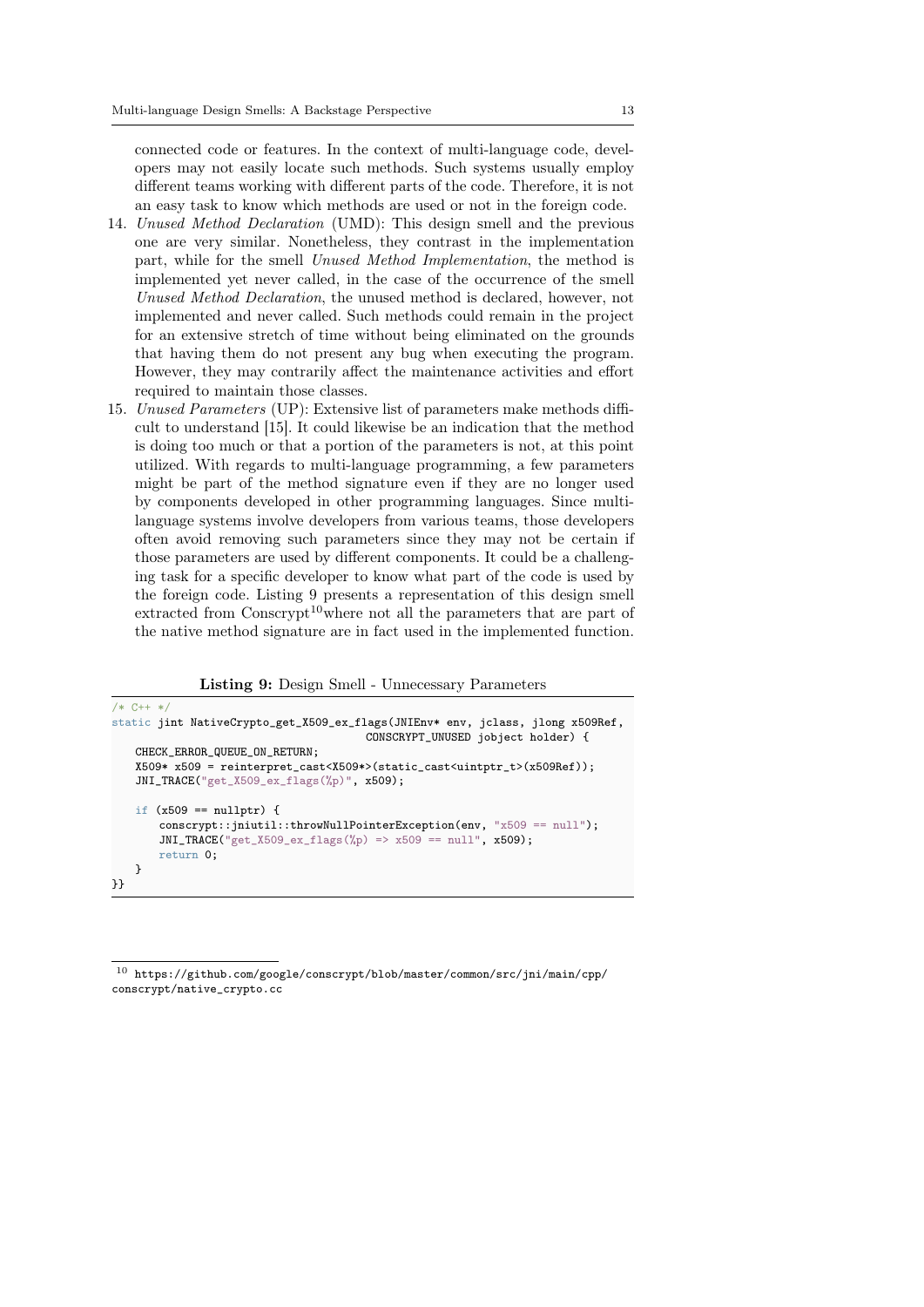connected code or features. In the context of multi-language code, developers may not easily locate such methods. Such systems usually employ different teams working with different parts of the code. Therefore, it is not an easy task to know which methods are used or not in the foreign code.

14. *Unused Method Declaration* (UMD): This design smell and the previous one are very similar. Nonetheless, they contrast in the implementation part, while for the smell *Unused Method Implementation*, the method is implemented yet never called, in the case of the occurrence of the smell *Unused Method Declaration*, the unused method is declared, however, not implemented and never called. Such methods could remain in the project for an extensive stretch of time without being eliminated on the grounds that having them do not present any bug when executing the program. However, they may contrarily affect the maintenance activities and effort required to maintain those classes.
15. *Unused Parameters* (UP): Extensive list of parameters make methods difficult to understand [15]. It could likewise be an indication that the method is doing too much or that a portion of the parameters is not, at this point utilized. With regards to multi-language programming, a few parameters might be part of the method signature even if they are no longer used by components developed in other programming languages. Since multi-language systems involve developers from various teams, those developers often avoid removing such parameters since they may not be certain if those parameters are used by different components. It could be a challenging task for a specific developer to know what part of the code is used by the foreign code. Listing 9 presents a representation of this design smell extracted from Conscrypt[10]where not all the parameters that are part of the native method signature are in fact used in the implemented function.

**Listing 9:** Design Smell - Unnecessary Parameters

```
/* C++ */
static jint NativeCrypto_get_X509_ex_flags(JNIEnv* env, jclass, jlong x509Ref,
                                           CONSCRYPT_UNUSED jobject holder) {
    CHECK_ERROR_QUEUE_ON_RETURN;
    X509* x509 = reinterpret_cast<X509*>(static_cast<uintptr_t>(x509Ref));
    JNI_TRACE("get_X509_ex_flags(%p)", x509);

    if (x509 == nullptr) {
        conscrypt::jniutil::throwNullPointerException(env, "x509 == null");
        JNI_TRACE("get_X509_ex_flags(%p) => x509 == null", x509);
        return 0;
    }
}}
```

[10] https://github.com/google/conscrypt/blob/master/common/src/jni/main/cpp/conscrypt/native_crypto.cc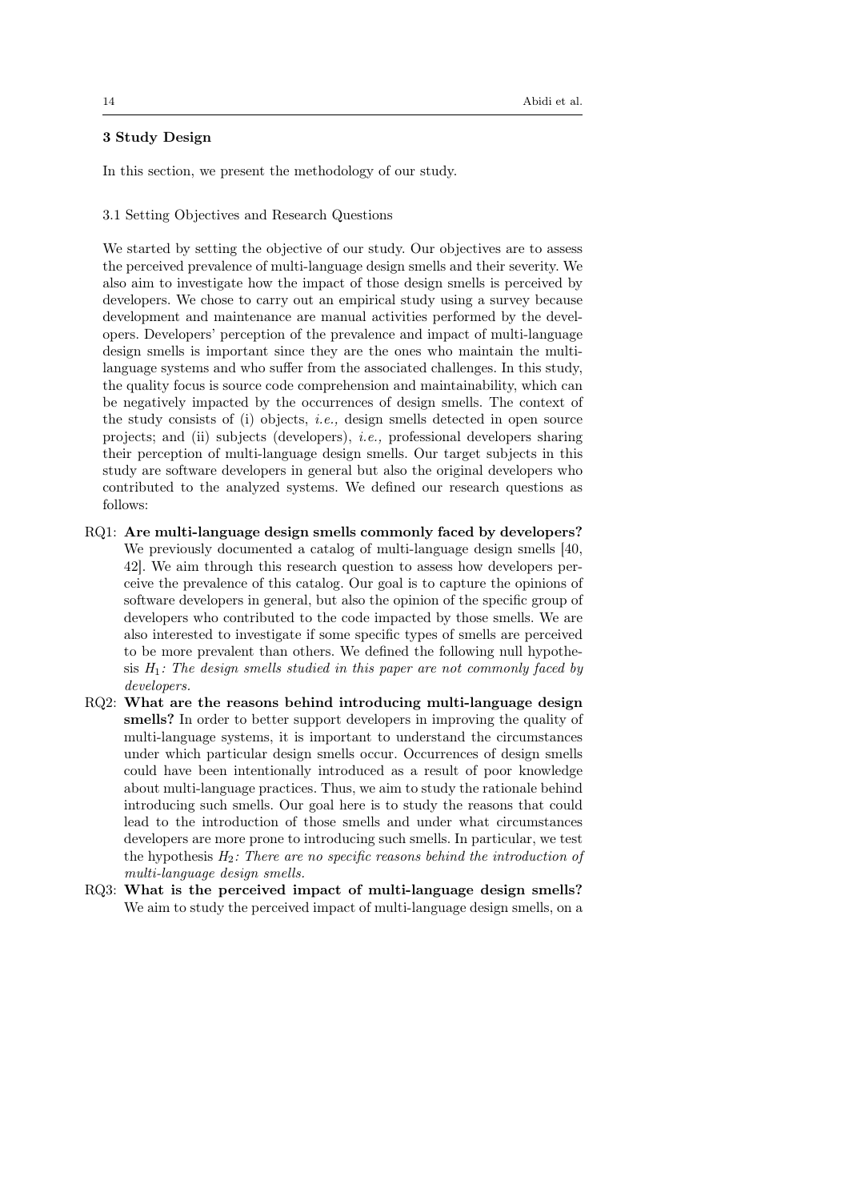## 3 Study Design

In this section, we present the methodology of our study.

### 3.1 Setting Objectives and Research Questions

We started by setting the objective of our study. Our objectives are to assess the perceived prevalence of multi-language design smells and their severity. We also aim to investigate how the impact of those design smells is perceived by developers. We chose to carry out an empirical study using a survey because development and maintenance are manual activities performed by the developers. Developers' perception of the prevalence and impact of multi-language design smells is important since they are the ones who maintain the multi-language systems and who suffer from the associated challenges. In this study, the quality focus is source code comprehension and maintainability, which can be negatively impacted by the occurrences of design smells. The context of the study consists of (i) objects, *i.e.,* design smells detected in open source projects; and (ii) subjects (developers), *i.e.,* professional developers sharing their perception of multi-language design smells. Our target subjects in this study are software developers in general but also the original developers who contributed to the analyzed systems. We defined our research questions as follows:

- RQ1: **Are multi-language design smells commonly faced by developers?** We previously documented a catalog of multi-language design smells [40, 42]. We aim through this research question to assess how developers perceive the prevalence of this catalog. Our goal is to capture the opinions of software developers in general, but also the opinion of the specific group of developers who contributed to the code impacted by those smells. We are also interested to investigate if some specific types of smells are perceived to be more prevalent than others. We defined the following null hypothesis $H_1$: *The design smells studied in this paper are not commonly faced by developers.*
- RQ2: **What are the reasons behind introducing multi-language design smells?** In order to better support developers in improving the quality of multi-language systems, it is important to understand the circumstances under which particular design smells occur. Occurrences of design smells could have been intentionally introduced as a result of poor knowledge about multi-language practices. Thus, we aim to study the rationale behind introducing such smells. Our goal here is to study the reasons that could lead to the introduction of those smells and under what circumstances developers are more prone to introducing such smells. In particular, we test the hypothesis $H_2$: *There are no specific reasons behind the introduction of multi-language design smells.*
- RQ3: **What is the perceived impact of multi-language design smells?** We aim to study the perceived impact of multi-language design smells, on a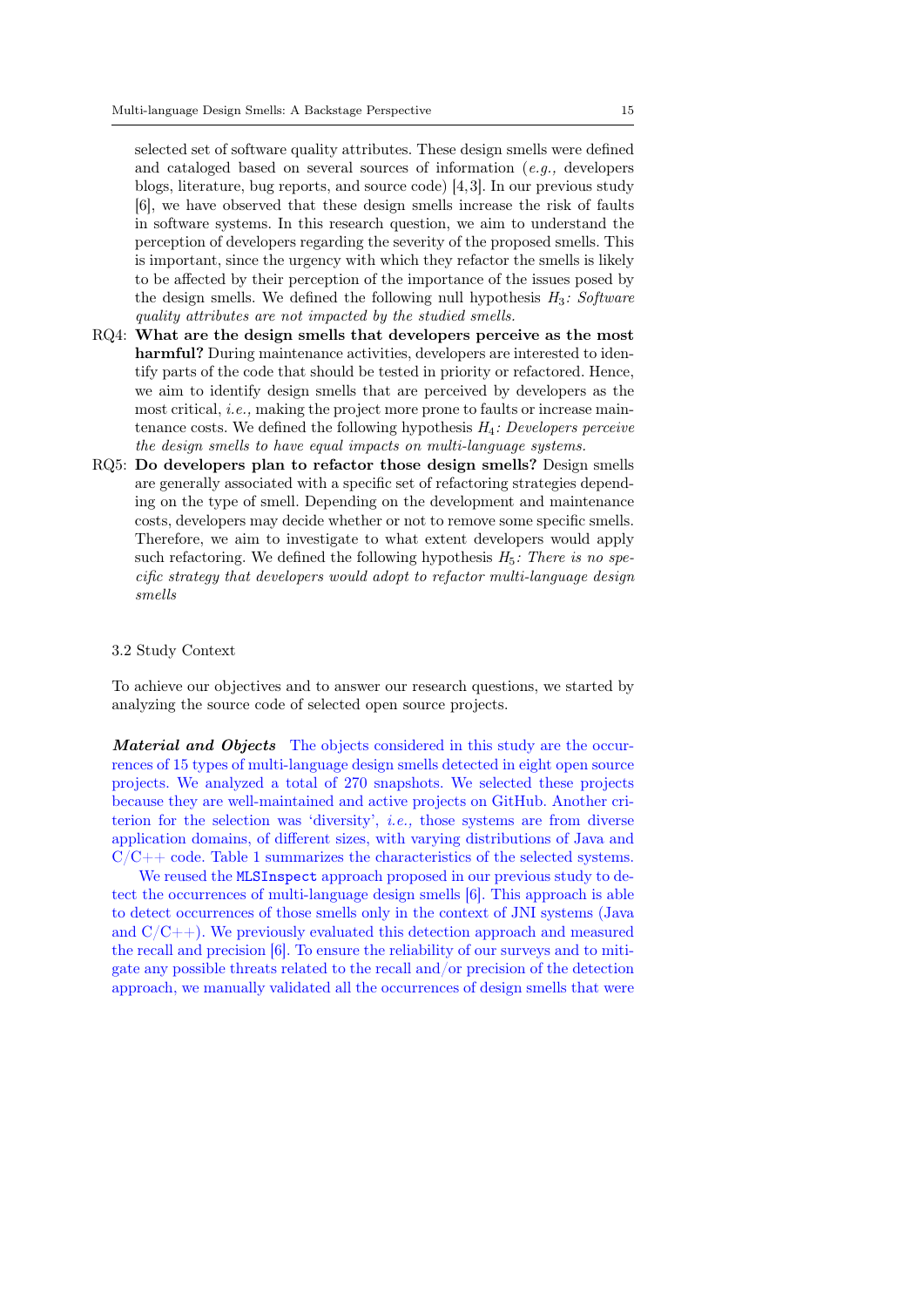selected set of software quality attributes. These design smells were defined and cataloged based on several sources of information (*e.g.,* developers blogs, literature, bug reports, and source code) [4,3]. In our previous study [6], we have observed that these design smells increase the risk of faults in software systems. In this research question, we aim to understand the perception of developers regarding the severity of the proposed smells. This is important, since the urgency with which they refactor the smells is likely to be affected by their perception of the importance of the issues posed by the design smells. We defined the following null hypothesis $H_3$*: Software quality attributes are not impacted by the studied smells.*

RQ4: **What are the design smells that developers perceive as the most harmful?** During maintenance activities, developers are interested to identify parts of the code that should be tested in priority or refactored. Hence, we aim to identify design smells that are perceived by developers as the most critical, *i.e.,* making the project more prone to faults or increase maintenance costs. We defined the following hypothesis $H_4$*: Developers perceive the design smells to have equal impacts on multi-language systems.*

RQ5: **Do developers plan to refactor those design smells?** Design smells are generally associated with a specific set of refactoring strategies depending on the type of smell. Depending on the development and maintenance costs, developers may decide whether or not to remove some specific smells. Therefore, we aim to investigate to what extent developers would apply such refactoring. We defined the following hypothesis $H_5$*: There is no specific strategy that developers would adopt to refactor multi-language design smells*

### 3.2 Study Context

To achieve our objectives and to answer our research questions, we started by analyzing the source code of selected open source projects.

***Material and Objects*** The objects considered in this study are the occurrences of 15 types of multi-language design smells detected in eight open source projects. We analyzed a total of 270 snapshots. We selected these projects because they are well-maintained and active projects on GitHub. Another criterion for the selection was 'diversity', *i.e.,* those systems are from diverse application domains, of different sizes, with varying distributions of Java and C/C++ code. Table 1 summarizes the characteristics of the selected systems.

We reused the `MLSInspect` approach proposed in our previous study to detect the occurrences of multi-language design smells [6]. This approach is able to detect occurrences of those smells only in the context of JNI systems (Java and C/C++). We previously evaluated this detection approach and measured the recall and precision [6]. To ensure the reliability of our surveys and to mitigate any possible threats related to the recall and/or precision of the detection approach, we manually validated all the occurrences of design smells that were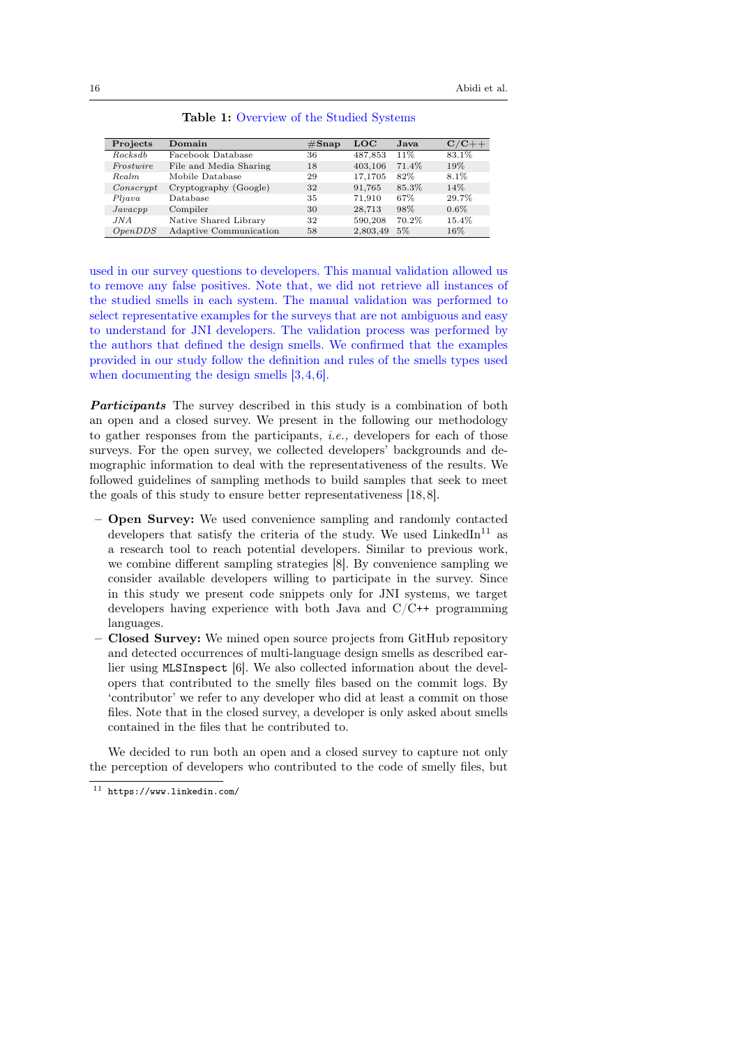**Table 1:** Overview of the Studied Systems

| Projects | Domain | #Snap | LOC | Java | C/C++ |
|---|---|---|---|---|---|
| *Rocksdb* | Facebook Database | 36 | 487,853 | 11% | 83.1% |
| *Frostwire* | File and Media Sharing | 18 | 403,106 | 71.4% | 19% |
| *Realm* | Mobile Database | 29 | 17,1705 | 82% | 8.1% |
| *Conscrypt* | Cryptography (Google) | 32 | 91,765 | 85.3% | 14% |
| *Pljava* | Database | 35 | 71,910 | 67% | 29.7% |
| *Javacpp* | Compiler | 30 | 28,713 | 98% | 0.6% |
| *JNA* | Native Shared Library | 32 | 590,208 | 70.2% | 15.4% |
| *OpenDDS* | Adaptive Communication | 58 | 2,803,49 | 5% | 16% |

used in our survey questions to developers. This manual validation allowed us to remove any false positives. Note that, we did not retrieve all instances of the studied smells in each system. The manual validation was performed to select representative examples for the surveys that are not ambiguous and easy to understand for JNI developers. The validation process was performed by the authors that defined the design smells. We confirmed that the examples provided in our study follow the definition and rules of the smells types used when documenting the design smells [3,4,6].

***Participants*** The survey described in this study is a combination of both an open and a closed survey. We present in the following our methodology to gather responses from the participants, *i.e.,* developers for each of those surveys. For the open survey, we collected developers' backgrounds and demographic information to deal with the representativeness of the results. We followed guidelines of sampling methods to build samples that seek to meet the goals of this study to ensure better representativeness [18,8].

- **Open Survey:** We used convenience sampling and randomly contacted developers that satisfy the criteria of the study. We used LinkedIn[11] as a research tool to reach potential developers. Similar to previous work, we combine different sampling strategies [8]. By convenience sampling we consider available developers willing to participate in the survey. Since in this study we present code snippets only for JNI systems, we target developers having experience with both Java and C/C++ programming languages.
- **Closed Survey:** We mined open source projects from GitHub repository and detected occurrences of multi-language design smells as described earlier using `MLSInspect` [6]. We also collected information about the developers that contributed to the smelly files based on the commit logs. By 'contributor' we refer to any developer who did at least a commit on those files. Note that in the closed survey, a developer is only asked about smells contained in the files that he contributed to.

We decided to run both an open and a closed survey to capture not only the perception of developers who contributed to the code of smelly files, but

[11] https://www.linkedin.com/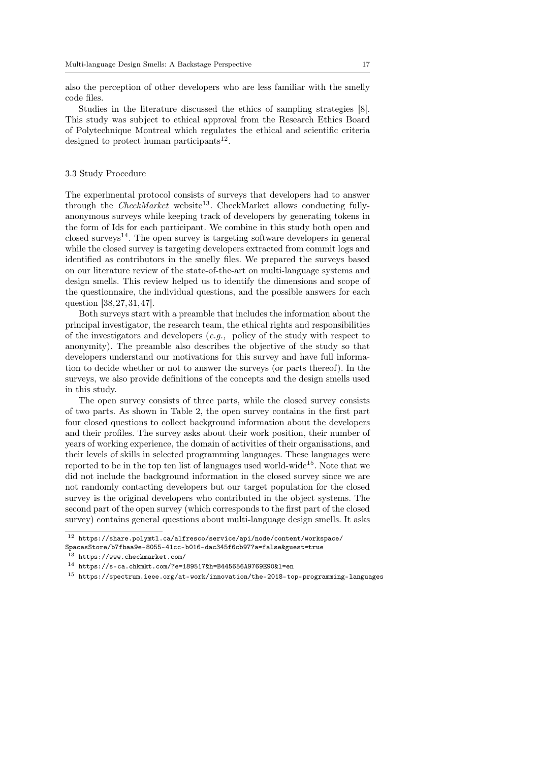also the perception of other developers who are less familiar with the smelly code files.

Studies in the literature discussed the ethics of sampling strategies [8]. This study was subject to ethical approval from the Research Ethics Board of Polytechnique Montreal which regulates the ethical and scientific criteria designed to protect human participants[12].

### 3.3 Study Procedure

The experimental protocol consists of surveys that developers had to answer through the *CheckMarket* website[13]. CheckMarket allows conducting fully-anonymous surveys while keeping track of developers by generating tokens in the form of Ids for each participant. We combine in this study both open and closed surveys[14]. The open survey is targeting software developers in general while the closed survey is targeting developers extracted from commit logs and identified as contributors in the smelly files. We prepared the surveys based on our literature review of the state-of-the-art on multi-language systems and design smells. This review helped us to identify the dimensions and scope of the questionnaire, the individual questions, and the possible answers for each question [38, 27, 31, 47].

Both surveys start with a preamble that includes the information about the principal investigator, the research team, the ethical rights and responsibilities of the investigators and developers (*e.g.,* policy of the study with respect to anonymity). The preamble also describes the objective of the study so that developers understand our motivations for this survey and have full information to decide whether or not to answer the surveys (or parts thereof). In the surveys, we also provide definitions of the concepts and the design smells used in this study.

The open survey consists of three parts, while the closed survey consists of two parts. As shown in Table 2, the open survey contains in the first part four closed questions to collect background information about the developers and their profiles. The survey asks about their work position, their number of years of working experience, the domain of activities of their organisations, and their levels of skills in selected programming languages. These languages were reported to be in the top ten list of languages used world-wide[15]. Note that we did not include the background information in the closed survey since we are not randomly contacting developers but our target population for the closed survey is the original developers who contributed in the object systems. The second part of the open survey (which corresponds to the first part of the closed survey) contains general questions about multi-language design smells. It asks

[12] https://share.polymtl.ca/alfresco/service/api/node/content/workspace/SpacesStore/b7fbaa9e-8055-41cc-b016-dac345f6cb97?a=false&guest=true

[13] https://www.checkmarket.com/

[14] https://s-ca.chkmkt.com/?e=189517&h=B445656A9769E90&l=en

[15] https://spectrum.ieee.org/at-work/innovation/the-2018-top-programming-languages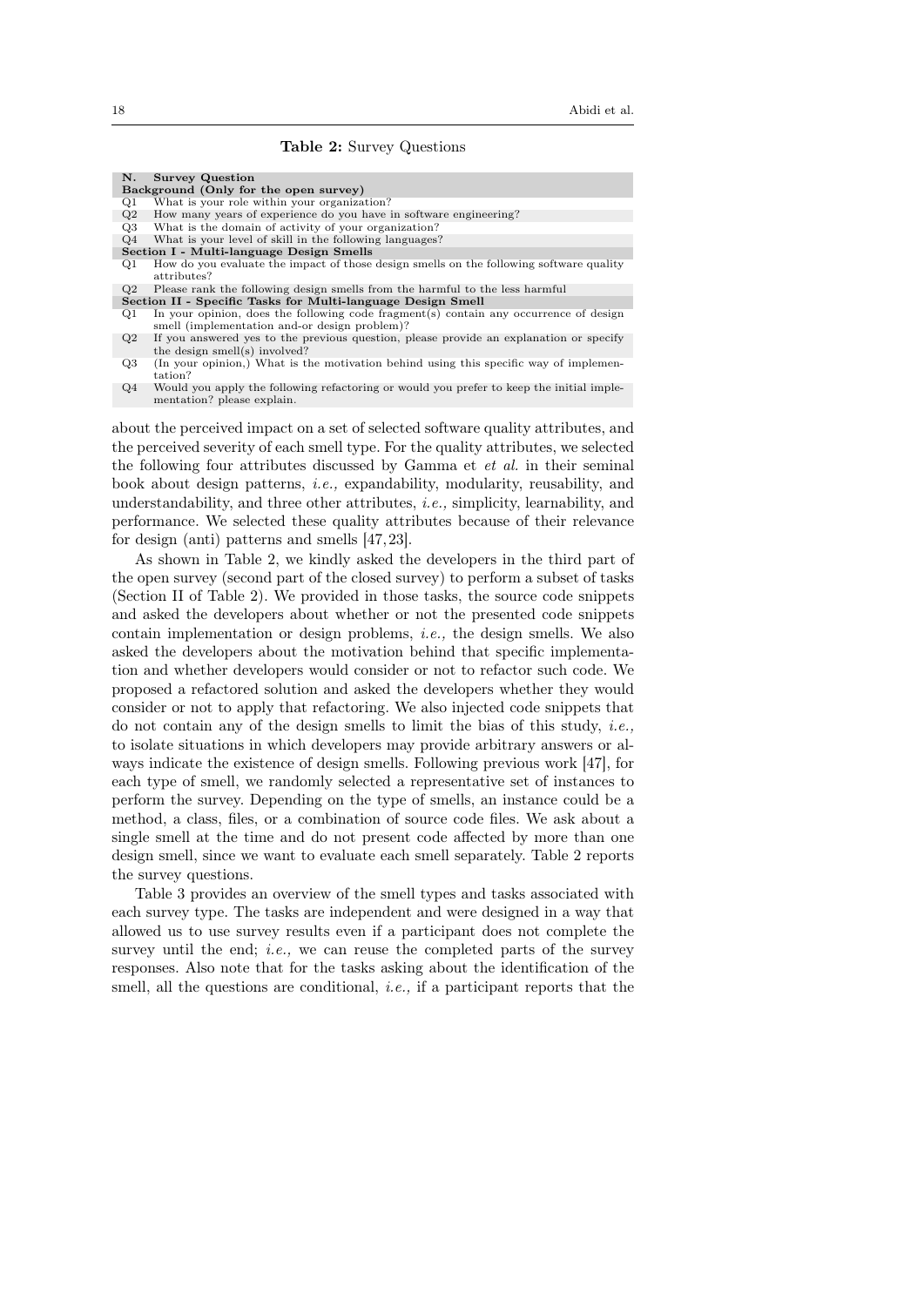**Table 2:** Survey Questions

| N. | Survey Question |
|---|---|
| **Background (Only for the open survey)** | |
| Q1 | What is your role within your organization? |
| Q2 | How many years of experience do you have in software engineering? |
| Q3 | What is the domain of activity of your organization? |
| Q4 | What is your level of skill in the following languages? |
| **Section I - Multi-language Design Smells** | |
| Q1 | How do you evaluate the impact of those design smells on the following software quality attributes? |
| Q2 | Please rank the following design smells from the harmful to the less harmful |
| **Section II - Specific Tasks for Multi-language Design Smell** | |
| Q1 | In your opinion, does the following code fragment(s) contain any occurrence of design smell (implementation and-or design problem)? |
| Q2 | If you answered yes to the previous question, please provide an explanation or specify the design smell(s) involved? |
| Q3 | (In your opinion,) What is the motivation behind using this specific way of implementation? |
| Q4 | Would you apply the following refactoring or would you prefer to keep the initial implementation? please explain. |

about the perceived impact on a set of selected software quality attributes, and the perceived severity of each smell type. For the quality attributes, we selected the following four attributes discussed by Gamma et *et al.* in their seminal book about design patterns, *i.e.,* expandability, modularity, reusability, and understandability, and three other attributes, *i.e.,* simplicity, learnability, and performance. We selected these quality attributes because of their relevance for design (anti) patterns and smells [47, 23].

As shown in Table 2, we kindly asked the developers in the third part of the open survey (second part of the closed survey) to perform a subset of tasks (Section II of Table 2). We provided in those tasks, the source code snippets and asked the developers about whether or not the presented code snippets contain implementation or design problems, *i.e.,* the design smells. We also asked the developers about the motivation behind that specific implementation and whether developers would consider or not to refactor such code. We proposed a refactored solution and asked the developers whether they would consider or not to apply that refactoring. We also injected code snippets that do not contain any of the design smells to limit the bias of this study, *i.e.,* to isolate situations in which developers may provide arbitrary answers or always indicate the existence of design smells. Following previous work [47], for each type of smell, we randomly selected a representative set of instances to perform the survey. Depending on the type of smells, an instance could be a method, a class, files, or a combination of source code files. We ask about a single smell at the time and do not present code affected by more than one design smell, since we want to evaluate each smell separately. Table 2 reports the survey questions.

Table 3 provides an overview of the smell types and tasks associated with each survey type. The tasks are independent and were designed in a way that allowed us to use survey results even if a participant does not complete the survey until the end; *i.e.,* we can reuse the completed parts of the survey responses. Also note that for the tasks asking about the identification of the smell, all the questions are conditional, *i.e.,* if a participant reports that the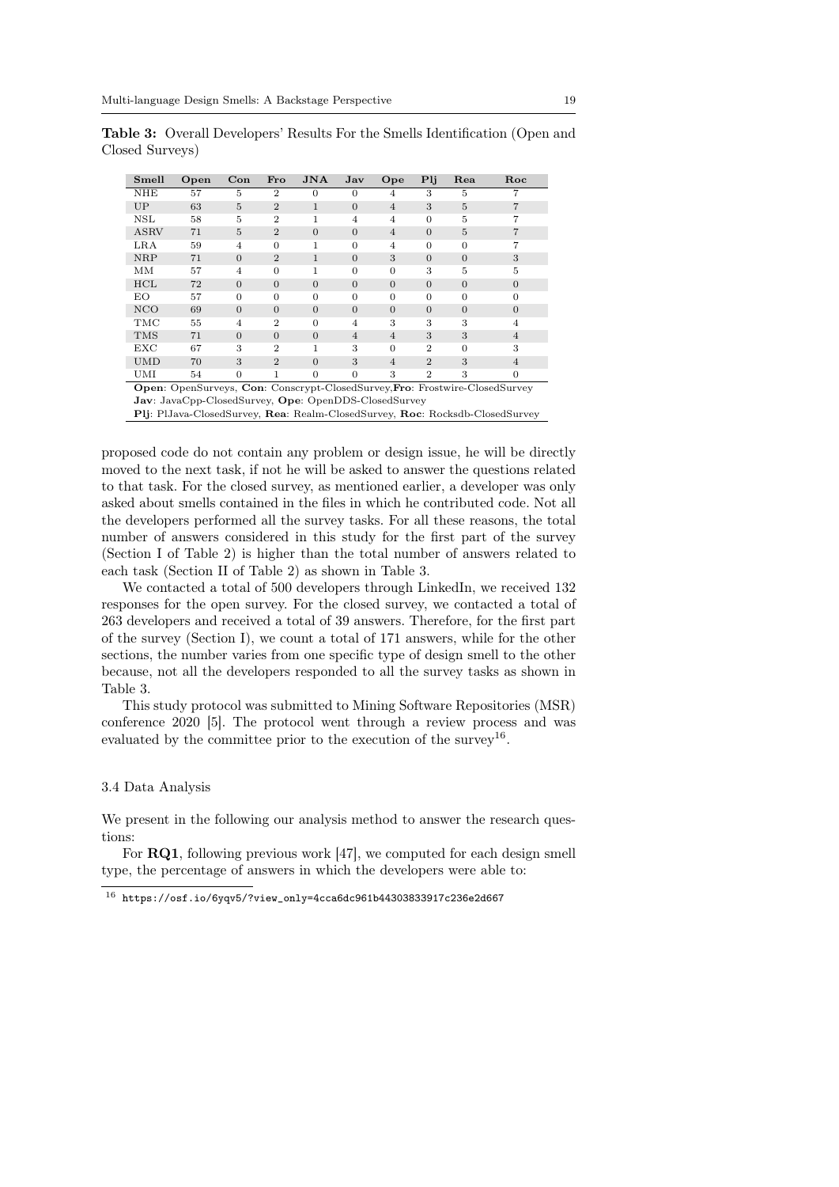**Table 3:** Overall Developers' Results For the Smells Identification (Open and Closed Surveys)

| Smell | Open | Con | Fro | JNA | Jav | Ope | Plj | Rea | Roc |
|---|---|---|---|---|---|---|---|---|---|
| NHE | 57 | 5 | 2 | 0 | 0 | 4 | 3 | 5 | 7 |
| UP | 63 | 5 | 2 | 1 | 0 | 4 | 3 | 5 | 7 |
| NSL | 58 | 5 | 2 | 1 | 4 | 4 | 0 | 5 | 7 |
| ASRV | 71 | 5 | 2 | 0 | 0 | 4 | 0 | 5 | 7 |
| LRA | 59 | 4 | 0 | 1 | 0 | 4 | 0 | 0 | 7 |
| NRP | 71 | 0 | 2 | 1 | 0 | 3 | 0 | 0 | 3 |
| MM | 57 | 4 | 0 | 1 | 0 | 0 | 3 | 5 | 5 |
| HCL | 72 | 0 | 0 | 0 | 0 | 0 | 0 | 0 | 0 |
| EO | 57 | 0 | 0 | 0 | 0 | 0 | 0 | 0 | 0 |
| NCO | 69 | 0 | 0 | 0 | 0 | 0 | 0 | 0 | 0 |
| TMC | 55 | 4 | 2 | 0 | 4 | 3 | 3 | 3 | 4 |
| TMS | 71 | 0 | 0 | 0 | 4 | 4 | 3 | 3 | 4 |
| EXC | 67 | 3 | 2 | 1 | 3 | 0 | 2 | 0 | 3 |
| UMD | 70 | 3 | 2 | 0 | 3 | 4 | 2 | 3 | 4 |
| UMI | 54 | 0 | 1 | 0 | 0 | 3 | 2 | 3 | 0 |

**Open**: OpenSurveys, **Con**: Conscrypt-ClosedSurvey,**Fro**: Frostwire-ClosedSurvey
**Jav**: JavaCpp-ClosedSurvey, **Ope**: OpenDDS-ClosedSurvey
**Plj**: PlJava-ClosedSurvey, **Rea**: Realm-ClosedSurvey, **Roc**: Rocksdb-ClosedSurvey

proposed code do not contain any problem or design issue, he will be directly moved to the next task, if not he will be asked to answer the questions related to that task. For the closed survey, as mentioned earlier, a developer was only asked about smells contained in the files in which he contributed code. Not all the developers performed all the survey tasks. For all these reasons, the total number of answers considered in this study for the first part of the survey (Section I of Table 2) is higher than the total number of answers related to each task (Section II of Table 2) as shown in Table 3.

We contacted a total of 500 developers through LinkedIn, we received 132 responses for the open survey. For the closed survey, we contacted a total of 263 developers and received a total of 39 answers. Therefore, for the first part of the survey (Section I), we count a total of 171 answers, while for the other sections, the number varies from one specific type of design smell to the other because, not all the developers responded to all the survey tasks as shown in Table 3.

This study protocol was submitted to Mining Software Repositories (MSR) conference 2020 [5]. The protocol went through a review process and was evaluated by the committee prior to the execution of the survey[16].

### 3.4 Data Analysis

We present in the following our analysis method to answer the research questions:

For **RQ1**, following previous work [47], we computed for each design smell type, the percentage of answers in which the developers were able to:

[16] https://osf.io/6yqv5/?view_only=4cca6dc961b44303833917c236e2d667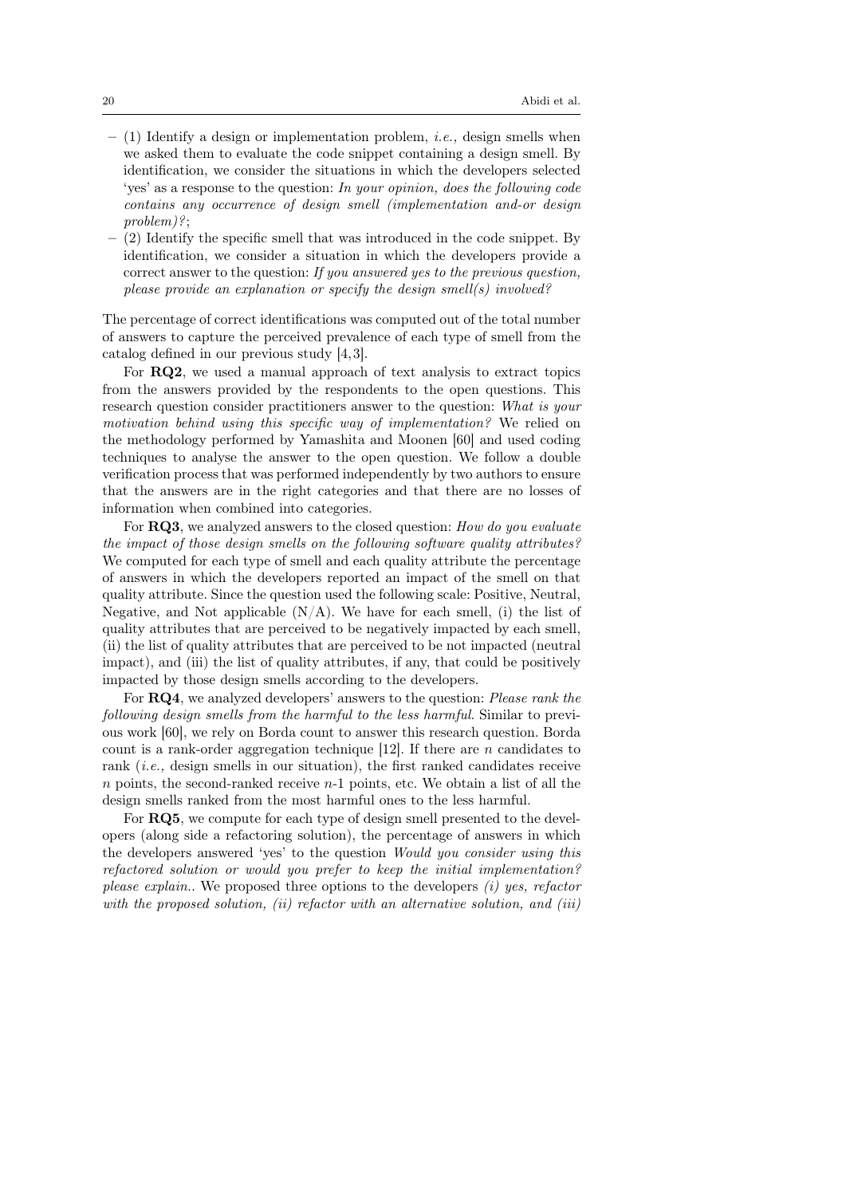- (1) Identify a design or implementation problem, *i.e.,* design smells when we asked them to evaluate the code snippet containing a design smell. By identification, we consider the situations in which the developers selected 'yes' as a response to the question: *In your opinion, does the following code contains any occurrence of design smell (implementation and-or design problem)?*;
- (2) Identify the specific smell that was introduced in the code snippet. By identification, we consider a situation in which the developers provide a correct answer to the question: *If you answered yes to the previous question, please provide an explanation or specify the design smell(s) involved?*

The percentage of correct identifications was computed out of the total number of answers to capture the perceived prevalence of each type of smell from the catalog defined in our previous study [4,3].

For **RQ2**, we used a manual approach of text analysis to extract topics from the answers provided by the respondents to the open questions. This research question consider practitioners answer to the question: *What is your motivation behind using this specific way of implementation?* We relied on the methodology performed by Yamashita and Moonen [60] and used coding techniques to analyse the answer to the open question. We follow a double verification process that was performed independently by two authors to ensure that the answers are in the right categories and that there are no losses of information when combined into categories.

For **RQ3**, we analyzed answers to the closed question: *How do you evaluate the impact of those design smells on the following software quality attributes?* We computed for each type of smell and each quality attribute the percentage of answers in which the developers reported an impact of the smell on that quality attribute. Since the question used the following scale: Positive, Neutral, Negative, and Not applicable (N/A). We have for each smell, (i) the list of quality attributes that are perceived to be negatively impacted by each smell, (ii) the list of quality attributes that are perceived to be not impacted (neutral impact), and (iii) the list of quality attributes, if any, that could be positively impacted by those design smells according to the developers.

For **RQ4**, we analyzed developers' answers to the question: *Please rank the following design smells from the harmful to the less harmful*. Similar to previous work [60], we rely on Borda count to answer this research question. Borda count is a rank-order aggregation technique [12]. If there are $n$ candidates to rank (*i.e.,* design smells in our situation), the first ranked candidates receive $n$ points, the second-ranked receive $n$-1 points, etc. We obtain a list of all the design smells ranked from the most harmful ones to the less harmful.

For **RQ5**, we compute for each type of design smell presented to the developers (along side a refactoring solution), the percentage of answers in which the developers answered 'yes' to the question *Would you consider using this refactored solution or would you prefer to keep the initial implementation? please explain.*. We proposed three options to the developers *(i) yes, refactor with the proposed solution, (ii) refactor with an alternative solution, and (iii)*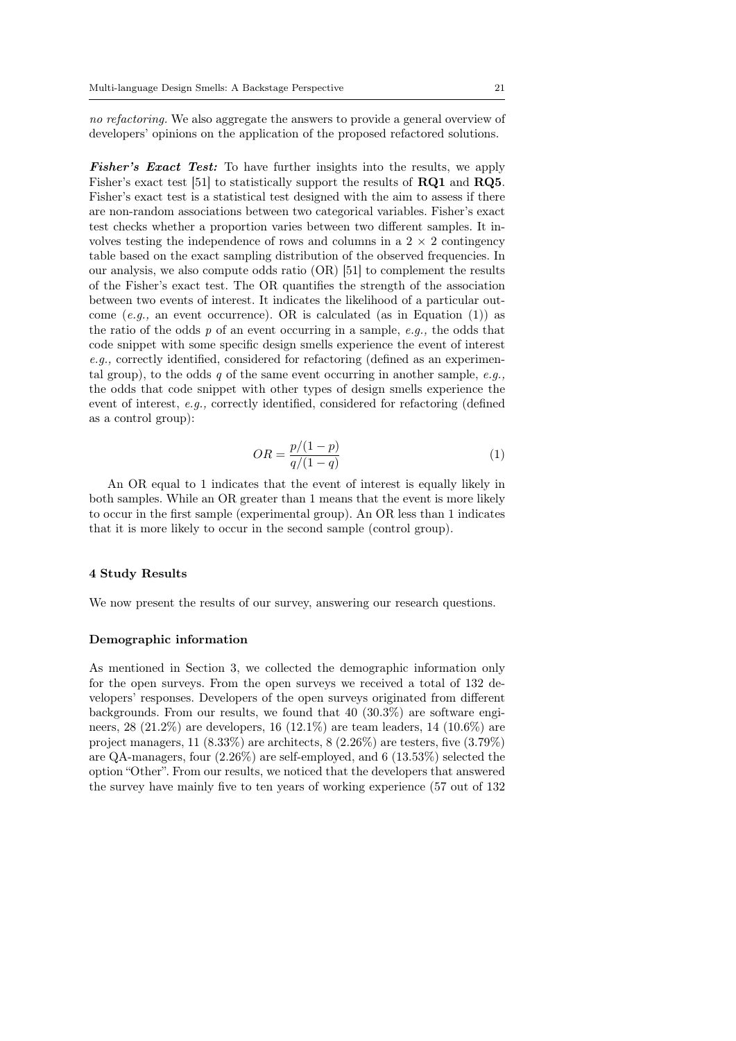*no refactoring.* We also aggregate the answers to provide a general overview of developers' opinions on the application of the proposed refactored solutions.

***Fisher's Exact Test:*** To have further insights into the results, we apply Fisher's exact test [51] to statistically support the results of **RQ1** and **RQ5**. Fisher's exact test is a statistical test designed with the aim to assess if there are non-random associations between two categorical variables. Fisher's exact test checks whether a proportion varies between two different samples. It involves testing the independence of rows and columns in a $2 \times 2$ contingency table based on the exact sampling distribution of the observed frequencies. In our analysis, we also compute odds ratio (OR) [51] to complement the results of the Fisher's exact test. The OR quantifies the strength of the association between two events of interest. It indicates the likelihood of a particular outcome (*e.g.,* an event occurrence). OR is calculated (as in Equation (1)) as the ratio of the odds $p$ of an event occurring in a sample, *e.g.,* the odds that code snippet with some specific design smells experience the event of interest *e.g.,* correctly identified, considered for refactoring (defined as an experimental group), to the odds $q$ of the same event occurring in another sample, *e.g.,* the odds that code snippet with other types of design smells experience the event of interest, *e.g.,* correctly identified, considered for refactoring (defined as a control group):

$$OR = \frac{p/(1-p)}{q/(1-q)} \tag{1}$$

An OR equal to 1 indicates that the event of interest is equally likely in both samples. While an OR greater than 1 means that the event is more likely to occur in the first sample (experimental group). An OR less than 1 indicates that it is more likely to occur in the second sample (control group).

## 4 Study Results

We now present the results of our survey, answering our research questions.

### Demographic information

As mentioned in Section 3, we collected the demographic information only for the open surveys. From the open surveys we received a total of 132 developers' responses. Developers of the open surveys originated from different backgrounds. From our results, we found that 40 (30.3%) are software engineers, 28 (21.2%) are developers, 16 (12.1%) are team leaders, 14 (10.6%) are project managers, 11 (8.33%) are architects, 8 (2.26%) are testers, five (3.79%) are QA-managers, four (2.26%) are self-employed, and 6 (13.53%) selected the option "Other". From our results, we noticed that the developers that answered the survey have mainly five to ten years of working experience (57 out of 132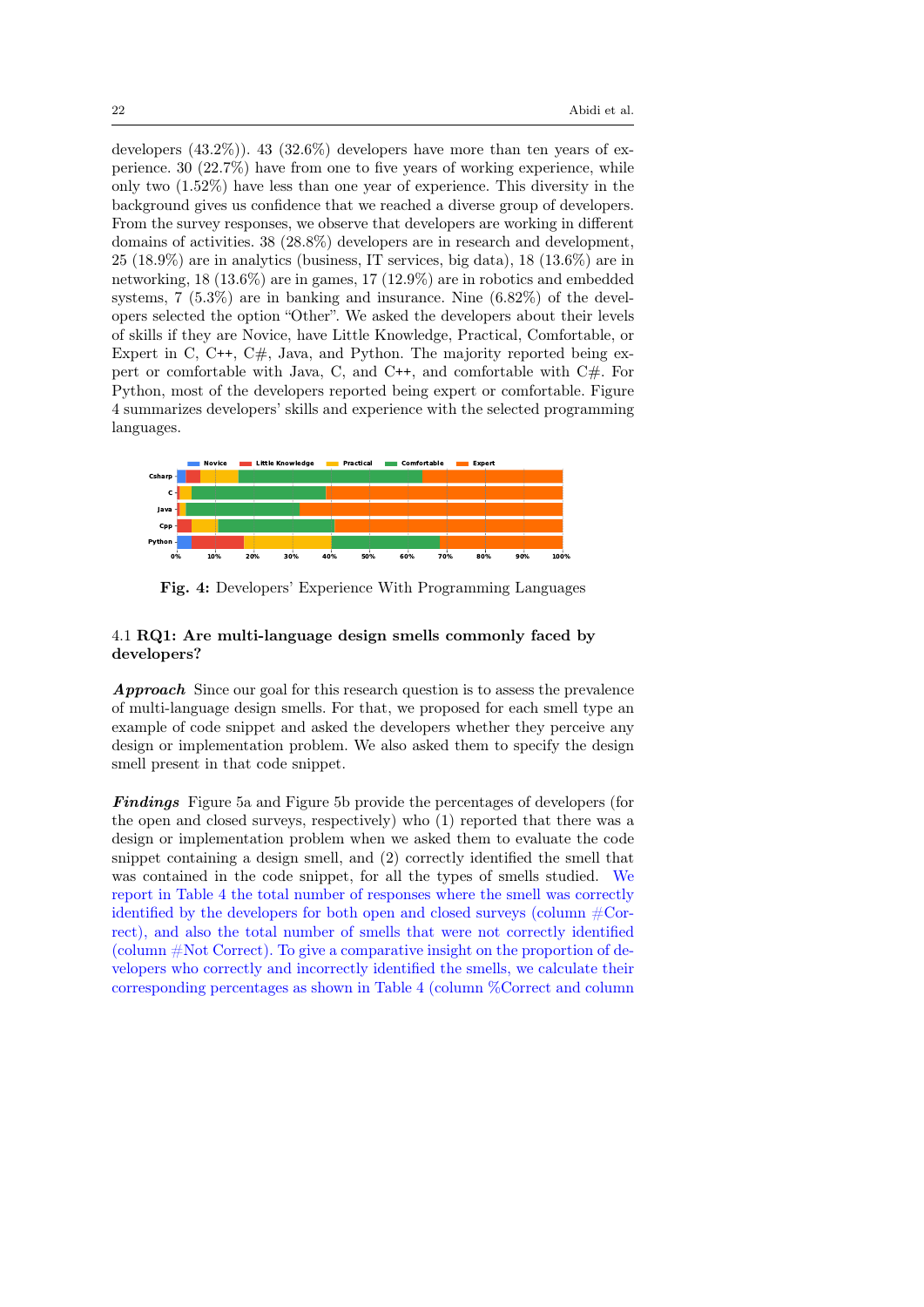developers (43.2%)). 43 (32.6%) developers have more than ten years of experience. 30 (22.7%) have from one to five years of working experience, while only two (1.52%) have less than one year of experience. This diversity in the background gives us confidence that we reached a diverse group of developers. From the survey responses, we observe that developers are working in different domains of activities. 38 (28.8%) developers are in research and development, 25 (18.9%) are in analytics (business, IT services, big data), 18 (13.6%) are in networking, 18 (13.6%) are in games, 17 (12.9%) are in robotics and embedded systems, 7 (5.3%) are in banking and insurance. Nine (6.82%) of the developers selected the option "Other". We asked the developers about their levels of skills if they are Novice, have Little Knowledge, Practical, Comfortable, or Expert in C, C++, C#, Java, and Python. The majority reported being expert or comfortable with Java, C, and C++, and comfortable with C#. For Python, most of the developers reported being expert or comfortable. Figure 4 summarizes developers' skills and experience with the selected programming languages.

**Fig. 4:** Developers' Experience With Programming Languages

### 4.1 RQ1: Are multi-language design smells commonly faced by developers?

***Approach*** Since our goal for this research question is to assess the prevalence of multi-language design smells. For that, we proposed for each smell type an example of code snippet and asked the developers whether they perceive any design or implementation problem. We also asked them to specify the design smell present in that code snippet.

***Findings*** Figure 5a and Figure 5b provide the percentages of developers (for the open and closed surveys, respectively) who (1) reported that there was a design or implementation problem when we asked them to evaluate the code snippet containing a design smell, and (2) correctly identified the smell that was contained in the code snippet, for all the types of smells studied. We report in Table 4 the total number of responses where the smell was correctly identified by the developers for both open and closed surveys (column #Correct), and also the total number of smells that were not correctly identified (column #Not Correct). To give a comparative insight on the proportion of developers who correctly and incorrectly identified the smells, we calculate their corresponding percentages as shown in Table 4 (column %Correct and column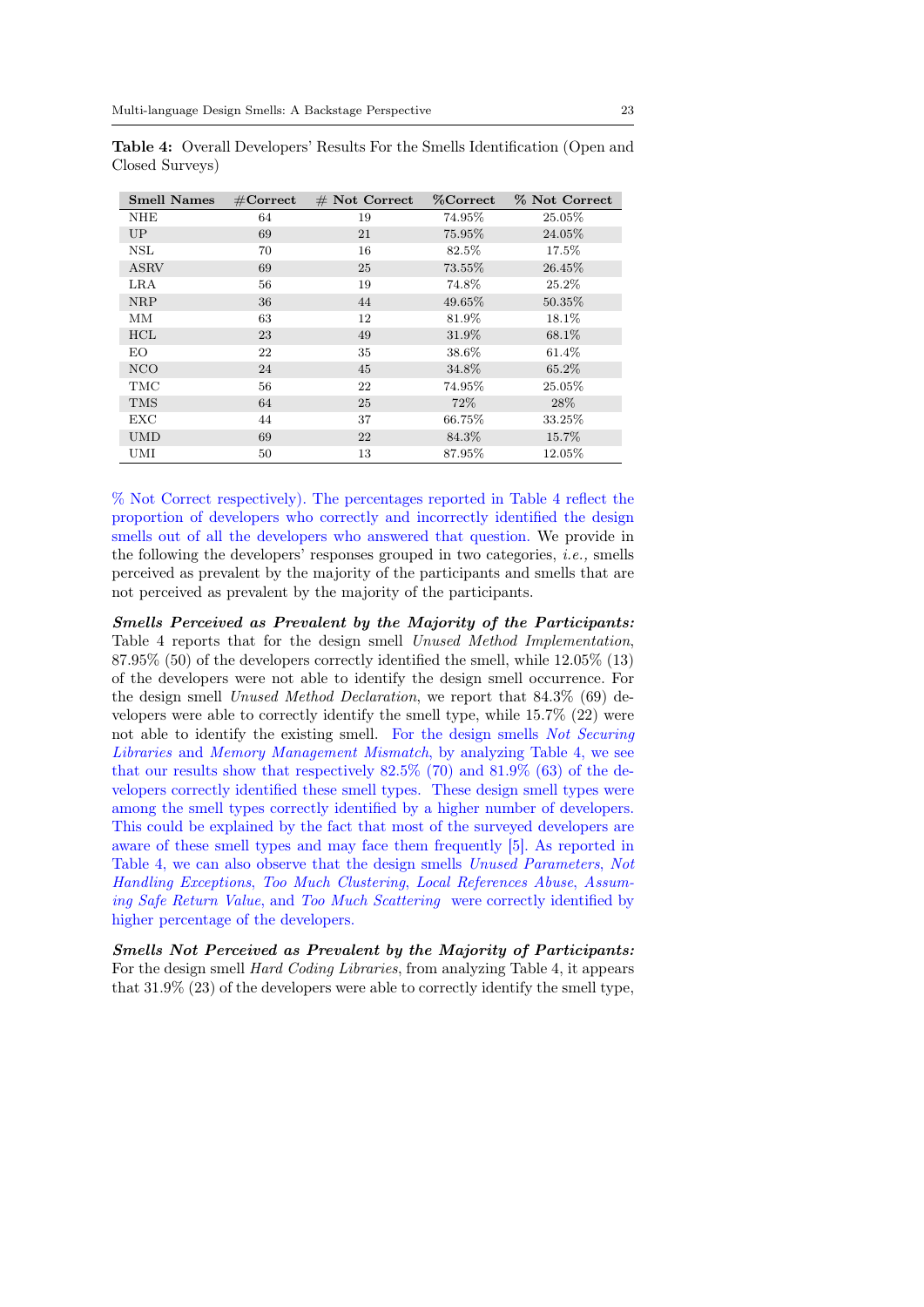**Table 4:** Overall Developers' Results For the Smells Identification (Open and Closed Surveys)

| Smell Names | #Correct | # Not Correct | %Correct | % Not Correct |
|---|---|---|---|---|
| NHE | 64 | 19 | 74.95% | 25.05% |
| UP | 69 | 21 | 75.95% | 24.05% |
| NSL | 70 | 16 | 82.5% | 17.5% |
| ASRV | 69 | 25 | 73.55% | 26.45% |
| LRA | 56 | 19 | 74.8% | 25.2% |
| NRP | 36 | 44 | 49.65% | 50.35% |
| MM | 63 | 12 | 81.9% | 18.1% |
| HCL | 23 | 49 | 31.9% | 68.1% |
| EO | 22 | 35 | 38.6% | 61.4% |
| NCO | 24 | 45 | 34.8% | 65.2% |
| TMC | 56 | 22 | 74.95% | 25.05% |
| TMS | 64 | 25 | 72% | 28% |
| EXC | 44 | 37 | 66.75% | 33.25% |
| UMD | 69 | 22 | 84.3% | 15.7% |
| UMI | 50 | 13 | 87.95% | 12.05% |

% Not Correct respectively). The percentages reported in Table 4 reflect the proportion of developers who correctly and incorrectly identified the design smells out of all the developers who answered that question. We provide in the following the developers' responses grouped in two categories, *i.e.,* smells perceived as prevalent by the majority of the participants and smells that are not perceived as prevalent by the majority of the participants.

***Smells Perceived as Prevalent by the Majority of the Participants:*** Table 4 reports that for the design smell *Unused Method Implementation*, 87.95% (50) of the developers correctly identified the smell, while 12.05% (13) of the developers were not able to identify the design smell occurrence. For the design smell *Unused Method Declaration*, we report that 84.3% (69) developers were able to correctly identify the smell type, while 15.7% (22) were not able to identify the existing smell. For the design smells *Not Securing Libraries* and *Memory Management Mismatch*, by analyzing Table 4, we see that our results show that respectively 82.5% (70) and 81.9% (63) of the developers correctly identified these smell types. These design smell types were among the smell types correctly identified by a higher number of developers. This could be explained by the fact that most of the surveyed developers are aware of these smell types and may face them frequently [5]. As reported in Table 4, we can also observe that the design smells *Unused Parameters*, *Not Handling Exceptions*, *Too Much Clustering*, *Local References Abuse*, *Assuming Safe Return Value*, and *Too Much Scattering* were correctly identified by higher percentage of the developers.

***Smells Not Perceived as Prevalent by the Majority of Participants:*** For the design smell *Hard Coding Libraries*, from analyzing Table 4, it appears that 31.9% (23) of the developers were able to correctly identify the smell type,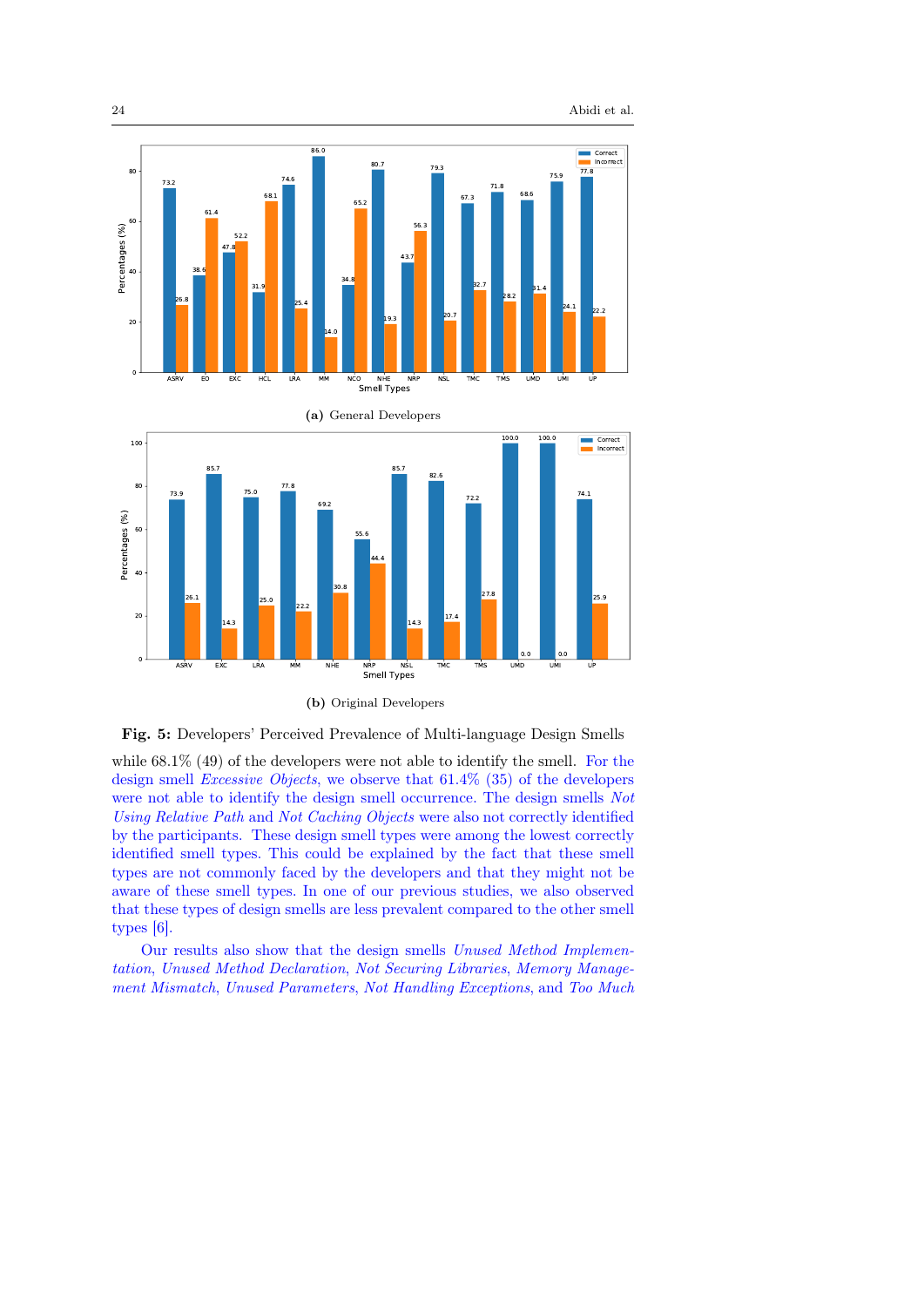**(a)** General Developers

**(b)** Original Developers

**Fig. 5:** Developers' Perceived Prevalence of Multi-language Design Smells

while 68.1% (49) of the developers were not able to identify the smell. For the design smell *Excessive Objects*, we observe that 61.4% (35) of the developers were not able to identify the design smell occurrence. The design smells *Not Using Relative Path* and *Not Caching Objects* were also not correctly identified by the participants. These design smell types were among the lowest correctly identified smell types. This could be explained by the fact that these smell types are not commonly faced by the developers and that they might not be aware of these smell types. In one of our previous studies, we also observed that these types of design smells are less prevalent compared to the other smell types [6].

Our results also show that the design smells *Unused Method Implementation*, *Unused Method Declaration*, *Not Securing Libraries*, *Memory Management Mismatch*, *Unused Parameters*, *Not Handling Exceptions*, and *Too Much*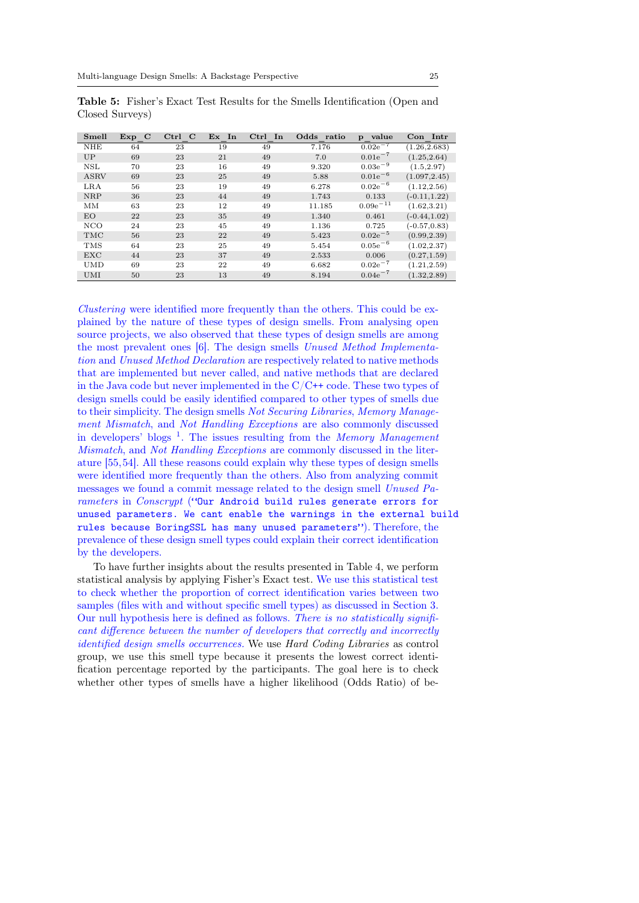**Table 5:** Fisher's Exact Test Results for the Smells Identification (Open and Closed Surveys)

| Smell | Exp_C | Ctrl_C | Ex_In | Ctrl_In | Odds_ratio | p_value | Con_Intr |
|---|---|---|---|---|---|---|---|
| NHE | 64 | 23 | 19 | 49 | 7.176 | $0.02e^{-7}$ | (1.26,2.683) |
| UP | 69 | 23 | 21 | 49 | 7.0 | $0.01e^{-7}$ | (1.25,2.64) |
| NSL | 70 | 23 | 16 | 49 | 9.320 | $0.03e^{-9}$ | (1.5,2.97) |
| ASRV | 69 | 23 | 25 | 49 | 5.88 | $0.01e^{-6}$ | (1.097,2.45) |
| LRA | 56 | 23 | 19 | 49 | 6.278 | $0.02e^{-6}$ | (1.12,2.56) |
| NRP | 36 | 23 | 44 | 49 | 1.743 | 0.133 | (-0.11,1.22) |
| MM | 63 | 23 | 12 | 49 | 11.185 | $0.09e^{-11}$ | (1.62,3.21) |
| EO | 22 | 23 | 35 | 49 | 1.340 | 0.461 | (-0.44,1.02) |
| NCO | 24 | 23 | 45 | 49 | 1.136 | 0.725 | (-0.57,0.83) |
| TMC | 56 | 23 | 22 | 49 | 5.423 | $0.02e^{-5}$ | (0.99,2.39) |
| TMS | 64 | 23 | 25 | 49 | 5.454 | $0.05e^{-6}$ | (1.02,2.37) |
| EXC | 44 | 23 | 37 | 49 | 2.533 | 0.006 | (0.27,1.59) |
| UMD | 69 | 23 | 22 | 49 | 6.682 | $0.02e^{-7}$ | (1.21,2.59) |
| UMI | 50 | 23 | 13 | 49 | 8.194 | $0.04e^{-7}$ | (1.32,2.89) |

*Clustering* were identified more frequently than the others. This could be explained by the nature of these types of design smells. From analysing open source projects, we also observed that these types of design smells are among the most prevalent ones [6]. The design smells *Unused Method Implementation* and *Unused Method Declaration* are respectively related to native methods that are implemented but never called, and native methods that are declared in the Java code but never implemented in the C/C++ code. These two types of design smells could be easily identified compared to other types of smells due to their simplicity. The design smells *Not Securing Libraries*, *Memory Management Mismatch*, and *Not Handling Exceptions* are also commonly discussed in developers' blogs [1]. The issues resulting from the *Memory Management Mismatch*, and *Not Handling Exceptions* are commonly discussed in the literature [55, 54]. All these reasons could explain why these types of design smells were identified more frequently than the others. Also from analyzing commit messages we found a commit message related to the design smell *Unused Parameters* in *Conscrypt* (`"Our Android build rules generate errors for unused parameters. We cant enable the warnings in the external build rules because BoringSSL has many unused parameters"`). Therefore, the prevalence of these design smell types could explain their correct identification by the developers.

To have further insights about the results presented in Table 4, we perform statistical analysis by applying Fisher's Exact test. We use this statistical test to check whether the proportion of correct identification varies between two samples (files with and without specific smell types) as discussed in Section 3. Our null hypothesis here is defined as follows. *There is no statistically significant difference between the number of developers that correctly and incorrectly identified design smells occurrences.* We use *Hard Coding Libraries* as control group, we use this smell type because it presents the lowest correct identification percentage reported by the participants. The goal here is to check whether other types of smells have a higher likelihood (Odds Ratio) of be-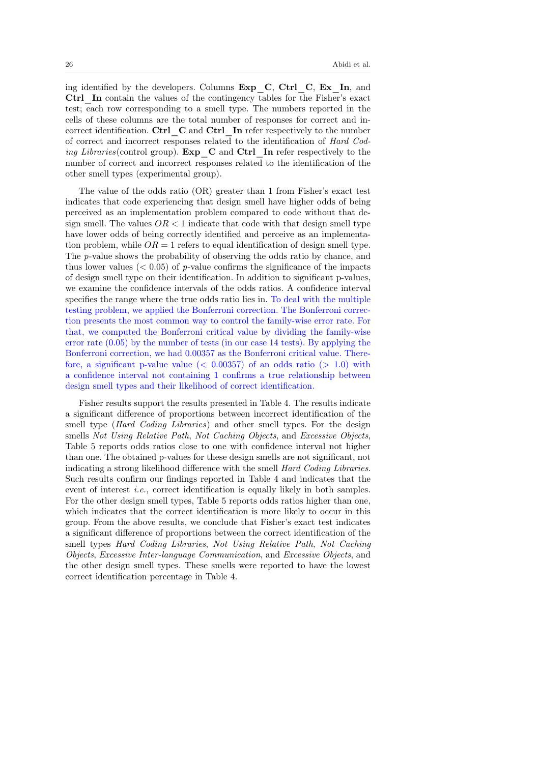ing identified by the developers. Columns **Exp_C**, **Ctrl_C**, **Ex_In**, and **Ctrl_In** contain the values of the contingency tables for the Fisher's exact test; each row corresponding to a smell type. The numbers reported in the cells of these columns are the total number of responses for correct and incorrect identification. **Ctrl_C** and **Ctrl_In** refer respectively to the number of correct and incorrect responses related to the identification of *Hard Coding Libraries*(control group). **Exp_C** and **Ctrl_In** refer respectively to the number of correct and incorrect responses related to the identification of the other smell types (experimental group).

The value of the odds ratio (OR) greater than 1 from Fisher's exact test indicates that code experiencing that design smell have higher odds of being perceived as an implementation problem compared to code without that design smell. The values $OR < 1$ indicate that code with that design smell type have lower odds of being correctly identified and perceive as an implementation problem, while $OR = 1$ refers to equal identification of design smell type. The $p$-value shows the probability of observing the odds ratio by chance, and thus lower values ($< 0.05$) of $p$-value confirms the significance of the impacts of design smell type on their identification. In addition to significant p-values, we examine the confidence intervals of the odds ratios. A confidence interval specifies the range where the true odds ratio lies in. To deal with the multiple testing problem, we applied the Bonferroni correction. The Bonferroni correction presents the most common way to control the family-wise error rate. For that, we computed the Bonferroni critical value by dividing the family-wise error rate (0.05) by the number of tests (in our case 14 tests). By applying the Bonferroni correction, we had 0.00357 as the Bonferroni critical value. Therefore, a significant p-value value ($< 0.00357$) of an odds ratio ($> 1.0$) with a confidence interval not containing 1 confirms a true relationship between design smell types and their likelihood of correct identification.

Fisher results support the results presented in Table 4. The results indicate a significant difference of proportions between incorrect identification of the smell type (*Hard Coding Libraries*) and other smell types. For the design smells *Not Using Relative Path*, *Not Caching Objects*, and *Excessive Objects*, Table 5 reports odds ratios close to one with confidence interval not higher than one. The obtained p-values for these design smells are not significant, not indicating a strong likelihood difference with the smell *Hard Coding Libraries*. Such results confirm our findings reported in Table 4 and indicates that the event of interest *i.e.,* correct identification is equally likely in both samples. For the other design smell types, Table 5 reports odds ratios higher than one, which indicates that the correct identification is more likely to occur in this group. From the above results, we conclude that Fisher's exact test indicates a significant difference of proportions between the correct identification of the smell types *Hard Coding Libraries*, *Not Using Relative Path*, *Not Caching Objects*, *Excessive Inter-language Communication*, and *Excessive Objects*, and the other design smell types. These smells were reported to have the lowest correct identification percentage in Table 4.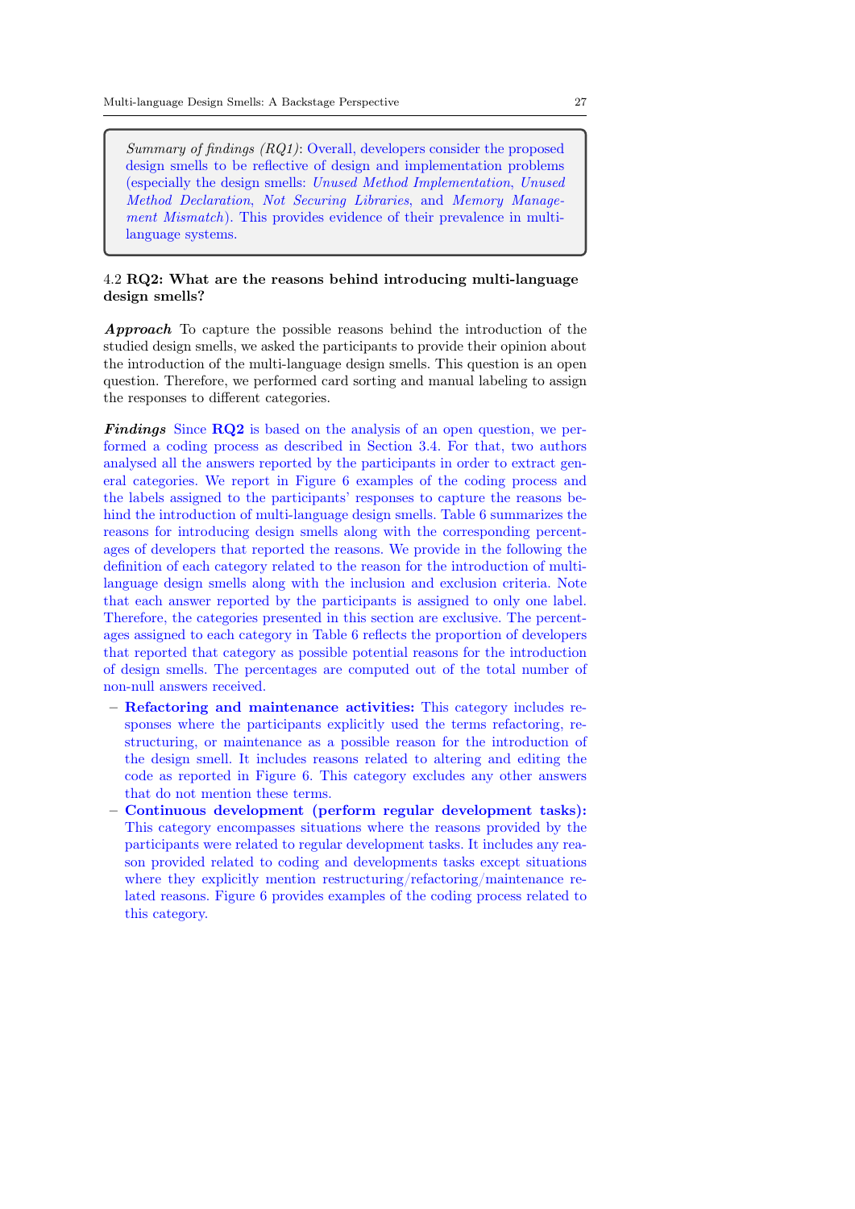> *Summary of findings (RQ1)*: Overall, developers consider the proposed design smells to be reflective of design and implementation problems (especially the design smells: *Unused Method Implementation*, *Unused Method Declaration*, *Not Securing Libraries*, and *Memory Management Mismatch*). This provides evidence of their prevalence in multi-language systems.

### 4.2 RQ2: What are the reasons behind introducing multi-language design smells?

***Approach*** To capture the possible reasons behind the introduction of the studied design smells, we asked the participants to provide their opinion about the introduction of the multi-language design smells. This question is an open question. Therefore, we performed card sorting and manual labeling to assign the responses to different categories.

***Findings*** Since **RQ2** is based on the analysis of an open question, we performed a coding process as described in Section 3.4. For that, two authors analysed all the answers reported by the participants in order to extract general categories. We report in Figure 6 examples of the coding process and the labels assigned to the participants' responses to capture the reasons behind the introduction of multi-language design smells. Table 6 summarizes the reasons for introducing design smells along with the corresponding percentages of developers that reported the reasons. We provide in the following the definition of each category related to the reason for the introduction of multi-language design smells along with the inclusion and exclusion criteria. Note that each answer reported by the participants is assigned to only one label. Therefore, the categories presented in this section are exclusive. The percentages assigned to each category in Table 6 reflects the proportion of developers that reported that category as possible potential reasons for the introduction of design smells. The percentages are computed out of the total number of non-null answers received.

- **Refactoring and maintenance activities:** This category includes responses where the participants explicitly used the terms refactoring, restructuring, or maintenance as a possible reason for the introduction of the design smell. It includes reasons related to altering and editing the code as reported in Figure 6. This category excludes any other answers that do not mention these terms.
- **Continuous development (perform regular development tasks):** This category encompasses situations where the reasons provided by the participants were related to regular development tasks. It includes any reason provided related to coding and developments tasks except situations where they explicitly mention restructuring/refactoring/maintenance related reasons. Figure 6 provides examples of the coding process related to this category.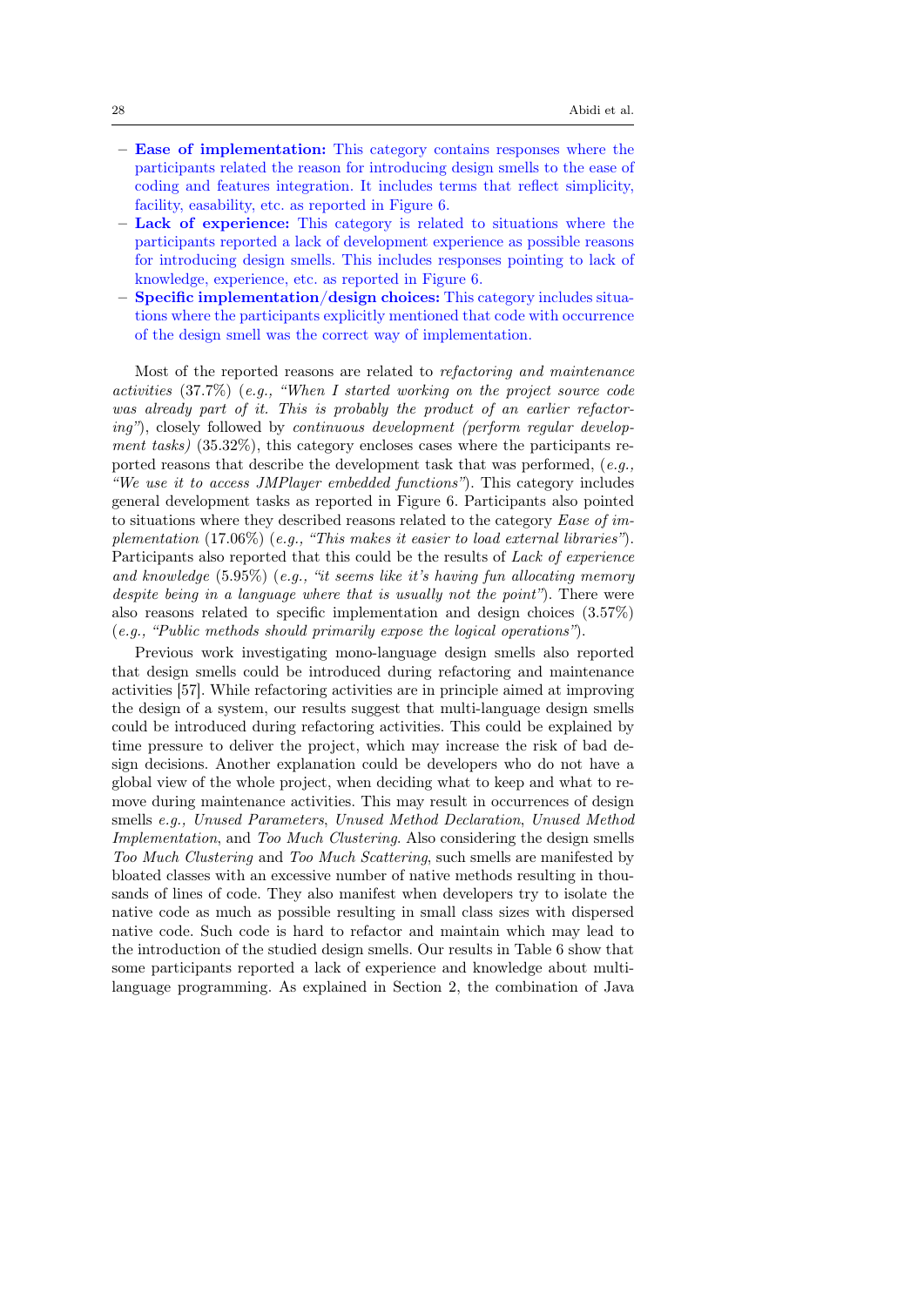- **Ease of implementation:** This category contains responses where the participants related the reason for introducing design smells to the ease of coding and features integration. It includes terms that reflect simplicity, facility, easability, etc. as reported in Figure 6.
- **Lack of experience:** This category is related to situations where the participants reported a lack of development experience as possible reasons for introducing design smells. This includes responses pointing to lack of knowledge, experience, etc. as reported in Figure 6.
- **Specific implementation/design choices:** This category includes situations where the participants explicitly mentioned that code with occurrence of the design smell was the correct way of implementation.

Most of the reported reasons are related to *refactoring and maintenance activities* (37.7%) (*e.g., "When I started working on the project source code was already part of it. This is probably the product of an earlier refactoring"*), closely followed by *continuous development (perform regular development tasks)* (35.32%), this category encloses cases where the participants reported reasons that describe the development task that was performed, (*e.g., "We use it to access JMPlayer embedded functions"*). This category includes general development tasks as reported in Figure 6. Participants also pointed to situations where they described reasons related to the category *Ease of implementation* (17.06%) (*e.g., "This makes it easier to load external libraries"*). Participants also reported that this could be the results of *Lack of experience and knowledge* (5.95%) (*e.g., "it seems like it's having fun allocating memory despite being in a language where that is usually not the point"*). There were also reasons related to specific implementation and design choices (3.57%) (*e.g., "Public methods should primarily expose the logical operations"*).

Previous work investigating mono-language design smells also reported that design smells could be introduced during refactoring and maintenance activities [57]. While refactoring activities are in principle aimed at improving the design of a system, our results suggest that multi-language design smells could be introduced during refactoring activities. This could be explained by time pressure to deliver the project, which may increase the risk of bad design decisions. Another explanation could be developers who do not have a global view of the whole project, when deciding what to keep and what to remove during maintenance activities. This may result in occurrences of design smells *e.g., Unused Parameters*, *Unused Method Declaration*, *Unused Method Implementation*, and *Too Much Clustering*. Also considering the design smells *Too Much Clustering* and *Too Much Scattering*, such smells are manifested by bloated classes with an excessive number of native methods resulting in thousands of lines of code. They also manifest when developers try to isolate the native code as much as possible resulting in small class sizes with dispersed native code. Such code is hard to refactor and maintain which may lead to the introduction of the studied design smells. Our results in Table 6 show that some participants reported a lack of experience and knowledge about multi-language programming. As explained in Section 2, the combination of Java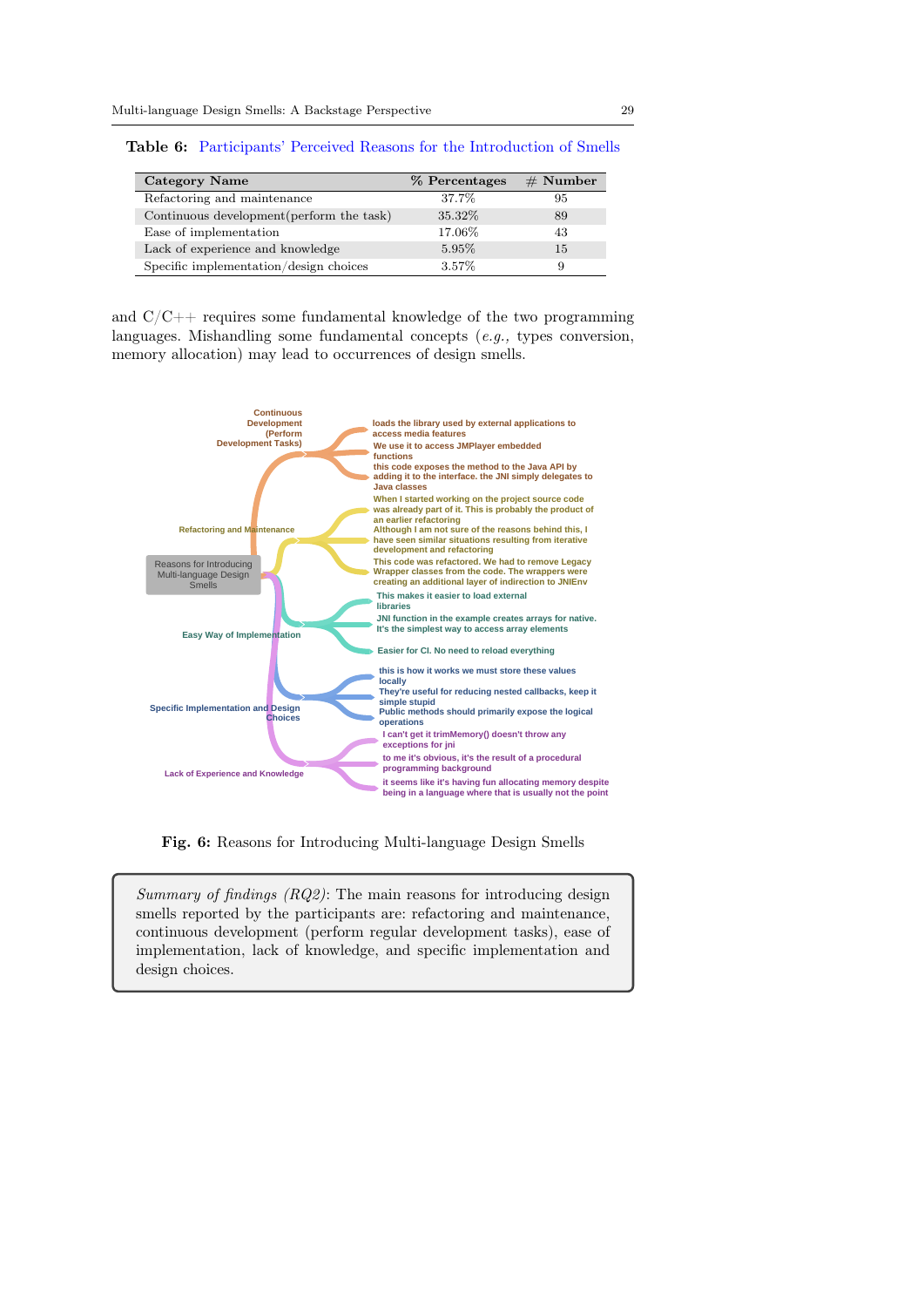**Table 6:** Participants' Perceived Reasons for the Introduction of Smells

| Category Name | % Percentages | # Number |
|---|---|---|
| Refactoring and maintenance | 37.7% | 95 |
| Continuous development(perform the task) | 35.32% | 89 |
| Ease of implementation | 17.06% | 43 |
| Lack of experience and knowledge | 5.95% | 15 |
| Specific implementation/design choices | 3.57% | 9 |

and C/C++ requires some fundamental knowledge of the two programming languages. Mishandling some fundamental concepts (*e.g.,* types conversion, memory allocation) may lead to occurrences of design smells.

Reasons for Introducing Multi-language Design Smells

- Continuous Development (Perform Development Tasks)
  - loads the library used by external applications to access media features
  - We use it to access JMPlayer embedded functions
  - this code exposes the method to the Java API by adding it to the interface. the JNI simply delegates to Java classes
- Refactoring and Maintenance
  - When I started working on the project source code was already part of it. This is probably the product of an earlier refactoring
  - Although I am not sure of the reasons behind this, I have seen similar situations resulting from iterative development and refactoring
  - This code was refactored. We had to remove Legacy Wrapper classes from the code. The wrappers were creating an additional layer of indirection to JNIEnv
- Easy Way of Implementation
  - This makes it easier to load external libraries
  - JNI function in the example creates arrays for native. It's the simplest way to access array elements
  - Easier for CI. No need to reload everything
- Specific Implementation and Design Choices
  - this is how it works we must store these values locally
  - They're useful for reducing nested callbacks, keep it simple stupid
  - Public methods should primarily expose the logical operations
- Lack of Experience and Knowledge
  - I can't get it trimMemory() doesn't throw any exceptions for jni
  - to me it's obvious, it's the result of a procedural programming background
  - it seems like it's having fun allocating memory despite being in a language where that is usually not the point

**Fig. 6:** Reasons for Introducing Multi-language Design Smells

> *Summary of findings (RQ2)*: The main reasons for introducing design smells reported by the participants are: refactoring and maintenance, continuous development (perform regular development tasks), ease of implementation, lack of knowledge, and specific implementation and design choices.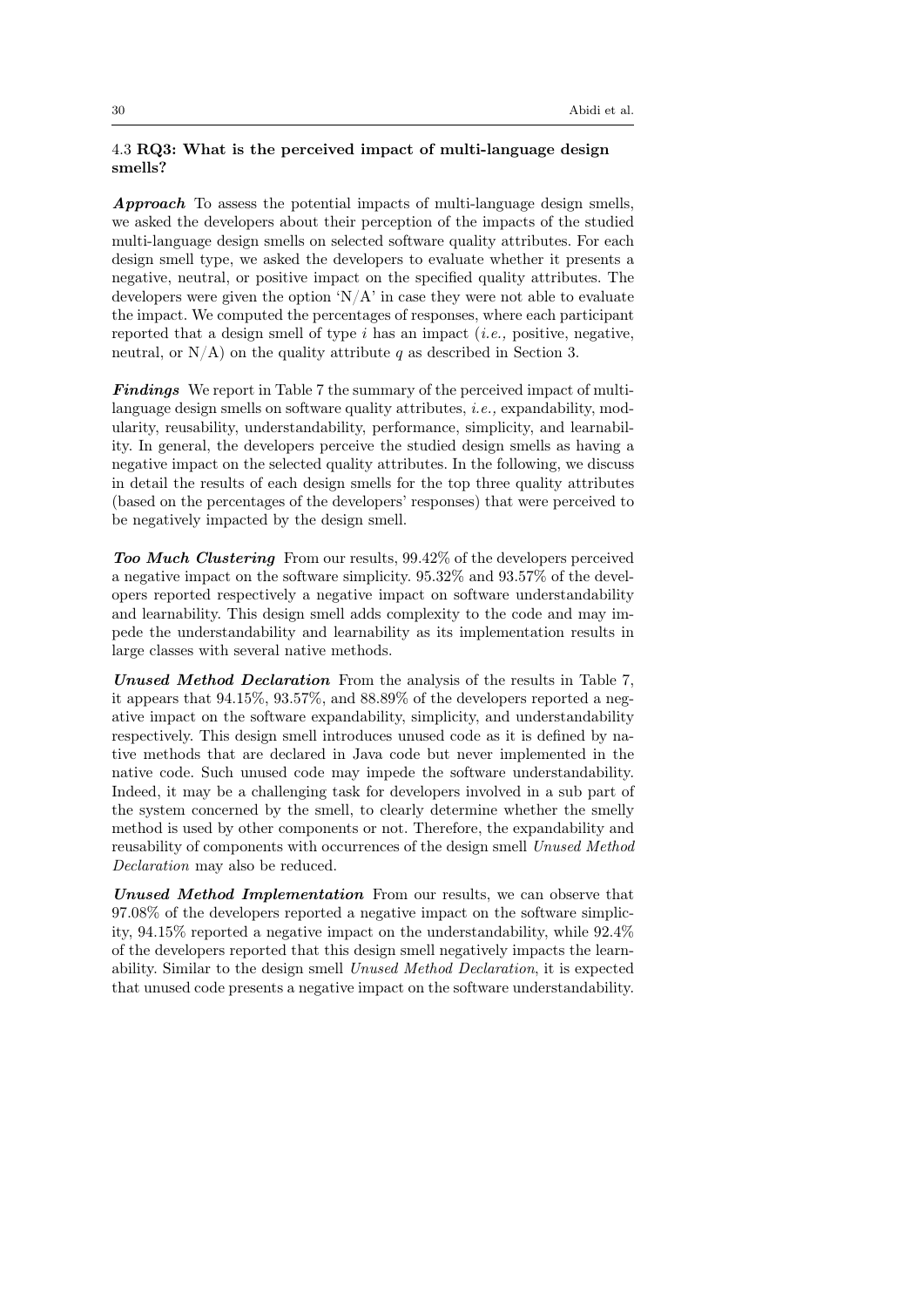### 4.3 RQ3: What is the perceived impact of multi-language design smells?

***Approach*** To assess the potential impacts of multi-language design smells, we asked the developers about their perception of the impacts of the studied multi-language design smells on selected software quality attributes. For each design smell type, we asked the developers to evaluate whether it presents a negative, neutral, or positive impact on the specified quality attributes. The developers were given the option 'N/A' in case they were not able to evaluate the impact. We computed the percentages of responses, where each participant reported that a design smell of type $i$ has an impact (*i.e.,* positive, negative, neutral, or N/A) on the quality attribute $q$ as described in Section 3.

***Findings*** We report in Table 7 the summary of the perceived impact of multi-language design smells on software quality attributes, *i.e.,* expandability, modularity, reusability, understandability, performance, simplicity, and learnability. In general, the developers perceive the studied design smells as having a negative impact on the selected quality attributes. In the following, we discuss in detail the results of each design smells for the top three quality attributes (based on the percentages of the developers' responses) that were perceived to be negatively impacted by the design smell.

***Too Much Clustering*** From our results, 99.42% of the developers perceived a negative impact on the software simplicity. 95.32% and 93.57% of the developers reported respectively a negative impact on software understandability and learnability. This design smell adds complexity to the code and may impede the understandability and learnability as its implementation results in large classes with several native methods.

***Unused Method Declaration*** From the analysis of the results in Table 7, it appears that 94.15%, 93.57%, and 88.89% of the developers reported a negative impact on the software expandability, simplicity, and understandability respectively. This design smell introduces unused code as it is defined by native methods that are declared in Java code but never implemented in the native code. Such unused code may impede the software understandability. Indeed, it may be a challenging task for developers involved in a sub part of the system concerned by the smell, to clearly determine whether the smelly method is used by other components or not. Therefore, the expandability and reusability of components with occurrences of the design smell *Unused Method Declaration* may also be reduced.

***Unused Method Implementation*** From our results, we can observe that 97.08% of the developers reported a negative impact on the software simplicity, 94.15% reported a negative impact on the understandability, while 92.4% of the developers reported that this design smell negatively impacts the learnability. Similar to the design smell *Unused Method Declaration*, it is expected that unused code presents a negative impact on the software understandability.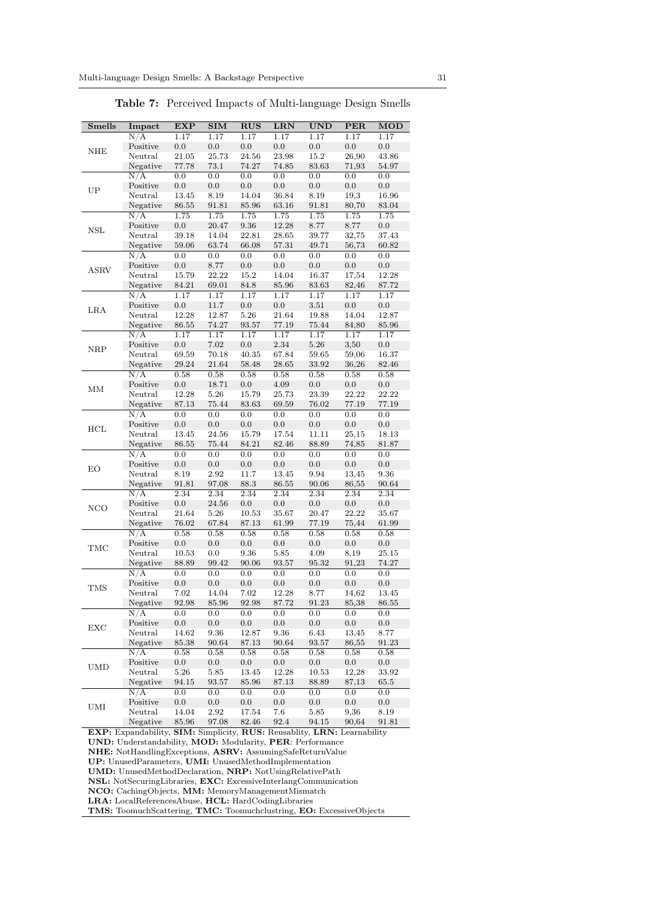**Table 7:** Perceived Impacts of Multi-language Design Smells

| Smells | Impact | EXP | SIM | RUS | LRN | UND | PER | MOD |
|---|---|---|---|---|---|---|---|---|
| NHE | N/A | 1.17 | 1.17 | 1.17 | 1.17 | 1.17 | 1.17 | 1.17 |
| | Positive | 0.0 | 0.0 | 0.0 | 0.0 | 0.0 | 0.0 | 0.0 |
| | Neutral | 21.05 | 25.73 | 24.56 | 23.98 | 15.2 | 26,90 | 43.86 |
| | Negative | 77.78 | 73.1 | 74.27 | 74.85 | 83.63 | 71,93 | 54.97 |
| UP | N/A | 0.0 | 0.0 | 0.0 | 0.0 | 0.0 | 0.0 | 0.0 |
| | Positive | 0.0 | 0.0 | 0.0 | 0.0 | 0.0 | 0.0 | 0.0 |
| | Neutral | 13.45 | 8.19 | 14.04 | 36.84 | 8.19 | 19,3 | 16.96 |
| | Negative | 86.55 | 91.81 | 85.96 | 63.16 | 91.81 | 80,70 | 83.04 |
| NSL | N/A | 1.75 | 1.75 | 1.75 | 1.75 | 1.75 | 1.75 | 1.75 |
| | Positive | 0.0 | 20.47 | 9.36 | 12.28 | 8.77 | 8.77 | 0.0 |
| | Neutral | 39.18 | 14.04 | 22.81 | 28.65 | 39.77 | 32,75 | 37.43 |
| | Negative | 59.06 | 63.74 | 66.08 | 57.31 | 49.71 | 56,73 | 60.82 |
| ASRV | N/A | 0.0 | 0.0 | 0.0 | 0.0 | 0.0 | 0.0 | 0.0 |
| | Positive | 0.0 | 8.77 | 0.0 | 0.0 | 0.0 | 0.0 | 0.0 |
| | Neutral | 15.79 | 22.22 | 15.2 | 14.04 | 16.37 | 17,54 | 12.28 |
| | Negative | 84.21 | 69.01 | 84.8 | 85.96 | 83.63 | 82,46 | 87.72 |
| LRA | N/A | 1.17 | 1.17 | 1.17 | 1.17 | 1.17 | 1.17 | 1.17 |
| | Positive | 0.0 | 11.7 | 0.0 | 0.0 | 3.51 | 0.0 | 0.0 |
| | Neutral | 12.28 | 12.87 | 5.26 | 21.64 | 19.88 | 14,04 | 12.87 |
| | Negative | 86.55 | 74.27 | 93.57 | 77.19 | 75.44 | 84,80 | 85.96 |
| NRP | N/A | 1.17 | 1.17 | 1.17 | 1.17 | 1.17 | 1.17 | 1.17 |
| | Positive | 0.0 | 7.02 | 0.0 | 2.34 | 5.26 | 3,50 | 0.0 |
| | Neutral | 69.59 | 70.18 | 40.35 | 67.84 | 59.65 | 59,06 | 16.37 |
| | Negative | 29.24 | 21.64 | 58.48 | 28.65 | 33.92 | 36,26 | 82.46 |
| MM | N/A | 0.58 | 0.58 | 0.58 | 0.58 | 0.58 | 0.58 | 0.58 |
| | Positive | 0.0 | 18.71 | 0.0 | 4.09 | 0.0 | 0.0 | 0.0 |
| | Neutral | 12.28 | 5.26 | 15.79 | 25.73 | 23.39 | 22.22 | 22.22 |
| | Negative | 87.13 | 75.44 | 83.63 | 69.59 | 76.02 | 77.19 | 77.19 |
| HCL | N/A | 0.0 | 0.0 | 0.0 | 0.0 | 0.0 | 0.0 | 0.0 |
| | Positive | 0.0 | 0.0 | 0.0 | 0.0 | 0.0 | 0.0 | 0.0 |
| | Neutral | 13.45 | 24.56 | 15.79 | 17.54 | 11.11 | 25,15 | 18.13 |
| | Negative | 86.55 | 75.44 | 84.21 | 82.46 | 88.89 | 74,85 | 81.87 |
| EO | N/A | 0.0 | 0.0 | 0.0 | 0.0 | 0.0 | 0.0 | 0.0 |
| | Positive | 0.0 | 0.0 | 0.0 | 0.0 | 0.0 | 0.0 | 0.0 |
| | Neutral | 8.19 | 2.92 | 11.7 | 13.45 | 9.94 | 13,45 | 9.36 |
| | Negative | 91.81 | 97.08 | 88.3 | 86.55 | 90.06 | 86,55 | 90.64 |
| NCO | N/A | 2.34 | 2.34 | 2.34 | 2.34 | 2.34 | 2.34 | 2.34 |
| | Positive | 0.0 | 24.56 | 0.0 | 0.0 | 0.0 | 0.0 | 0.0 |
| | Neutral | 21.64 | 5.26 | 10.53 | 35.67 | 20.47 | 22.22 | 35.67 |
| | Negative | 76.02 | 67.84 | 87.13 | 61.99 | 77.19 | 75,44 | 61.99 |
| TMC | N/A | 0.58 | 0.58 | 0.58 | 0.58 | 0.58 | 0.58 | 0.58 |
| | Positive | 0.0 | 0.0 | 0.0 | 0.0 | 0.0 | 0.0 | 0.0 |
| | Neutral | 10.53 | 0.0 | 9.36 | 5.85 | 4.09 | 8,19 | 25.15 |
| | Negative | 88.89 | 99.42 | 90.06 | 93.57 | 95.32 | 91,23 | 74.27 |
| TMS | N/A | 0.0 | 0.0 | 0.0 | 0.0 | 0.0 | 0.0 | 0.0 |
| | Positive | 0.0 | 0.0 | 0.0 | 0.0 | 0.0 | 0.0 | 0.0 |
| | Neutral | 7.02 | 14.04 | 7.02 | 12.28 | 8.77 | 14,62 | 13.45 |
| | Negative | 92.98 | 85.96 | 92.98 | 87.72 | 91.23 | 85,38 | 86.55 |
| EXC | N/A | 0.0 | 0.0 | 0.0 | 0.0 | 0.0 | 0.0 | 0.0 |
| | Positive | 0.0 | 0.0 | 0.0 | 0.0 | 0.0 | 0.0 | 0.0 |
| | Neutral | 14.62 | 9.36 | 12.87 | 9.36 | 6.43 | 13,45 | 8.77 |
| | Negative | 85.38 | 90.64 | 87.13 | 90.64 | 93.57 | 86,55 | 91.23 |
| UMD | N/A | 0.58 | 0.58 | 0.58 | 0.58 | 0.58 | 0.58 | 0.58 |
| | Positive | 0.0 | 0.0 | 0.0 | 0.0 | 0.0 | 0.0 | 0.0 |
| | Neutral | 5.26 | 5.85 | 13.45 | 12.28 | 10.53 | 12,28 | 33.92 |
| | Negative | 94.15 | 93.57 | 85.96 | 87.13 | 88.89 | 87,13 | 65.5 |
| UMI | N/A | 0.0 | 0.0 | 0.0 | 0.0 | 0.0 | 0.0 | 0.0 |
| | Positive | 0.0 | 0.0 | 0.0 | 0.0 | 0.0 | 0.0 | 0.0 |
| | Neutral | 14.04 | 2.92 | 17.54 | 7.6 | 5.85 | 9,36 | 8.19 |
| | Negative | 85.96 | 97.08 | 82.46 | 92.4 | 94.15 | 90,64 | 91.81 |

**EXP:** Expandability, **SIM:** Simplicity, **RUS:** Reusablity, **LRN:** Learnability
**UND:** Understandability, **MOD:** Modularity, **PER**: Performance
**NHE:** NotHandlingExceptions, **ASRV:** AssumingSafeReturnValue
**UP:** UnusedParameters, **UMI:** UnusedMethodImplementation
**UMD:** UnusedMethodDeclaration, **NRP:** NotUsingRelativePath
**NSL:** NotSecuringLibraries, **EXC:** ExcessiveInterlangCommunication
**NCO:** CachingObjects, **MM:** MemoryManagementMismatch
**LRA:** LocalReferencesAbuse, **HCL:** HardCodingLibraries
**TMS:** ToomuchScattering, **TMC:** Toomuchclustring, **EO:** ExcessiveObjects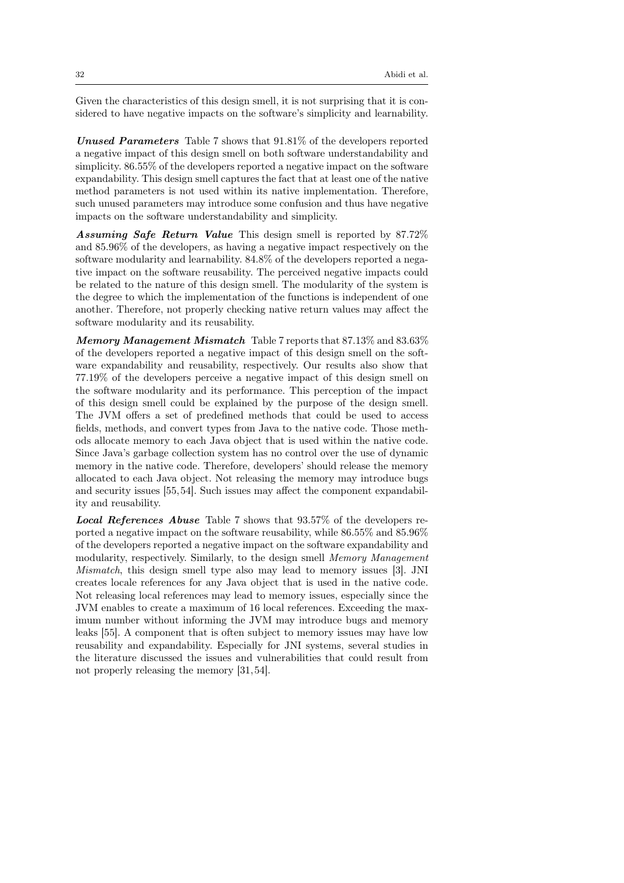Given the characteristics of this design smell, it is not surprising that it is considered to have negative impacts on the software's simplicity and learnability.

***Unused Parameters*** Table 7 shows that 91.81% of the developers reported a negative impact of this design smell on both software understandability and simplicity. 86.55% of the developers reported a negative impact on the software expandability. This design smell captures the fact that at least one of the native method parameters is not used within its native implementation. Therefore, such unused parameters may introduce some confusion and thus have negative impacts on the software understandability and simplicity.

***Assuming Safe Return Value*** This design smell is reported by 87.72% and 85.96% of the developers, as having a negative impact respectively on the software modularity and learnability. 84.8% of the developers reported a negative impact on the software reusability. The perceived negative impacts could be related to the nature of this design smell. The modularity of the system is the degree to which the implementation of the functions is independent of one another. Therefore, not properly checking native return values may affect the software modularity and its reusability.

***Memory Management Mismatch*** Table 7 reports that 87.13% and 83.63% of the developers reported a negative impact of this design smell on the software expandability and reusability, respectively. Our results also show that 77.19% of the developers perceive a negative impact of this design smell on the software modularity and its performance. This perception of the impact of this design smell could be explained by the purpose of the design smell. The JVM offers a set of predefined methods that could be used to access fields, methods, and convert types from Java to the native code. Those methods allocate memory to each Java object that is used within the native code. Since Java's garbage collection system has no control over the use of dynamic memory in the native code. Therefore, developers' should release the memory allocated to each Java object. Not releasing the memory may introduce bugs and security issues [55, 54]. Such issues may affect the component expandability and reusability.

***Local References Abuse*** Table 7 shows that 93.57% of the developers reported a negative impact on the software reusability, while 86.55% and 85.96% of the developers reported a negative impact on the software expandability and modularity, respectively. Similarly, to the design smell *Memory Management Mismatch*, this design smell type also may lead to memory issues [3]. JNI creates locale references for any Java object that is used in the native code. Not releasing local references may lead to memory issues, especially since the JVM enables to create a maximum of 16 local references. Exceeding the maximum number without informing the JVM may introduce bugs and memory leaks [55]. A component that is often subject to memory issues may have low reusability and expandability. Especially for JNI systems, several studies in the literature discussed the issues and vulnerabilities that could result from not properly releasing the memory [31, 54].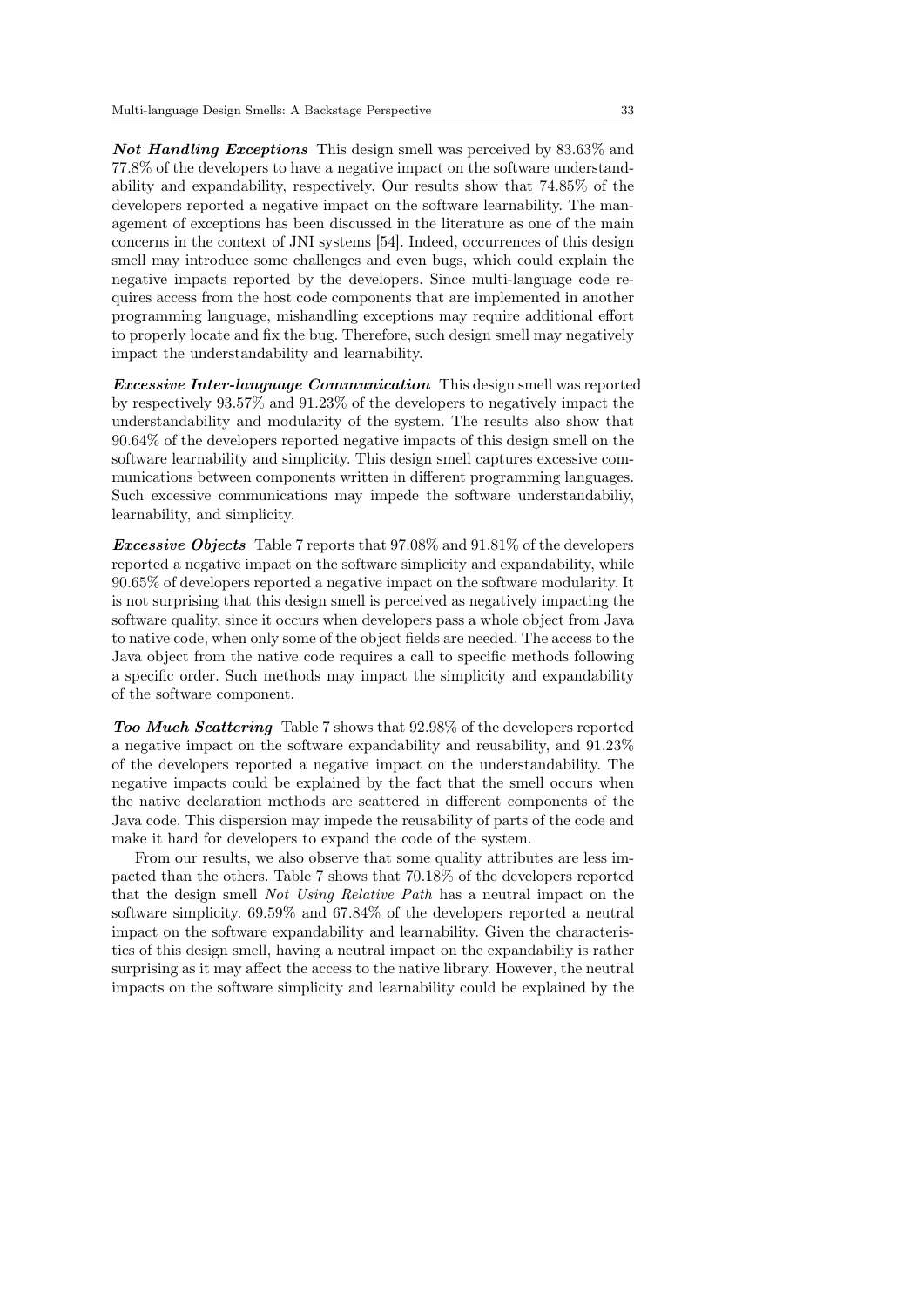***Not Handling Exceptions*** This design smell was perceived by 83.63% and 77.8% of the developers to have a negative impact on the software understandability and expandability, respectively. Our results show that 74.85% of the developers reported a negative impact on the software learnability. The management of exceptions has been discussed in the literature as one of the main concerns in the context of JNI systems [54]. Indeed, occurrences of this design smell may introduce some challenges and even bugs, which could explain the negative impacts reported by the developers. Since multi-language code requires access from the host code components that are implemented in another programming language, mishandling exceptions may require additional effort to properly locate and fix the bug. Therefore, such design smell may negatively impact the understandability and learnability.

***Excessive Inter-language Communication*** This design smell was reported by respectively 93.57% and 91.23% of the developers to negatively impact the understandability and modularity of the system. The results also show that 90.64% of the developers reported negative impacts of this design smell on the software learnability and simplicity. This design smell captures excessive communications between components written in different programming languages. Such excessive communications may impede the software understandabiliy, learnability, and simplicity.

***Excessive Objects*** Table 7 reports that 97.08% and 91.81% of the developers reported a negative impact on the software simplicity and expandability, while 90.65% of developers reported a negative impact on the software modularity. It is not surprising that this design smell is perceived as negatively impacting the software quality, since it occurs when developers pass a whole object from Java to native code, when only some of the object fields are needed. The access to the Java object from the native code requires a call to specific methods following a specific order. Such methods may impact the simplicity and expandability of the software component.

***Too Much Scattering*** Table 7 shows that 92.98% of the developers reported a negative impact on the software expandability and reusability, and 91.23% of the developers reported a negative impact on the understandability. The negative impacts could be explained by the fact that the smell occurs when the native declaration methods are scattered in different components of the Java code. This dispersion may impede the reusability of parts of the code and make it hard for developers to expand the code of the system.

From our results, we also observe that some quality attributes are less impacted than the others. Table 7 shows that 70.18% of the developers reported that the design smell *Not Using Relative Path* has a neutral impact on the software simplicity. 69.59% and 67.84% of the developers reported a neutral impact on the software expandability and learnability. Given the characteristics of this design smell, having a neutral impact on the expandabiliy is rather surprising as it may affect the access to the native library. However, the neutral impacts on the software simplicity and learnability could be explained by the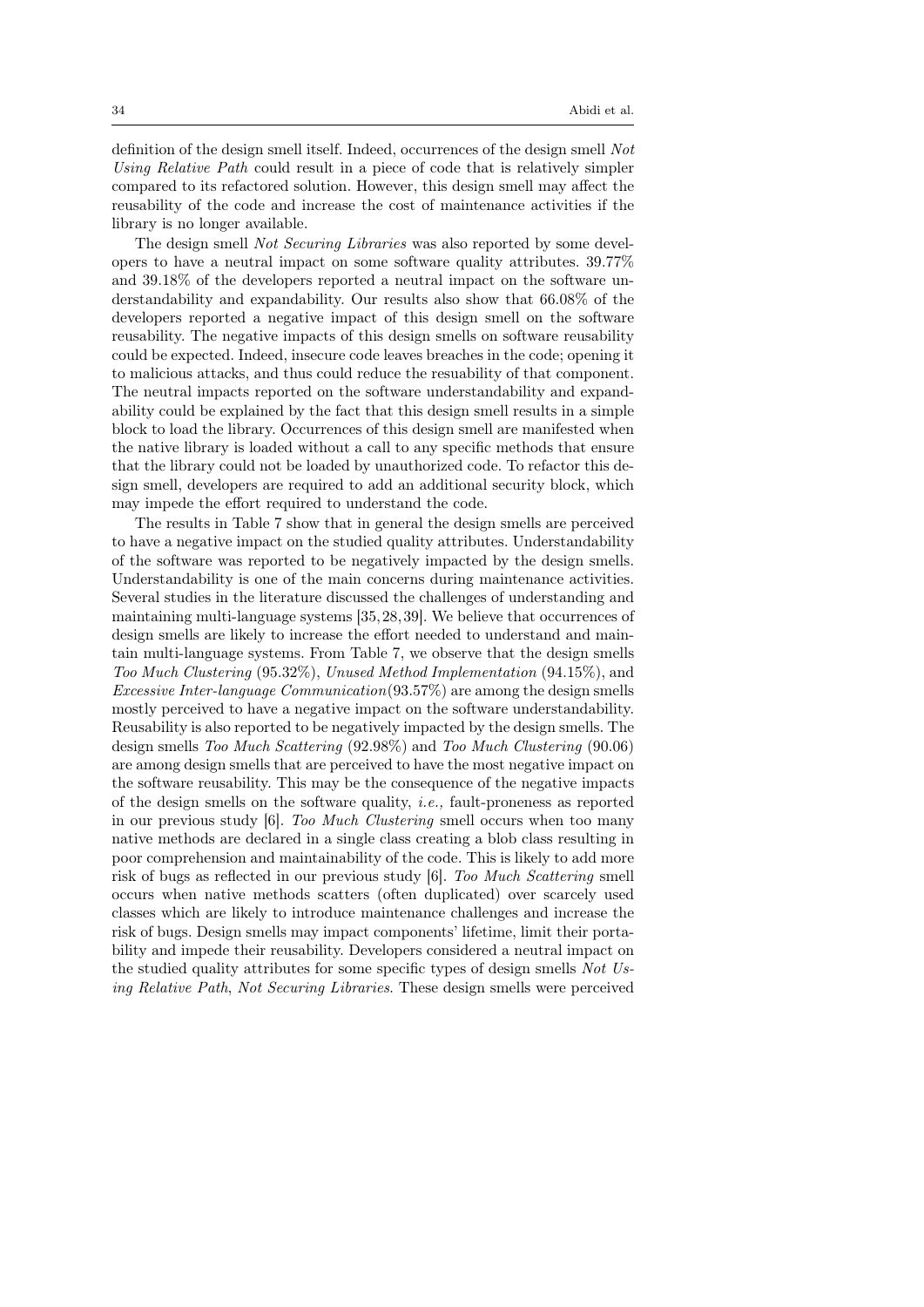definition of the design smell itself. Indeed, occurrences of the design smell *Not Using Relative Path* could result in a piece of code that is relatively simpler compared to its refactored solution. However, this design smell may affect the reusability of the code and increase the cost of maintenance activities if the library is no longer available.

The design smell *Not Securing Libraries* was also reported by some developers to have a neutral impact on some software quality attributes. 39.77% and 39.18% of the developers reported a neutral impact on the software understandability and expandability. Our results also show that 66.08% of the developers reported a negative impact of this design smell on the software reusability. The negative impacts of this design smells on software reusability could be expected. Indeed, insecure code leaves breaches in the code; opening it to malicious attacks, and thus could reduce the resuability of that component. The neutral impacts reported on the software understandability and expandability could be explained by the fact that this design smell results in a simple block to load the library. Occurrences of this design smell are manifested when the native library is loaded without a call to any specific methods that ensure that the library could not be loaded by unauthorized code. To refactor this design smell, developers are required to add an additional security block, which may impede the effort required to understand the code.

The results in Table 7 show that in general the design smells are perceived to have a negative impact on the studied quality attributes. Understandability of the software was reported to be negatively impacted by the design smells. Understandability is one of the main concerns during maintenance activities. Several studies in the literature discussed the challenges of understanding and maintaining multi-language systems [35, 28, 39]. We believe that occurrences of design smells are likely to increase the effort needed to understand and maintain multi-language systems. From Table 7, we observe that the design smells *Too Much Clustering* (95.32%), *Unused Method Implementation* (94.15%), and *Excessive Inter-language Communication*(93.57%) are among the design smells mostly perceived to have a negative impact on the software understandability. Reusability is also reported to be negatively impacted by the design smells. The design smells *Too Much Scattering* (92.98%) and *Too Much Clustering* (90.06) are among design smells that are perceived to have the most negative impact on the software reusability. This may be the consequence of the negative impacts of the design smells on the software quality, *i.e.,* fault-proneness as reported in our previous study [6]. *Too Much Clustering* smell occurs when too many native methods are declared in a single class creating a blob class resulting in poor comprehension and maintainability of the code. This is likely to add more risk of bugs as reflected in our previous study [6]. *Too Much Scattering* smell occurs when native methods scatters (often duplicated) over scarcely used classes which are likely to introduce maintenance challenges and increase the risk of bugs. Design smells may impact components' lifetime, limit their portability and impede their reusability. Developers considered a neutral impact on the studied quality attributes for some specific types of design smells *Not Using Relative Path*, *Not Securing Libraries*. These design smells were perceived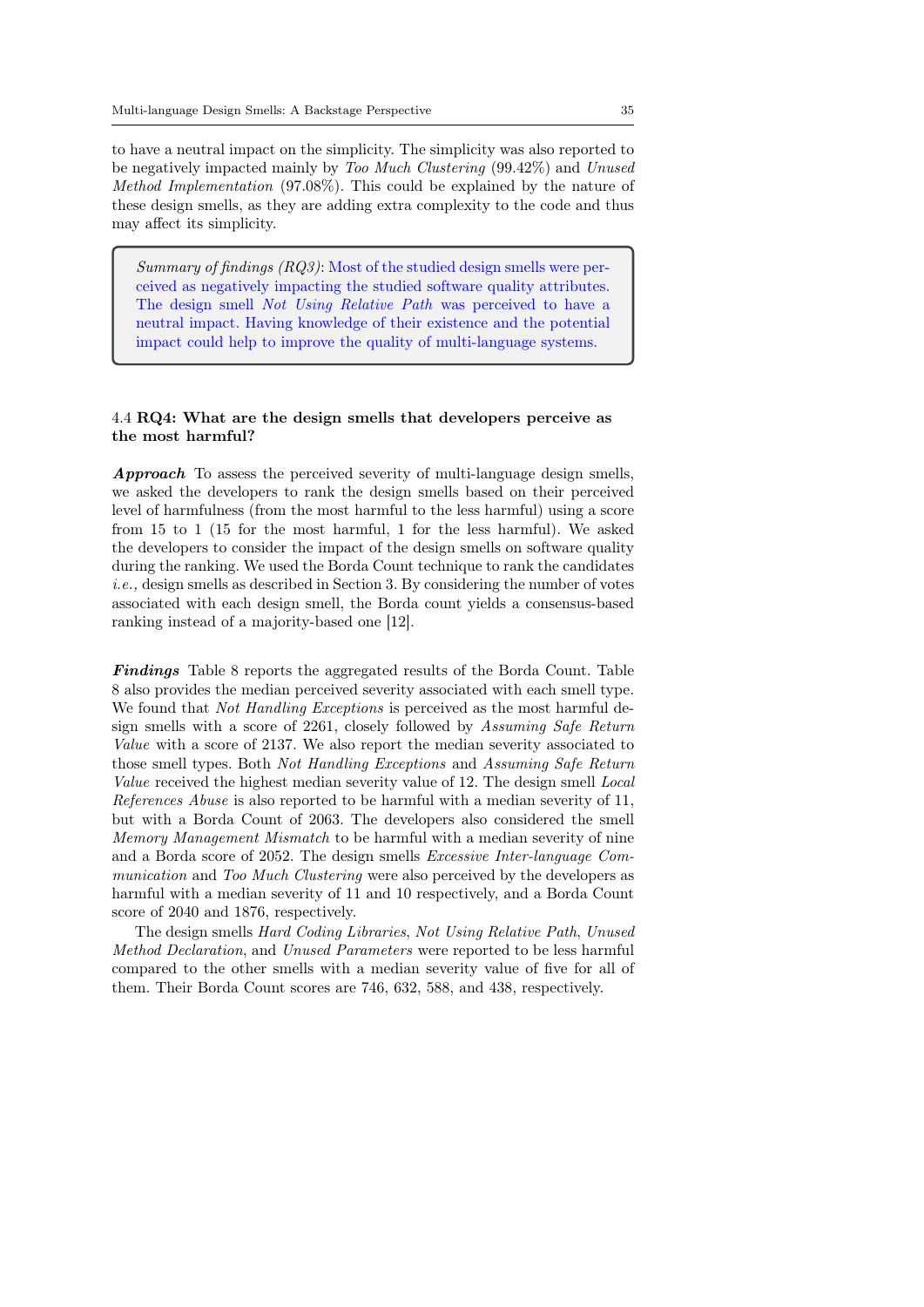to have a neutral impact on the simplicity. The simplicity was also reported to be negatively impacted mainly by *Too Much Clustering* (99.42%) and *Unused Method Implementation* (97.08%). This could be explained by the nature of these design smells, as they are adding extra complexity to the code and thus may affect its simplicity.

> *Summary of findings (RQ3)*: Most of the studied design smells were perceived as negatively impacting the studied software quality attributes. The design smell *Not Using Relative Path* was perceived to have a neutral impact. Having knowledge of their existence and the potential impact could help to improve the quality of multi-language systems.

### 4.4 RQ4: What are the design smells that developers perceive as the most harmful?

***Approach*** To assess the perceived severity of multi-language design smells, we asked the developers to rank the design smells based on their perceived level of harmfulness (from the most harmful to the less harmful) using a score from 15 to 1 (15 for the most harmful, 1 for the less harmful). We asked the developers to consider the impact of the design smells on software quality during the ranking. We used the Borda Count technique to rank the candidates *i.e.,* design smells as described in Section 3. By considering the number of votes associated with each design smell, the Borda count yields a consensus-based ranking instead of a majority-based one [12].

***Findings*** Table 8 reports the aggregated results of the Borda Count. Table 8 also provides the median perceived severity associated with each smell type. We found that *Not Handling Exceptions* is perceived as the most harmful design smells with a score of 2261, closely followed by *Assuming Safe Return Value* with a score of 2137. We also report the median severity associated to those smell types. Both *Not Handling Exceptions* and *Assuming Safe Return Value* received the highest median severity value of 12. The design smell *Local References Abuse* is also reported to be harmful with a median severity of 11, but with a Borda Count of 2063. The developers also considered the smell *Memory Management Mismatch* to be harmful with a median severity of nine and a Borda score of 2052. The design smells *Excessive Inter-language Communication* and *Too Much Clustering* were also perceived by the developers as harmful with a median severity of 11 and 10 respectively, and a Borda Count score of 2040 and 1876, respectively.

The design smells *Hard Coding Libraries*, *Not Using Relative Path*, *Unused Method Declaration*, and *Unused Parameters* were reported to be less harmful compared to the other smells with a median severity value of five for all of them. Their Borda Count scores are 746, 632, 588, and 438, respectively.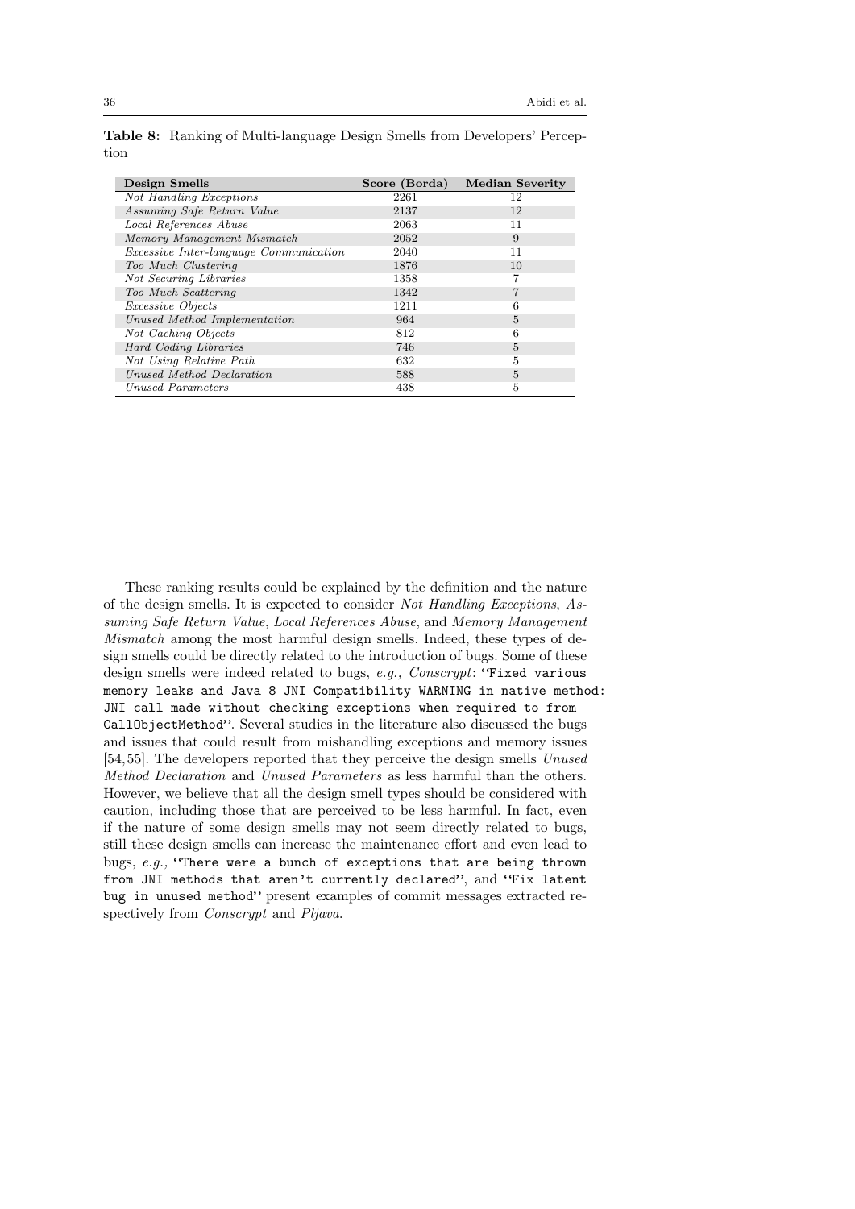**Table 8:** Ranking of Multi-language Design Smells from Developers' Perception

| Design Smells | Score (Borda) | Median Severity |
|---|---|---|
| *Not Handling Exceptions* | 2261 | 12 |
| *Assuming Safe Return Value* | 2137 | 12 |
| *Local References Abuse* | 2063 | 11 |
| *Memory Management Mismatch* | 2052 | 9 |
| *Excessive Inter-language Communication* | 2040 | 11 |
| *Too Much Clustering* | 1876 | 10 |
| *Not Securing Libraries* | 1358 | 7 |
| *Too Much Scattering* | 1342 | 7 |
| *Excessive Objects* | 1211 | 6 |
| *Unused Method Implementation* | 964 | 5 |
| *Not Caching Objects* | 812 | 6 |
| *Hard Coding Libraries* | 746 | 5 |
| *Not Using Relative Path* | 632 | 5 |
| *Unused Method Declaration* | 588 | 5 |
| *Unused Parameters* | 438 | 5 |

These ranking results could be explained by the definition and the nature of the design smells. It is expected to consider *Not Handling Exceptions*, *Assuming Safe Return Value*, *Local References Abuse*, and *Memory Management Mismatch* among the most harmful design smells. Indeed, these types of design smells could be directly related to the introduction of bugs. Some of these design smells were indeed related to bugs, *e.g., Conscrypt*: ''`Fixed various memory leaks and Java 8 JNI Compatibility WARNING in native method: JNI call made without checking exceptions when required to from CallObjectMethod`''. Several studies in the literature also discussed the bugs and issues that could result from mishandling exceptions and memory issues [54, 55]. The developers reported that they perceive the design smells *Unused Method Declaration* and *Unused Parameters* as less harmful than the others. However, we believe that all the design smell types should be considered with caution, including those that are perceived to be less harmful. In fact, even if the nature of some design smells may not seem directly related to bugs, still these design smells can increase the maintenance effort and even lead to bugs, *e.g.,* ''`There were a bunch of exceptions that are being thrown from JNI methods that aren't currently declared`'', and ''`Fix latent bug in unused method`'' present examples of commit messages extracted respectively from *Conscrypt* and *Pljava*.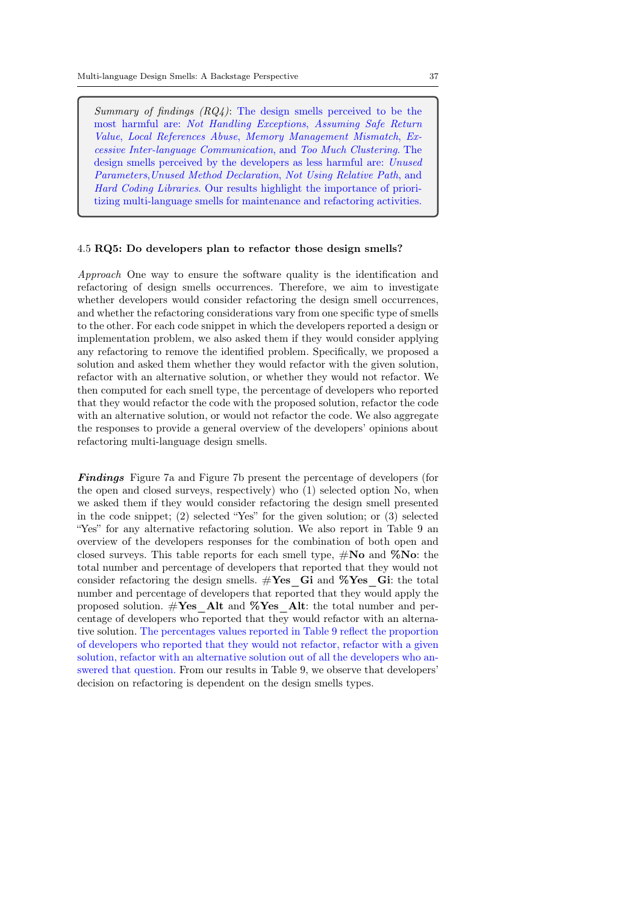> *Summary of findings (RQ4)*: The design smells perceived to be the most harmful are: *Not Handling Exceptions*, *Assuming Safe Return Value*, *Local References Abuse*, *Memory Management Mismatch*, *Excessive Inter-language Communication*, and *Too Much Clustering*. The design smells perceived by the developers as less harmful are: *Unused Parameters*,*Unused Method Declaration*, *Not Using Relative Path*, and *Hard Coding Libraries*. Our results highlight the importance of prioritizing multi-language smells for maintenance and refactoring activities.

### 4.5 RQ5: Do developers plan to refactor those design smells?

*Approach* One way to ensure the software quality is the identification and refactoring of design smells occurrences. Therefore, we aim to investigate whether developers would consider refactoring the design smell occurrences, and whether the refactoring considerations vary from one specific type of smells to the other. For each code snippet in which the developers reported a design or implementation problem, we also asked them if they would consider applying any refactoring to remove the identified problem. Specifically, we proposed a solution and asked them whether they would refactor with the given solution, refactor with an alternative solution, or whether they would not refactor. We then computed for each smell type, the percentage of developers who reported that they would refactor the code with the proposed solution, refactor the code with an alternative solution, or would not refactor the code. We also aggregate the responses to provide a general overview of the developers' opinions about refactoring multi-language design smells.

***Findings*** Figure 7a and Figure 7b present the percentage of developers (for the open and closed surveys, respectively) who (1) selected option No, when we asked them if they would consider refactoring the design smell presented in the code snippet; (2) selected "Yes" for the given solution; or (3) selected "Yes" for any alternative refactoring solution. We also report in Table 9 an overview of the developers responses for the combination of both open and closed surveys. This table reports for each smell type, **#No** and **%No**: the total number and percentage of developers that reported that they would not consider refactoring the design smells. **#Yes_Gi** and **%Yes_Gi**: the total number and percentage of developers that reported that they would apply the proposed solution. **#Yes_Alt** and **%Yes_Alt**: the total number and percentage of developers who reported that they would refactor with an alternative solution. The percentages values reported in Table 9 reflect the proportion of developers who reported that they would not refactor, refactor with a given solution, refactor with an alternative solution out of all the developers who answered that question. From our results in Table 9, we observe that developers' decision on refactoring is dependent on the design smells types.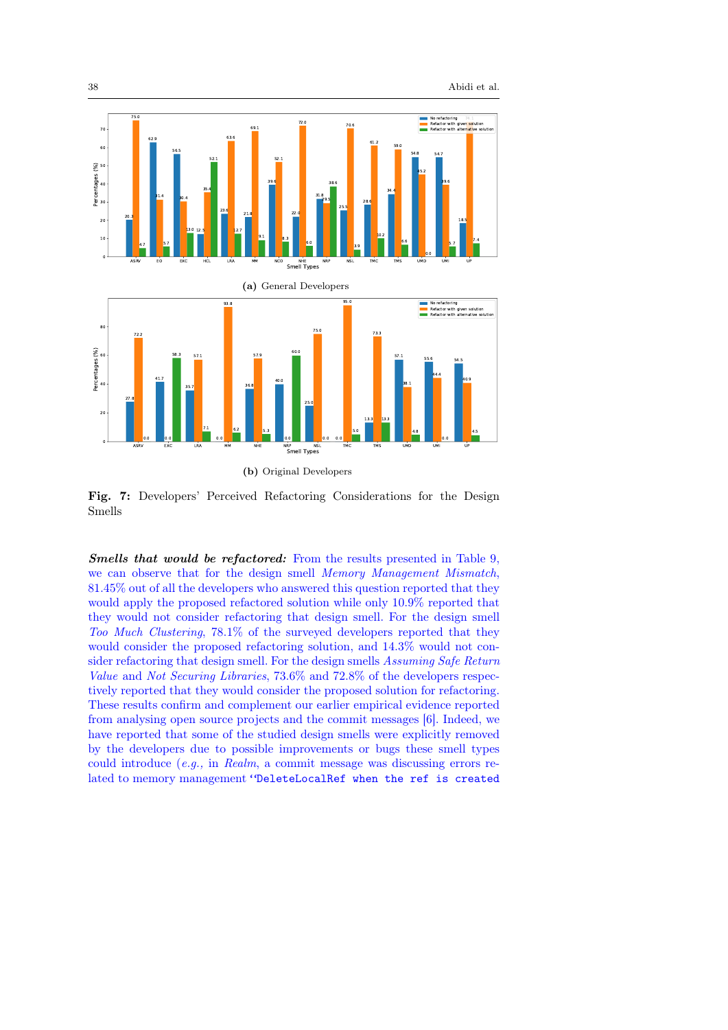(a) General Developers

(b) Original Developers

**Fig. 7:** Developers' Perceived Refactoring Considerations for the Design Smells

***Smells that would be refactored:*** From the results presented in Table 9, we can observe that for the design smell *Memory Management Mismatch*, 81.45% out of all the developers who answered this question reported that they would apply the proposed refactored solution while only 10.9% reported that they would not consider refactoring that design smell. For the design smell *Too Much Clustering*, 78.1% of the surveyed developers reported that they would consider the proposed refactoring solution, and 14.3% would not consider refactoring that design smell. For the design smells *Assuming Safe Return Value* and *Not Securing Libraries*, 73.6% and 72.8% of the developers respectively reported that they would consider the proposed solution for refactoring. These results confirm and complement our earlier empirical evidence reported from analysing open source projects and the commit messages [6]. Indeed, we have reported that some of the studied design smells were explicitly removed by the developers due to possible improvements or bugs these smell types could introduce (*e.g.*, in *Realm*, a commit message was discussing errors related to memory management "`DeleteLocalRef when the ref is created`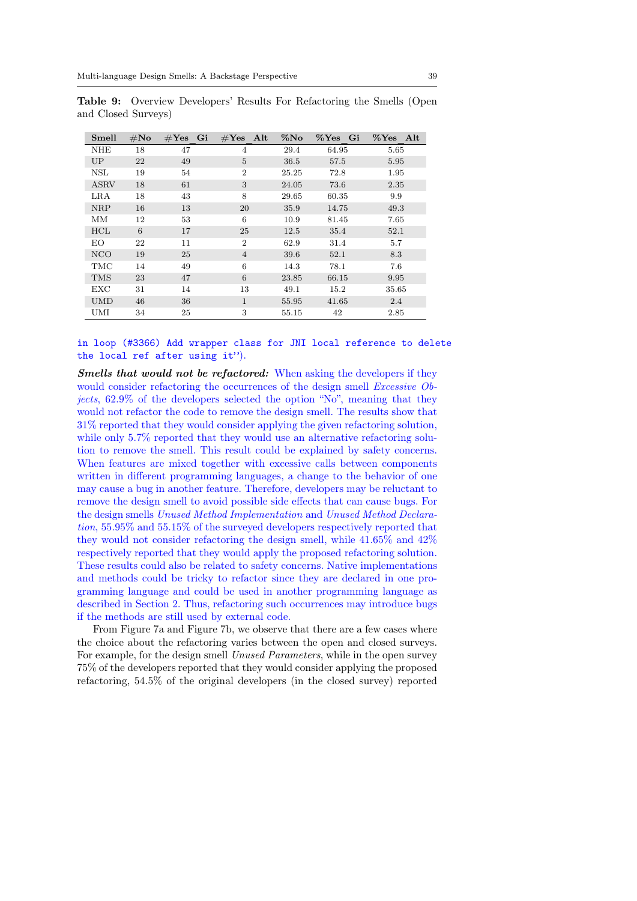**Table 9:** Overview Developers' Results For Refactoring the Smells (Open and Closed Surveys)

| Smell | #No | #Yes_Gi | #Yes_Alt | %No | %Yes_Gi | %Yes_Alt |
|---|---|---|---|---|---|---|
| NHE | 18 | 47 | 4 | 29.4 | 64.95 | 5.65 |
| UP | 22 | 49 | 5 | 36.5 | 57.5 | 5.95 |
| NSL | 19 | 54 | 2 | 25.25 | 72.8 | 1.95 |
| ASRV | 18 | 61 | 3 | 24.05 | 73.6 | 2.35 |
| LRA | 18 | 43 | 8 | 29.65 | 60.35 | 9.9 |
| NRP | 16 | 13 | 20 | 35.9 | 14.75 | 49.3 |
| MM | 12 | 53 | 6 | 10.9 | 81.45 | 7.65 |
| HCL | 6 | 17 | 25 | 12.5 | 35.4 | 52.1 |
| EO | 22 | 11 | 2 | 62.9 | 31.4 | 5.7 |
| NCO | 19 | 25 | 4 | 39.6 | 52.1 | 8.3 |
| TMC | 14 | 49 | 6 | 14.3 | 78.1 | 7.6 |
| TMS | 23 | 47 | 6 | 23.85 | 66.15 | 9.95 |
| EXC | 31 | 14 | 13 | 49.1 | 15.2 | 35.65 |
| UMD | 46 | 36 | 1 | 55.95 | 41.65 | 2.4 |
| UMI | 34 | 25 | 3 | 55.15 | 42 | 2.85 |

`in loop (#3366) Add wrapper class for JNI local reference to delete the local ref after using it”`).

***Smells that would not be refactored:*** When asking the developers if they would consider refactoring the occurrences of the design smell *Excessive Objects*, 62.9% of the developers selected the option “No”, meaning that they would not refactor the code to remove the design smell. The results show that 31% reported that they would consider applying the given refactoring solution, while only 5.7% reported that they would use an alternative refactoring solution to remove the smell. This result could be explained by safety concerns. When features are mixed together with excessive calls between components written in different programming languages, a change to the behavior of one may cause a bug in another feature. Therefore, developers may be reluctant to remove the design smell to avoid possible side effects that can cause bugs. For the design smells *Unused Method Implementation* and *Unused Method Declaration*, 55.95% and 55.15% of the surveyed developers respectively reported that they would not consider refactoring the design smell, while 41.65% and 42% respectively reported that they would apply the proposed refactoring solution. These results could also be related to safety concerns. Native implementations and methods could be tricky to refactor since they are declared in one programming language and could be used in another programming language as described in Section 2. Thus, refactoring such occurrences may introduce bugs if the methods are still used by external code.

From Figure 7a and Figure 7b, we observe that there are a few cases where the choice about the refactoring varies between the open and closed surveys. For example, for the design smell *Unused Parameters*, while in the open survey 75% of the developers reported that they would consider applying the proposed refactoring, 54.5% of the original developers (in the closed survey) reported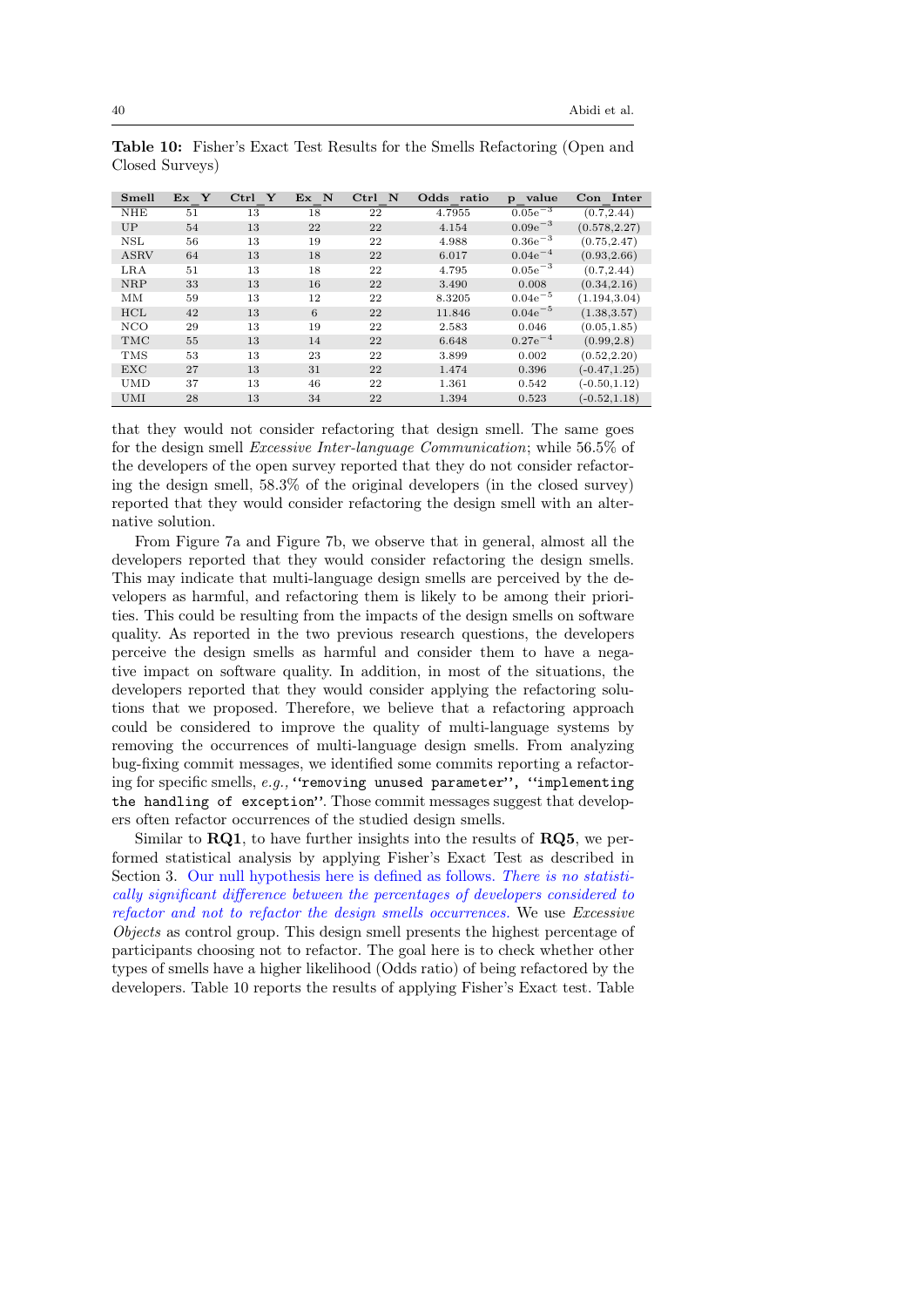**Table 10:** Fisher's Exact Test Results for the Smells Refactoring (Open and Closed Surveys)

| Smell | Ex_Y | Ctrl_Y | Ex_N | Ctrl_N | Odds_ratio | p_value | Con_Inter |
|---|---|---|---|---|---|---|---|
| NHE | 51 | 13 | 18 | 22 | 4.7955 | $0.05e^{-3}$ | (0.7,2.44) |
| UP | 54 | 13 | 22 | 22 | 4.154 | $0.09e^{-3}$ | (0.578,2.27) |
| NSL | 56 | 13 | 19 | 22 | 4.988 | $0.36e^{-3}$ | (0.75,2.47) |
| ASRV | 64 | 13 | 18 | 22 | 6.017 | $0.04e^{-4}$ | (0.93,2.66) |
| LRA | 51 | 13 | 18 | 22 | 4.795 | $0.05e^{-3}$ | (0.7,2.44) |
| NRP | 33 | 13 | 16 | 22 | 3.490 | 0.008 | (0.34,2.16) |
| MM | 59 | 13 | 12 | 22 | 8.3205 | $0.04e^{-5}$ | (1.194,3.04) |
| HCL | 42 | 13 | 6 | 22 | 11.846 | $0.04e^{-5}$ | (1.38,3.57) |
| NCO | 29 | 13 | 19 | 22 | 2.583 | 0.046 | (0.05,1.85) |
| TMC | 55 | 13 | 14 | 22 | 6.648 | $0.27e^{-4}$ | (0.99,2.8) |
| TMS | 53 | 13 | 23 | 22 | 3.899 | 0.002 | (0.52,2.20) |
| EXC | 27 | 13 | 31 | 22 | 1.474 | 0.396 | (-0.47,1.25) |
| UMD | 37 | 13 | 46 | 22 | 1.361 | 0.542 | (-0.50,1.12) |
| UMI | 28 | 13 | 34 | 22 | 1.394 | 0.523 | (-0.52,1.18) |

that they would not consider refactoring that design smell. The same goes for the design smell *Excessive Inter-language Communication*; while 56.5% of the developers of the open survey reported that they do not consider refactoring the design smell, 58.3% of the original developers (in the closed survey) reported that they would consider refactoring the design smell with an alternative solution.

From Figure 7a and Figure 7b, we observe that in general, almost all the developers reported that they would consider refactoring the design smells. This may indicate that multi-language design smells are perceived by the developers as harmful, and refactoring them is likely to be among their priorities. This could be resulting from the impacts of the design smells on software quality. As reported in the two previous research questions, the developers perceive the design smells as harmful and consider them to have a negative impact on software quality. In addition, in most of the situations, the developers reported that they would consider applying the refactoring solutions that we proposed. Therefore, we believe that a refactoring approach could be considered to improve the quality of multi-language systems by removing the occurrences of multi-language design smells. From analyzing bug-fixing commit messages, we identified some commits reporting a refactoring for specific smells, *e.g.,* `''removing unused parameter'', ''implementing the handling of exception''`. Those commit messages suggest that developers often refactor occurrences of the studied design smells.

Similar to **RQ1**, to have further insights into the results of **RQ5**, we performed statistical analysis by applying Fisher's Exact Test as described in Section 3. Our null hypothesis here is defined as follows. *There is no statistically significant difference between the percentages of developers considered to refactor and not to refactor the design smells occurrences.* We use *Excessive Objects* as control group. This design smell presents the highest percentage of participants choosing not to refactor. The goal here is to check whether other types of smells have a higher likelihood (Odds ratio) of being refactored by the developers. Table 10 reports the results of applying Fisher's Exact test. Table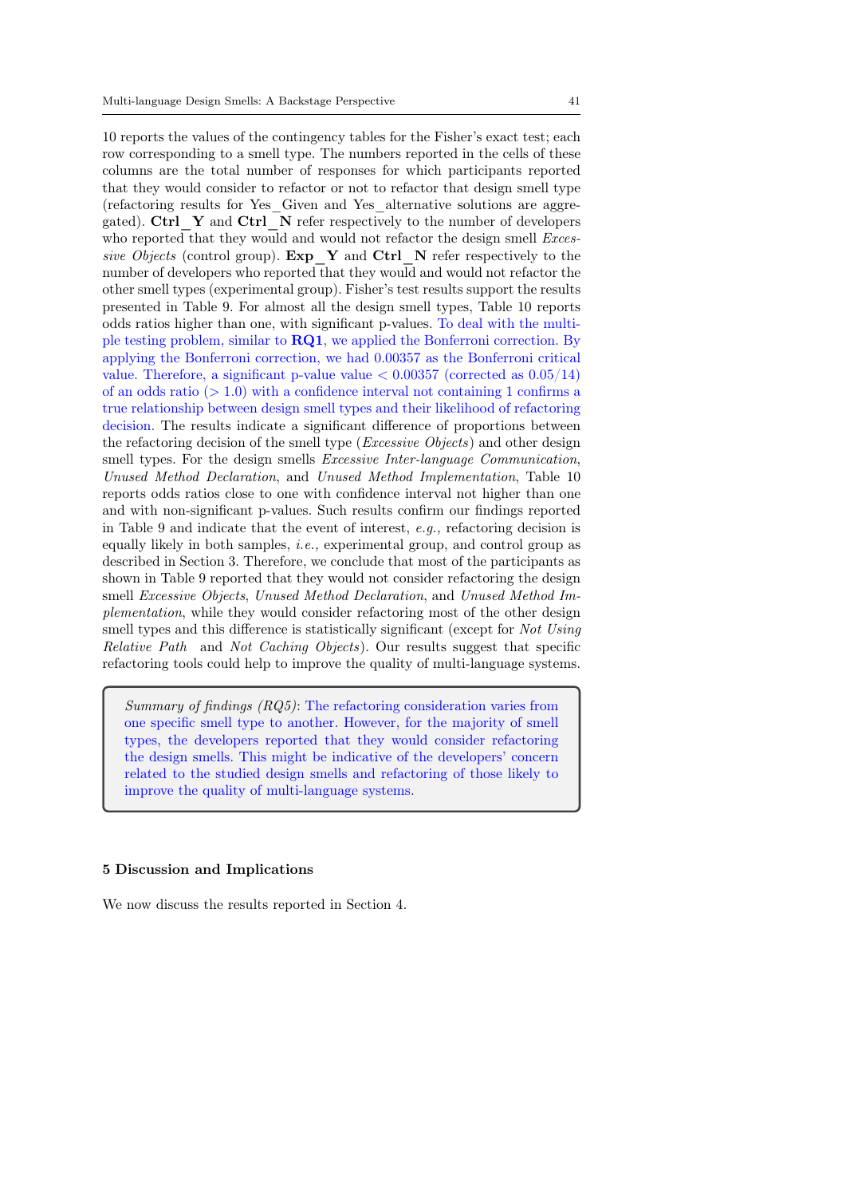10 reports the values of the contingency tables for the Fisher's exact test; each row corresponding to a smell type. The numbers reported in the cells of these columns are the total number of responses for which participants reported that they would consider to refactor or not to refactor that design smell type (refactoring results for Yes_Given and Yes_alternative solutions are aggregated). **Ctrl_Y** and **Ctrl_N** refer respectively to the number of developers who reported that they would and would not refactor the design smell *Excessive Objects* (control group). **Exp_Y** and **Ctrl_N** refer respectively to the number of developers who reported that they would and would not refactor the other smell types (experimental group). Fisher's test results support the results presented in Table 9. For almost all the design smell types, Table 10 reports odds ratios higher than one, with significant p-values. To deal with the multiple testing problem, similar to **RQ1**, we applied the Bonferroni correction. By applying the Bonferroni correction, we had 0.00357 as the Bonferroni critical value. Therefore, a significant p-value value $< 0.00357$ (corrected as $0.05/14$) of an odds ratio ($> 1.0$) with a confidence interval not containing 1 confirms a true relationship between design smell types and their likelihood of refactoring decision. The results indicate a significant difference of proportions between the refactoring decision of the smell type (*Excessive Objects*) and other design smell types. For the design smells *Excessive Inter-language Communication*, *Unused Method Declaration*, and *Unused Method Implementation*, Table 10 reports odds ratios close to one with confidence interval not higher than one and with non-significant p-values. Such results confirm our findings reported in Table 9 and indicate that the event of interest, *e.g.,* refactoring decision is equally likely in both samples, *i.e.,* experimental group, and control group as described in Section 3. Therefore, we conclude that most of the participants as shown in Table 9 reported that they would not consider refactoring the design smell *Excessive Objects*, *Unused Method Declaration*, and *Unused Method Implementation*, while they would consider refactoring most of the other design smell types and this difference is statistically significant (except for *Not Using Relative Path* and *Not Caching Objects*). Our results suggest that specific refactoring tools could help to improve the quality of multi-language systems.

> *Summary of findings (RQ5)*: The refactoring consideration varies from one specific smell type to another. However, for the majority of smell types, the developers reported that they would consider refactoring the design smells. This might be indicative of the developers' concern related to the studied design smells and refactoring of those likely to improve the quality of multi-language systems.

## 5 Discussion and Implications

We now discuss the results reported in Section 4.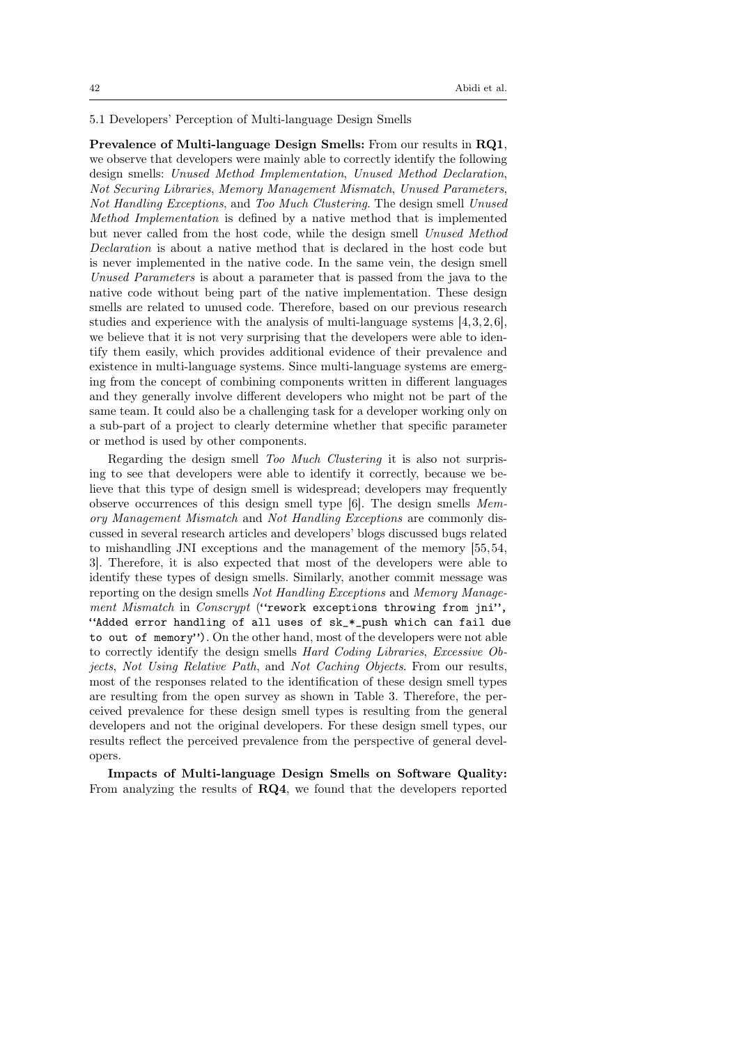### 5.1 Developers' Perception of Multi-language Design Smells

**Prevalence of Multi-language Design Smells:** From our results in **RQ1**, we observe that developers were mainly able to correctly identify the following design smells: *Unused Method Implementation*, *Unused Method Declaration*, *Not Securing Libraries*, *Memory Management Mismatch*, *Unused Parameters*, *Not Handling Exceptions*, and *Too Much Clustering*. The design smell *Unused Method Implementation* is defined by a native method that is implemented but never called from the host code, while the design smell *Unused Method Declaration* is about a native method that is declared in the host code but is never implemented in the native code. In the same vein, the design smell *Unused Parameters* is about a parameter that is passed from the java to the native code without being part of the native implementation. These design smells are related to unused code. Therefore, based on our previous research studies and experience with the analysis of multi-language systems [4, 3, 2, 6], we believe that it is not very surprising that the developers were able to identify them easily, which provides additional evidence of their prevalence and existence in multi-language systems. Since multi-language systems are emerging from the concept of combining components written in different languages and they generally involve different developers who might not be part of the same team. It could also be a challenging task for a developer working only on a sub-part of a project to clearly determine whether that specific parameter or method is used by other components.

Regarding the design smell *Too Much Clustering* it is also not surprising to see that developers were able to identify it correctly, because we believe that this type of design smell is widespread; developers may frequently observe occurrences of this design smell type [6]. The design smells *Memory Management Mismatch* and *Not Handling Exceptions* are commonly discussed in several research articles and developers' blogs discussed bugs related to mishandling JNI exceptions and the management of the memory [55, 54, 3]. Therefore, it is also expected that most of the developers were able to identify these types of design smells. Similarly, another commit message was reporting on the design smells *Not Handling Exceptions* and *Memory Management Mismatch* in *Conscrypt* (`''rework exceptions throwing from jni''`, `''Added error handling of all uses of sk_*_push which can fail due to out of memory''`). On the other hand, most of the developers were not able to correctly identify the design smells *Hard Coding Libraries*, *Excessive Objects*, *Not Using Relative Path*, and *Not Caching Objects*. From our results, most of the responses related to the identification of these design smell types are resulting from the open survey as shown in Table 3. Therefore, the perceived prevalence for these design smell types is resulting from the general developers and not the original developers. For these design smell types, our results reflect the perceived prevalence from the perspective of general developers.

**Impacts of Multi-language Design Smells on Software Quality:** From analyzing the results of **RQ4**, we found that the developers reported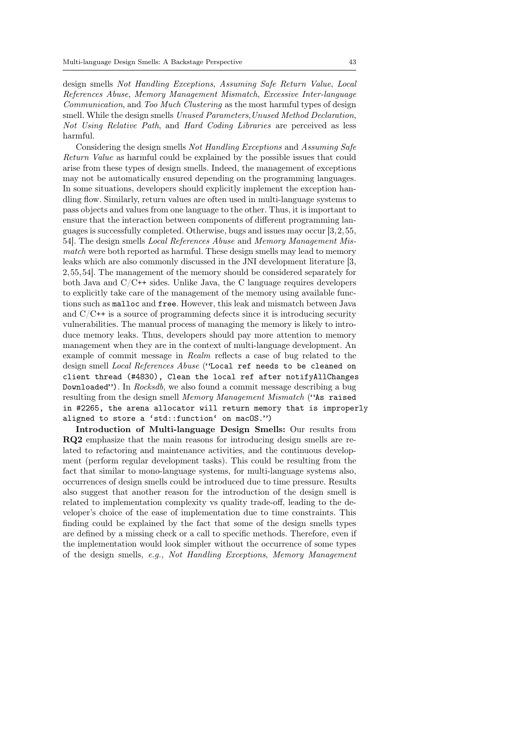design smells *Not Handling Exceptions*, *Assuming Safe Return Value*, *Local References Abuse*, *Memory Management Mismatch*, *Excessive Inter-language Communication*, and *Too Much Clustering* as the most harmful types of design smell. While the design smells *Unused Parameters*,*Unused Method Declaration*, *Not Using Relative Path*, and *Hard Coding Libraries* are perceived as less harmful.

Considering the design smells *Not Handling Exceptions* and *Assuming Safe Return Value* as harmful could be explained by the possible issues that could arise from these types of design smells. Indeed, the management of exceptions may not be automatically ensured depending on the programming languages. In some situations, developers should explicitly implement the exception handling flow. Similarly, return values are often used in multi-language systems to pass objects and values from one language to the other. Thus, it is important to ensure that the interaction between components of different programming languages is successfully completed. Otherwise, bugs and issues may occur [3, 2, 55, 54]. The design smells *Local References Abuse* and *Memory Management Mismatch* were both reported as harmful. These design smells may lead to memory leaks which are also commonly discussed in the JNI development literature [3, 2, 55, 54]. The management of the memory should be considered separately for both Java and C/C++ sides. Unlike Java, the C language requires developers to explicitly take care of the management of the memory using available functions such as `malloc` and `free`. However, this leak and mismatch between Java and C/C++ is a source of programming defects since it is introducing security vulnerabilities. The manual process of managing the memory is likely to introduce memory leaks. Thus, developers should pay more attention to memory management when they are in the context of multi-language development. An example of commit message in *Realm* reflects a case of bug related to the design smell *Local References Abuse* (``Local ref needs to be cleaned on client thread (#4830), Clean the local ref after notifyAllChanges Downloaded''). In *Rocksdb*, we also found a commit message describing a bug resulting from the design smell *Memory Management Mismatch* (``As raised in #2265, the arena allocator will return memory that is improperly aligned to store a 'std::function' on macOS.'')

**Introduction of Multi-language Design Smells:** Our results from **RQ2** emphasize that the main reasons for introducing design smells are related to refactoring and maintenance activities, and the continuous development (perform regular development tasks). This could be resulting from the fact that similar to mono-language systems, for multi-language systems also, occurrences of design smells could be introduced due to time pressure. Results also suggest that another reason for the introduction of the design smell is related to implementation complexity vs quality trade-off, leading to the developer's choice of the ease of implementation due to time constraints. This finding could be explained by the fact that some of the design smells types are defined by a missing check or a call to specific methods. Therefore, even if the implementation would look simpler without the occurrence of some types of the design smells, *e.g., Not Handling Exceptions*, *Memory Management*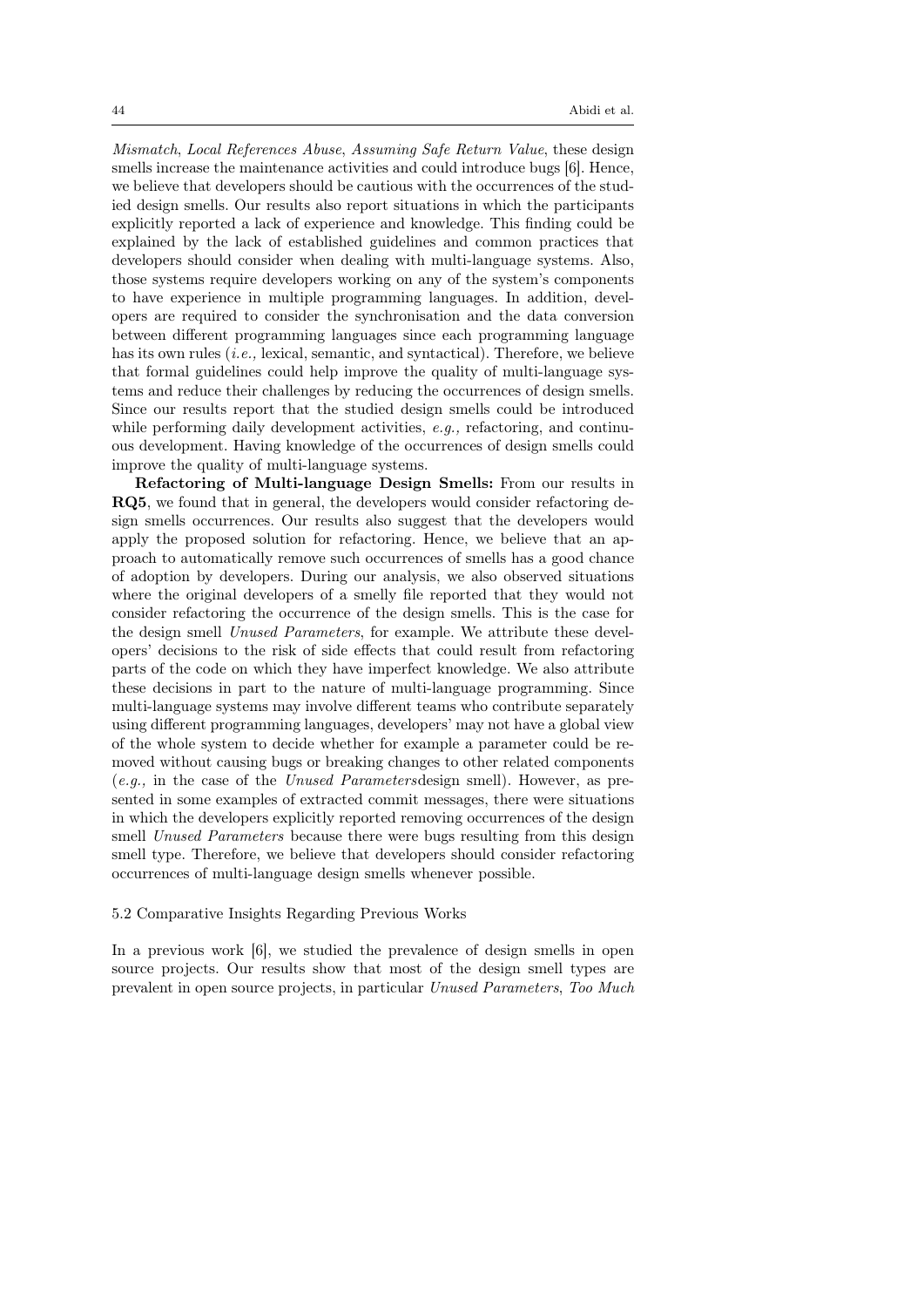*Mismatch*, *Local References Abuse*, *Assuming Safe Return Value*, these design smells increase the maintenance activities and could introduce bugs [6]. Hence, we believe that developers should be cautious with the occurrences of the studied design smells. Our results also report situations in which the participants explicitly reported a lack of experience and knowledge. This finding could be explained by the lack of established guidelines and common practices that developers should consider when dealing with multi-language systems. Also, those systems require developers working on any of the system's components to have experience in multiple programming languages. In addition, developers are required to consider the synchronisation and the data conversion between different programming languages since each programming language has its own rules (*i.e.,* lexical, semantic, and syntactical). Therefore, we believe that formal guidelines could help improve the quality of multi-language systems and reduce their challenges by reducing the occurrences of design smells. Since our results report that the studied design smells could be introduced while performing daily development activities, *e.g.,* refactoring, and continuous development. Having knowledge of the occurrences of design smells could improve the quality of multi-language systems.

**Refactoring of Multi-language Design Smells:** From our results in **RQ5**, we found that in general, the developers would consider refactoring design smells occurrences. Our results also suggest that the developers would apply the proposed solution for refactoring. Hence, we believe that an approach to automatically remove such occurrences of smells has a good chance of adoption by developers. During our analysis, we also observed situations where the original developers of a smelly file reported that they would not consider refactoring the occurrence of the design smells. This is the case for the design smell *Unused Parameters*, for example. We attribute these developers' decisions to the risk of side effects that could result from refactoring parts of the code on which they have imperfect knowledge. We also attribute these decisions in part to the nature of multi-language programming. Since multi-language systems may involve different teams who contribute separately using different programming languages, developers' may not have a global view of the whole system to decide whether for example a parameter could be removed without causing bugs or breaking changes to other related components (*e.g.,* in the case of the *Unused Parameters*design smell). However, as presented in some examples of extracted commit messages, there were situations in which the developers explicitly reported removing occurrences of the design smell *Unused Parameters* because there were bugs resulting from this design smell type. Therefore, we believe that developers should consider refactoring occurrences of multi-language design smells whenever possible.

### 5.2 Comparative Insights Regarding Previous Works

In a previous work [6], we studied the prevalence of design smells in open source projects. Our results show that most of the design smell types are prevalent in open source projects, in particular *Unused Parameters*, *Too Much*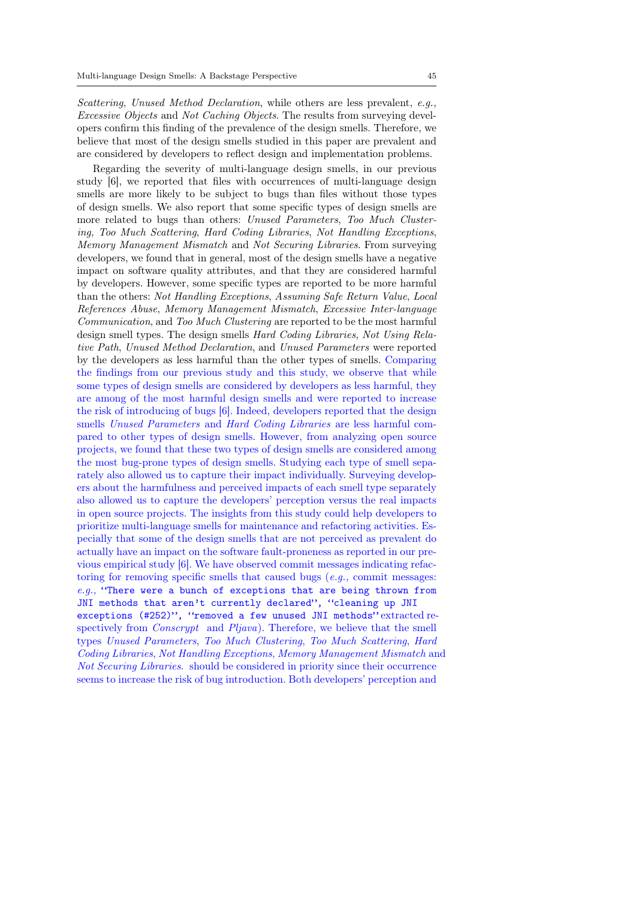*Scattering*, *Unused Method Declaration*, while others are less prevalent, *e.g., Excessive Objects* and *Not Caching Objects*. The results from surveying developers confirm this finding of the prevalence of the design smells. Therefore, we believe that most of the design smells studied in this paper are prevalent and are considered by developers to reflect design and implementation problems.

Regarding the severity of multi-language design smells, in our previous study [6], we reported that files with occurrences of multi-language design smells are more likely to be subject to bugs than files without those types of design smells. We also report that some specific types of design smells are more related to bugs than others: *Unused Parameters*, *Too Much Clustering*, *Too Much Scattering*, *Hard Coding Libraries*, *Not Handling Exceptions*, *Memory Management Mismatch* and *Not Securing Libraries*. From surveying developers, we found that in general, most of the design smells have a negative impact on software quality attributes, and that they are considered harmful by developers. However, some specific types are reported to be more harmful than the others: *Not Handling Exceptions*, *Assuming Safe Return Value*, *Local References Abuse*, *Memory Management Mismatch*, *Excessive Inter-language Communication*, and *Too Much Clustering* are reported to be the most harmful design smell types. The design smells *Hard Coding Libraries*, *Not Using Relative Path*, *Unused Method Declaration*, and *Unused Parameters* were reported by the developers as less harmful than the other types of smells. Comparing the findings from our previous study and this study, we observe that while some types of design smells are considered by developers as less harmful, they are among of the most harmful design smells and were reported to increase the risk of introducing of bugs [6]. Indeed, developers reported that the design smells *Unused Parameters* and *Hard Coding Libraries* are less harmful compared to other types of design smells. However, from analyzing open source projects, we found that these two types of design smells are considered among the most bug-prone types of design smells. Studying each type of smell separately also allowed us to capture their impact individually. Surveying developers about the harmfulness and perceived impacts of each smell type separately also allowed us to capture the developers' perception versus the real impacts in open source projects. The insights from this study could help developers to prioritize multi-language smells for maintenance and refactoring activities. Especially that some of the design smells that are not perceived as prevalent do actually have an impact on the software fault-proneness as reported in our previous empirical study [6]. We have observed commit messages indicating refactoring for removing specific smells that caused bugs (*e.g.,* commit messages: *e.g.,* `"There were a bunch of exceptions that are being thrown from JNI methods that aren't currently declared"`, `"cleaning up JNI exceptions (#252)"`, `"removed a few unused JNI methods"` extracted respectively from *Conscrypt* and *Pljava*). Therefore, we believe that the smell types *Unused Parameters*, *Too Much Clustering*, *Too Much Scattering*, *Hard Coding Libraries*, *Not Handling Exceptions*, *Memory Management Mismatch* and *Not Securing Libraries.* should be considered in priority since their occurrence seems to increase the risk of bug introduction. Both developers' perception and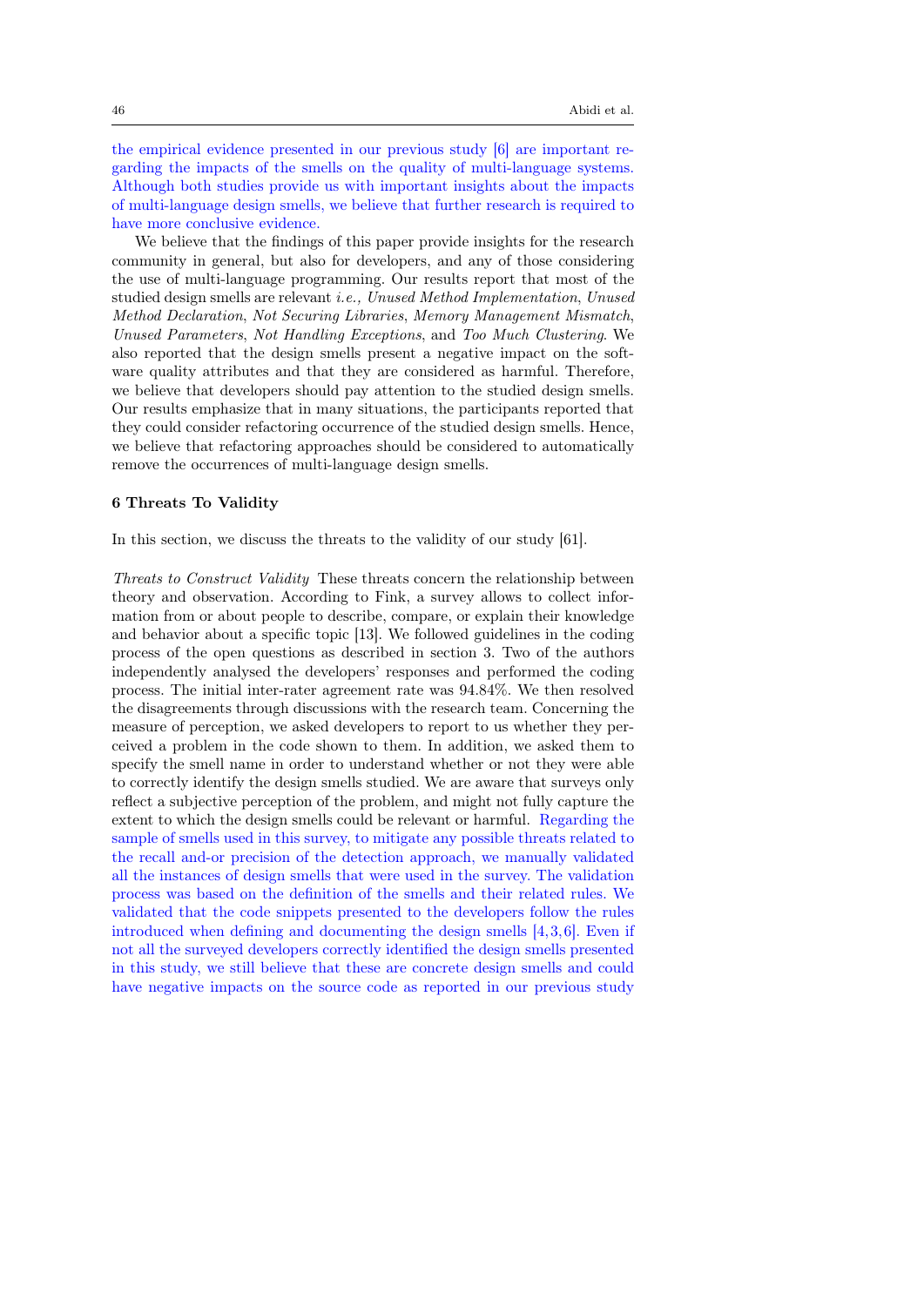the empirical evidence presented in our previous study [6] are important regarding the impacts of the smells on the quality of multi-language systems. Although both studies provide us with important insights about the impacts of multi-language design smells, we believe that further research is required to have more conclusive evidence.

We believe that the findings of this paper provide insights for the research community in general, but also for developers, and any of those considering the use of multi-language programming. Our results report that most of the studied design smells are relevant *i.e., Unused Method Implementation*, *Unused Method Declaration*, *Not Securing Libraries*, *Memory Management Mismatch*, *Unused Parameters*, *Not Handling Exceptions*, and *Too Much Clustering*. We also reported that the design smells present a negative impact on the software quality attributes and that they are considered as harmful. Therefore, we believe that developers should pay attention to the studied design smells. Our results emphasize that in many situations, the participants reported that they could consider refactoring occurrence of the studied design smells. Hence, we believe that refactoring approaches should be considered to automatically remove the occurrences of multi-language design smells.

## 6 Threats To Validity

In this section, we discuss the threats to the validity of our study [61].

*Threats to Construct Validity* These threats concern the relationship between theory and observation. According to Fink, a survey allows to collect information from or about people to describe, compare, or explain their knowledge and behavior about a specific topic [13]. We followed guidelines in the coding process of the open questions as described in section 3. Two of the authors independently analysed the developers' responses and performed the coding process. The initial inter-rater agreement rate was 94.84%. We then resolved the disagreements through discussions with the research team. Concerning the measure of perception, we asked developers to report to us whether they perceived a problem in the code shown to them. In addition, we asked them to specify the smell name in order to understand whether or not they were able to correctly identify the design smells studied. We are aware that surveys only reflect a subjective perception of the problem, and might not fully capture the extent to which the design smells could be relevant or harmful. Regarding the sample of smells used in this survey, to mitigate any possible threats related to the recall and-or precision of the detection approach, we manually validated all the instances of design smells that were used in the survey. The validation process was based on the definition of the smells and their related rules. We validated that the code snippets presented to the developers follow the rules introduced when defining and documenting the design smells [4,3,6]. Even if not all the surveyed developers correctly identified the design smells presented in this study, we still believe that these are concrete design smells and could have negative impacts on the source code as reported in our previous study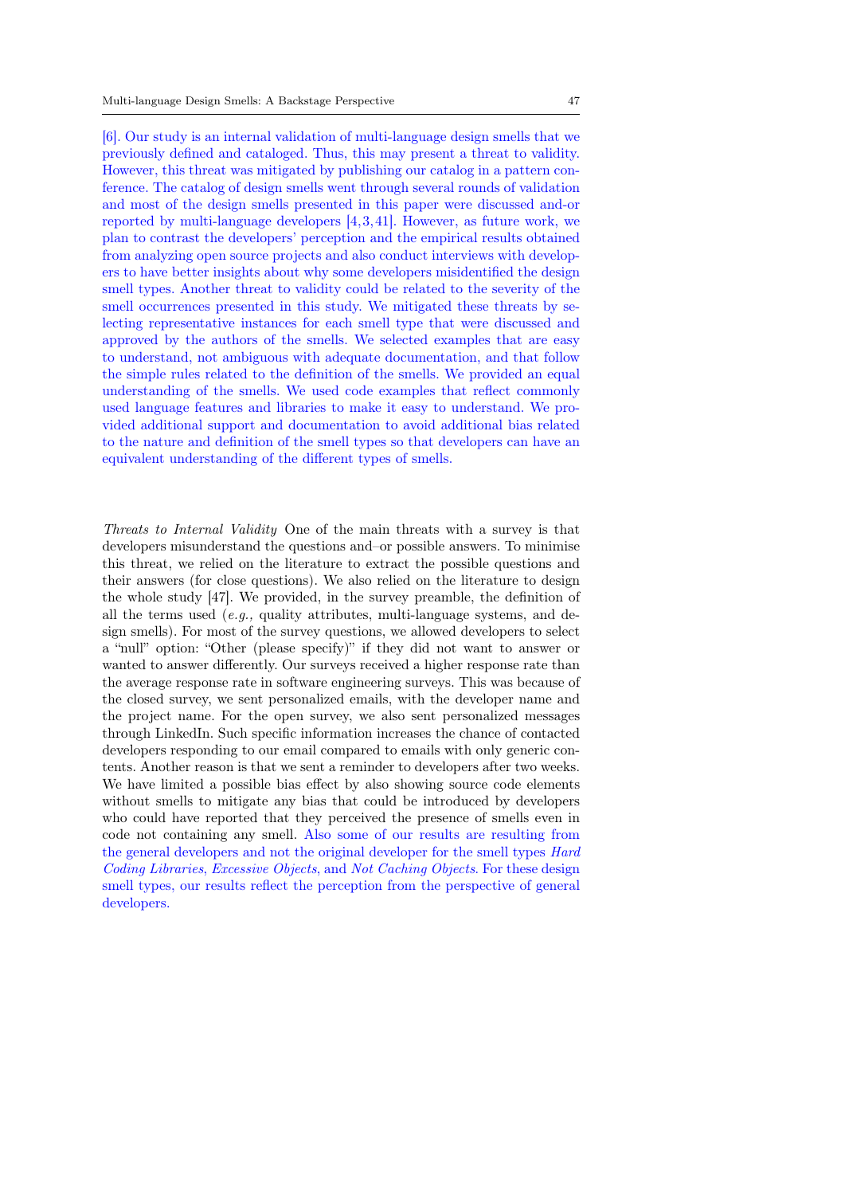[6]. Our study is an internal validation of multi-language design smells that we previously defined and cataloged. Thus, this may present a threat to validity. However, this threat was mitigated by publishing our catalog in a pattern conference. The catalog of design smells went through several rounds of validation and most of the design smells presented in this paper were discussed and-or reported by multi-language developers [4,3,41]. However, as future work, we plan to contrast the developers' perception and the empirical results obtained from analyzing open source projects and also conduct interviews with developers to have better insights about why some developers misidentified the design smell types. Another threat to validity could be related to the severity of the smell occurrences presented in this study. We mitigated these threats by selecting representative instances for each smell type that were discussed and approved by the authors of the smells. We selected examples that are easy to understand, not ambiguous with adequate documentation, and that follow the simple rules related to the definition of the smells. We provided an equal understanding of the smells. We used code examples that reflect commonly used language features and libraries to make it easy to understand. We provided additional support and documentation to avoid additional bias related to the nature and definition of the smell types so that developers can have an equivalent understanding of the different types of smells.

*Threats to Internal Validity* One of the main threats with a survey is that developers misunderstand the questions and–or possible answers. To minimise this threat, we relied on the literature to extract the possible questions and their answers (for close questions). We also relied on the literature to design the whole study [47]. We provided, in the survey preamble, the definition of all the terms used (*e.g.,* quality attributes, multi-language systems, and design smells). For most of the survey questions, we allowed developers to select a "null" option: "Other (please specify)" if they did not want to answer or wanted to answer differently. Our surveys received a higher response rate than the average response rate in software engineering surveys. This was because of the closed survey, we sent personalized emails, with the developer name and the project name. For the open survey, we also sent personalized messages through LinkedIn. Such specific information increases the chance of contacted developers responding to our email compared to emails with only generic contents. Another reason is that we sent a reminder to developers after two weeks. We have limited a possible bias effect by also showing source code elements without smells to mitigate any bias that could be introduced by developers who could have reported that they perceived the presence of smells even in code not containing any smell. Also some of our results are resulting from the general developers and not the original developer for the smell types *Hard Coding Libraries*, *Excessive Objects*, and *Not Caching Objects*. For these design smell types, our results reflect the perception from the perspective of general developers.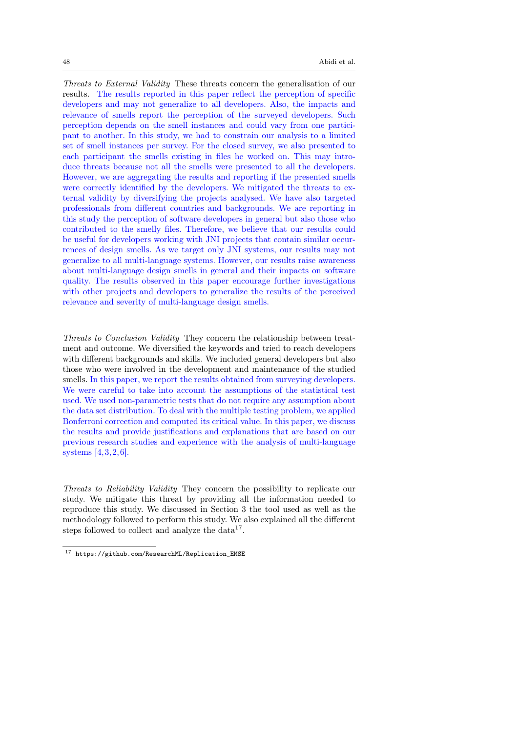*Threats to External Validity* These threats concern the generalisation of our results. The results reported in this paper reflect the perception of specific developers and may not generalize to all developers. Also, the impacts and relevance of smells report the perception of the surveyed developers. Such perception depends on the smell instances and could vary from one participant to another. In this study, we had to constrain our analysis to a limited set of smell instances per survey. For the closed survey, we also presented to each participant the smells existing in files he worked on. This may introduce threats because not all the smells were presented to all the developers. However, we are aggregating the results and reporting if the presented smells were correctly identified by the developers. We mitigated the threats to external validity by diversifying the projects analysed. We have also targeted professionals from different countries and backgrounds. We are reporting in this study the perception of software developers in general but also those who contributed to the smelly files. Therefore, we believe that our results could be useful for developers working with JNI projects that contain similar occurrences of design smells. As we target only JNI systems, our results may not generalize to all multi-language systems. However, our results raise awareness about multi-language design smells in general and their impacts on software quality. The results observed in this paper encourage further investigations with other projects and developers to generalize the results of the perceived relevance and severity of multi-language design smells.

*Threats to Conclusion Validity* They concern the relationship between treatment and outcome. We diversified the keywords and tried to reach developers with different backgrounds and skills. We included general developers but also those who were involved in the development and maintenance of the studied smells. In this paper, we report the results obtained from surveying developers. We were careful to take into account the assumptions of the statistical test used. We used non-parametric tests that do not require any assumption about the data set distribution. To deal with the multiple testing problem, we applied Bonferroni correction and computed its critical value. In this paper, we discuss the results and provide justifications and explanations that are based on our previous research studies and experience with the analysis of multi-language systems [4,3,2,6].

*Threats to Reliability Validity* They concern the possibility to replicate our study. We mitigate this threat by providing all the information needed to reproduce this study. We discussed in Section 3 the tool used as well as the methodology followed to perform this study. We also explained all the different steps followed to collect and analyze the data[17].

[17] https://github.com/ResearchML/Replication_EMSE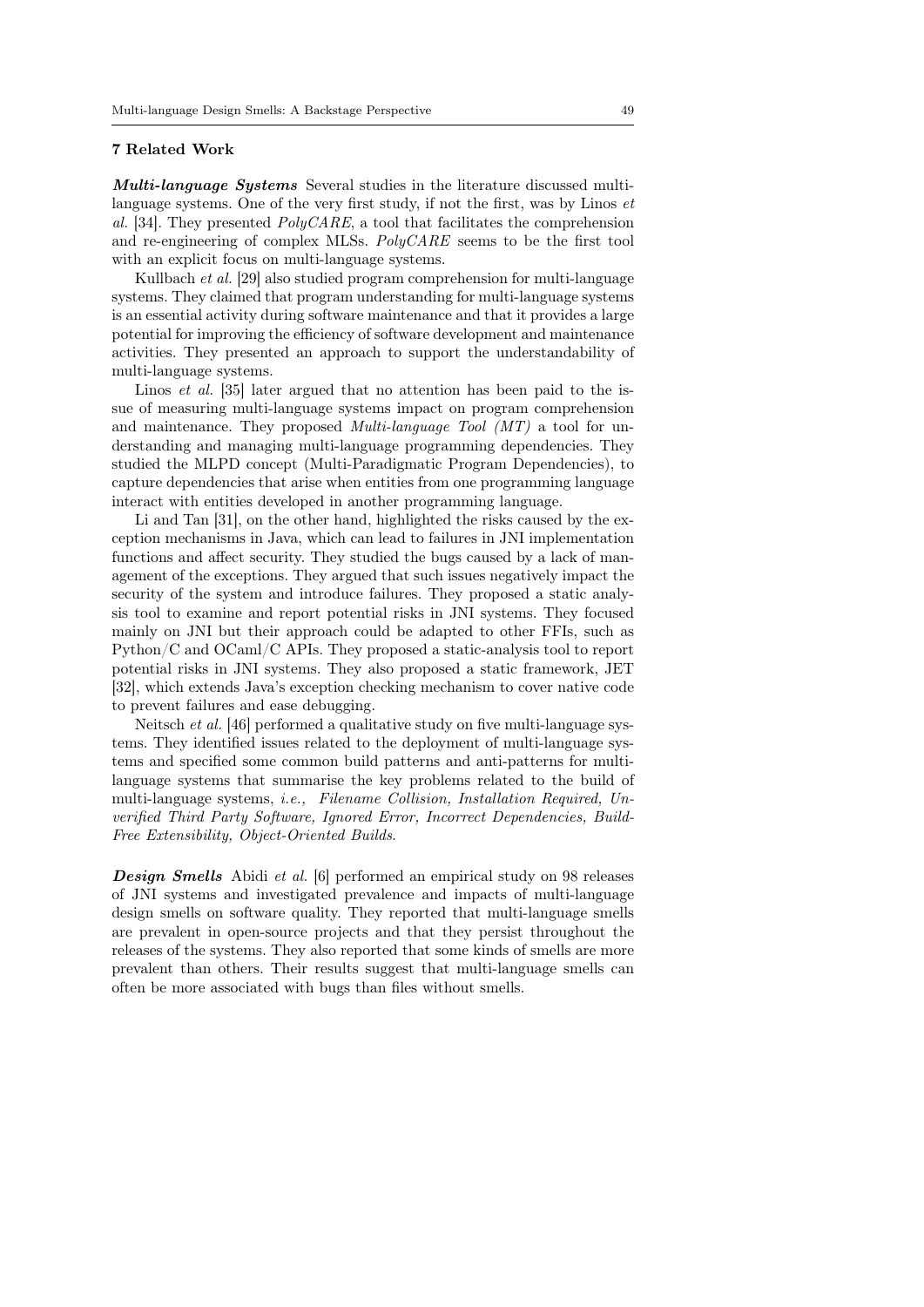## 7 Related Work

***Multi-language Systems*** Several studies in the literature discussed multi-language systems. One of the very first study, if not the first, was by Linos *et al.* [34]. They presented *PolyCARE*, a tool that facilitates the comprehension and re-engineering of complex MLSs. *PolyCARE* seems to be the first tool with an explicit focus on multi-language systems.

Kullbach *et al.* [29] also studied program comprehension for multi-language systems. They claimed that program understanding for multi-language systems is an essential activity during software maintenance and that it provides a large potential for improving the efficiency of software development and maintenance activities. They presented an approach to support the understandability of multi-language systems.

Linos *et al.* [35] later argued that no attention has been paid to the issue of measuring multi-language systems impact on program comprehension and maintenance. They proposed *Multi-language Tool (MT)* a tool for understanding and managing multi-language programming dependencies. They studied the MLPD concept (Multi-Paradigmatic Program Dependencies), to capture dependencies that arise when entities from one programming language interact with entities developed in another programming language.

Li and Tan [31], on the other hand, highlighted the risks caused by the exception mechanisms in Java, which can lead to failures in JNI implementation functions and affect security. They studied the bugs caused by a lack of management of the exceptions. They argued that such issues negatively impact the security of the system and introduce failures. They proposed a static analysis tool to examine and report potential risks in JNI systems. They focused mainly on JNI but their approach could be adapted to other FFIs, such as Python/C and OCaml/C APIs. They proposed a static-analysis tool to report potential risks in JNI systems. They also proposed a static framework, JET [32], which extends Java's exception checking mechanism to cover native code to prevent failures and ease debugging.

Neitsch *et al.* [46] performed a qualitative study on five multi-language systems. They identified issues related to the deployment of multi-language systems and specified some common build patterns and anti-patterns for multi-language systems that summarise the key problems related to the build of multi-language systems, *i.e., Filename Collision, Installation Required, Unverified Third Party Software, Ignored Error, Incorrect Dependencies, Build-Free Extensibility, Object-Oriented Builds*.

***Design Smells*** Abidi *et al.* [6] performed an empirical study on 98 releases of JNI systems and investigated prevalence and impacts of multi-language design smells on software quality. They reported that multi-language smells are prevalent in open-source projects and that they persist throughout the releases of the systems. They also reported that some kinds of smells are more prevalent than others. Their results suggest that multi-language smells can often be more associated with bugs than files without smells.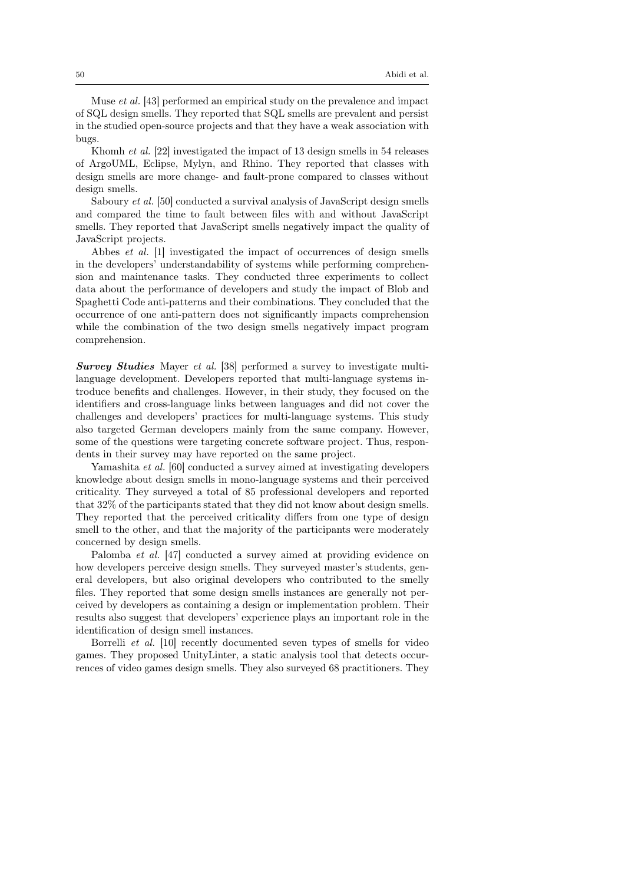Muse *et al.* [43] performed an empirical study on the prevalence and impact of SQL design smells. They reported that SQL smells are prevalent and persist in the studied open-source projects and that they have a weak association with bugs.

Khomh *et al.* [22] investigated the impact of 13 design smells in 54 releases of ArgoUML, Eclipse, Mylyn, and Rhino. They reported that classes with design smells are more change- and fault-prone compared to classes without design smells.

Saboury *et al.* [50] conducted a survival analysis of JavaScript design smells and compared the time to fault between files with and without JavaScript smells. They reported that JavaScript smells negatively impact the quality of JavaScript projects.

Abbes *et al.* [1] investigated the impact of occurrences of design smells in the developers' understandability of systems while performing comprehension and maintenance tasks. They conducted three experiments to collect data about the performance of developers and study the impact of Blob and Spaghetti Code anti-patterns and their combinations. They concluded that the occurrence of one anti-pattern does not significantly impacts comprehension while the combination of the two design smells negatively impact program comprehension.

***Survey Studies*** Mayer *et al.* [38] performed a survey to investigate multi-language development. Developers reported that multi-language systems introduce benefits and challenges. However, in their study, they focused on the identifiers and cross-language links between languages and did not cover the challenges and developers' practices for multi-language systems. This study also targeted German developers mainly from the same company. However, some of the questions were targeting concrete software project. Thus, respondents in their survey may have reported on the same project.

Yamashita *et al.* [60] conducted a survey aimed at investigating developers knowledge about design smells in mono-language systems and their perceived criticality. They surveyed a total of 85 professional developers and reported that 32% of the participants stated that they did not know about design smells. They reported that the perceived criticality differs from one type of design smell to the other, and that the majority of the participants were moderately concerned by design smells.

Palomba *et al.* [47] conducted a survey aimed at providing evidence on how developers perceive design smells. They surveyed master's students, general developers, but also original developers who contributed to the smelly files. They reported that some design smells instances are generally not perceived by developers as containing a design or implementation problem. Their results also suggest that developers' experience plays an important role in the identification of design smell instances.

Borrelli *et al.* [10] recently documented seven types of smells for video games. They proposed UnityLinter, a static analysis tool that detects occurrences of video games design smells. They also surveyed 68 practitioners. They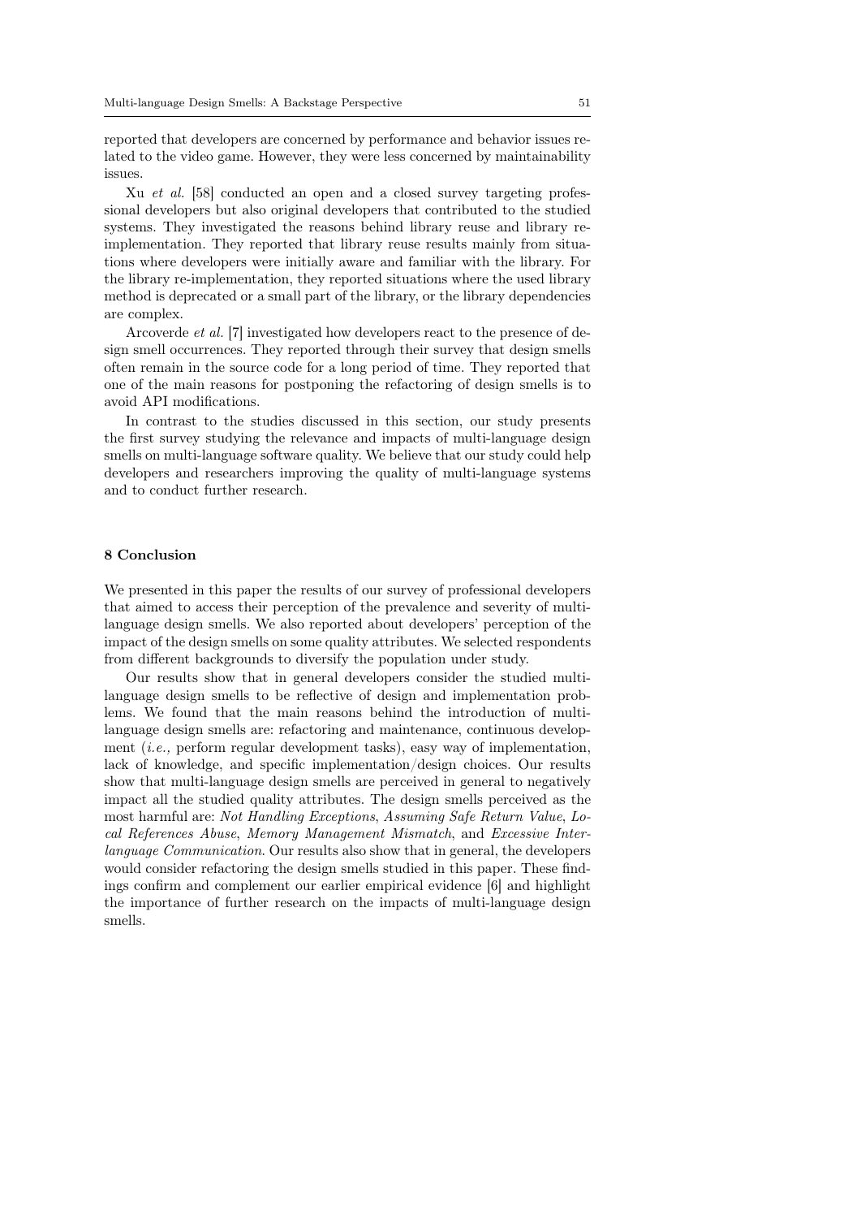reported that developers are concerned by performance and behavior issues related to the video game. However, they were less concerned by maintainability issues.

Xu *et al.* [58] conducted an open and a closed survey targeting professional developers but also original developers that contributed to the studied systems. They investigated the reasons behind library reuse and library re-implementation. They reported that library reuse results mainly from situations where developers were initially aware and familiar with the library. For the library re-implementation, they reported situations where the used library method is deprecated or a small part of the library, or the library dependencies are complex.

Arcoverde *et al.* [7] investigated how developers react to the presence of design smell occurrences. They reported through their survey that design smells often remain in the source code for a long period of time. They reported that one of the main reasons for postponing the refactoring of design smells is to avoid API modifications.

In contrast to the studies discussed in this section, our study presents the first survey studying the relevance and impacts of multi-language design smells on multi-language software quality. We believe that our study could help developers and researchers improving the quality of multi-language systems and to conduct further research.

## 8 Conclusion

We presented in this paper the results of our survey of professional developers that aimed to access their perception of the prevalence and severity of multi-language design smells. We also reported about developers' perception of the impact of the design smells on some quality attributes. We selected respondents from different backgrounds to diversify the population under study.

Our results show that in general developers consider the studied multi-language design smells to be reflective of design and implementation problems. We found that the main reasons behind the introduction of multi-language design smells are: refactoring and maintenance, continuous development (*i.e.,* perform regular development tasks), easy way of implementation, lack of knowledge, and specific implementation/design choices. Our results show that multi-language design smells are perceived in general to negatively impact all the studied quality attributes. The design smells perceived as the most harmful are: *Not Handling Exceptions*, *Assuming Safe Return Value*, *Local References Abuse*, *Memory Management Mismatch*, and *Excessive Inter-language Communication*. Our results also show that in general, the developers would consider refactoring the design smells studied in this paper. These findings confirm and complement our earlier empirical evidence [6] and highlight the importance of further research on the impacts of multi-language design smells.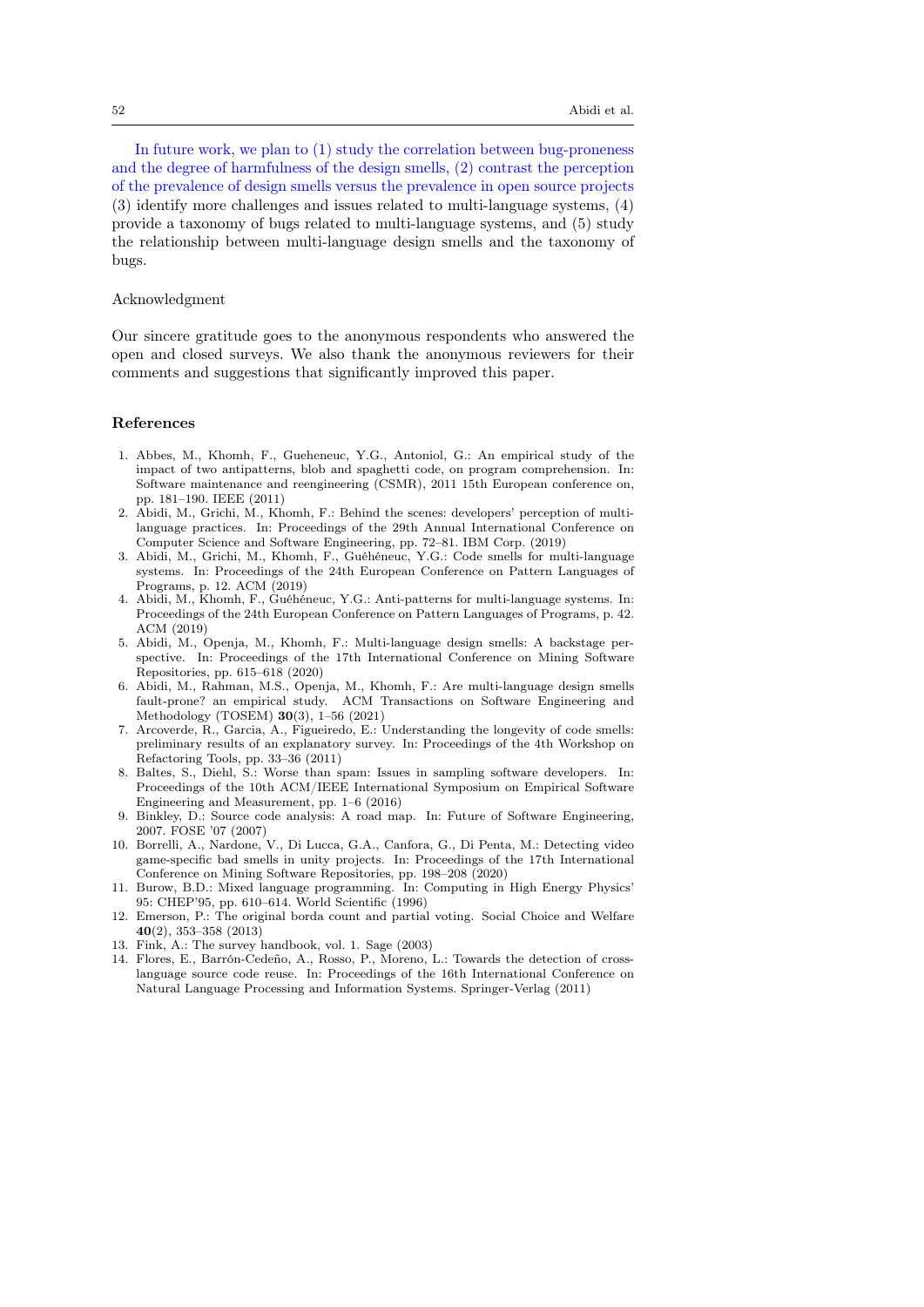In future work, we plan to (1) study the correlation between bug-proneness and the degree of harmfulness of the design smells, (2) contrast the perception of the prevalence of design smells versus the prevalence in open source projects (3) identify more challenges and issues related to multi-language systems, (4) provide a taxonomy of bugs related to multi-language systems, and (5) study the relationship between multi-language design smells and the taxonomy of bugs.

Acknowledgment

Our sincere gratitude goes to the anonymous respondents who answered the open and closed surveys. We also thank the anonymous reviewers for their comments and suggestions that significantly improved this paper.

## References

1. Abbes, M., Khomh, F., Gueheneuc, Y.G., Antoniol, G.: An empirical study of the impact of two antipatterns, blob and spaghetti code, on program comprehension. In: Software maintenance and reengineering (CSMR), 2011 15th European conference on, pp. 181–190. IEEE (2011)
2. Abidi, M., Grichi, M., Khomh, F.: Behind the scenes: developers' perception of multi-language practices. In: Proceedings of the 29th Annual International Conference on Computer Science and Software Engineering, pp. 72–81. IBM Corp. (2019)
3. Abidi, M., Grichi, M., Khomh, F., Guéhéneuc, Y.G.: Code smells for multi-language systems. In: Proceedings of the 24th European Conference on Pattern Languages of Programs, p. 12. ACM (2019)
4. Abidi, M., Khomh, F., Guéhéneuc, Y.G.: Anti-patterns for multi-language systems. In: Proceedings of the 24th European Conference on Pattern Languages of Programs, p. 42. ACM (2019)
5. Abidi, M., Openja, M., Khomh, F.: Multi-language design smells: A backstage perspective. In: Proceedings of the 17th International Conference on Mining Software Repositories, pp. 615–618 (2020)
6. Abidi, M., Rahman, M.S., Openja, M., Khomh, F.: Are multi-language design smells fault-prone? an empirical study. ACM Transactions on Software Engineering and Methodology (TOSEM) **30**(3), 1–56 (2021)
7. Arcoverde, R., Garcia, A., Figueiredo, E.: Understanding the longevity of code smells: preliminary results of an explanatory survey. In: Proceedings of the 4th Workshop on Refactoring Tools, pp. 33–36 (2011)
8. Baltes, S., Diehl, S.: Worse than spam: Issues in sampling software developers. In: Proceedings of the 10th ACM/IEEE International Symposium on Empirical Software Engineering and Measurement, pp. 1–6 (2016)
9. Binkley, D.: Source code analysis: A road map. In: Future of Software Engineering, 2007. FOSE '07 (2007)
10. Borrelli, A., Nardone, V., Di Lucca, G.A., Canfora, G., Di Penta, M.: Detecting video game-specific bad smells in unity projects. In: Proceedings of the 17th International Conference on Mining Software Repositories, pp. 198–208 (2020)
11. Burow, B.D.: Mixed language programming. In: Computing in High Energy Physics' 95: CHEP'95, pp. 610–614. World Scientific (1996)
12. Emerson, P.: The original borda count and partial voting. Social Choice and Welfare **40**(2), 353–358 (2013)
13. Fink, A.: The survey handbook, vol. 1. Sage (2003)
14. Flores, E., Barrón-Cedeño, A., Rosso, P., Moreno, L.: Towards the detection of cross-language source code reuse. In: Proceedings of the 16th International Conference on Natural Language Processing and Information Systems. Springer-Verlag (2011)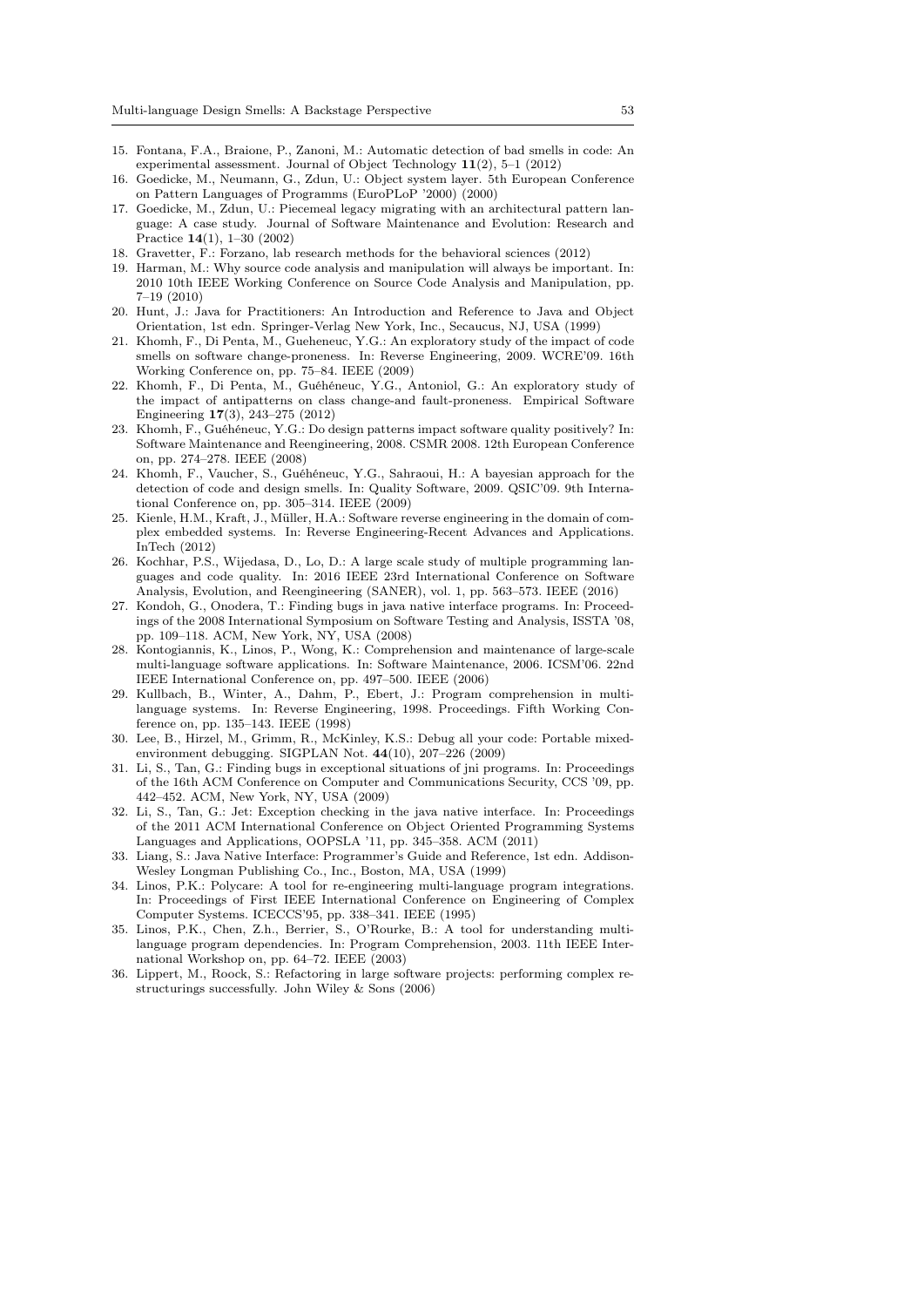15. Fontana, F.A., Braione, P., Zanoni, M.: Automatic detection of bad smells in code: An experimental assessment. Journal of Object Technology **11**(2), 5–1 (2012)
16. Goedicke, M., Neumann, G., Zdun, U.: Object system layer. 5th European Conference on Pattern Languages of Programms (EuroPLoP '2000) (2000)
17. Goedicke, M., Zdun, U.: Piecemeal legacy migrating with an architectural pattern language: A case study. Journal of Software Maintenance and Evolution: Research and Practice **14**(1), 1–30 (2002)
18. Gravetter, F.: Forzano, lab research methods for the behavioral sciences (2012)
19. Harman, M.: Why source code analysis and manipulation will always be important. In: 2010 10th IEEE Working Conference on Source Code Analysis and Manipulation, pp. 7–19 (2010)
20. Hunt, J.: Java for Practitioners: An Introduction and Reference to Java and Object Orientation, 1st edn. Springer-Verlag New York, Inc., Secaucus, NJ, USA (1999)
21. Khomh, F., Di Penta, M., Gueheneuc, Y.G.: An exploratory study of the impact of code smells on software change-proneness. In: Reverse Engineering, 2009. WCRE'09. 16th Working Conference on, pp. 75–84. IEEE (2009)
22. Khomh, F., Di Penta, M., Guéhéneuc, Y.G., Antoniol, G.: An exploratory study of the impact of antipatterns on class change-and fault-proneness. Empirical Software Engineering **17**(3), 243–275 (2012)
23. Khomh, F., Guéhéneuc, Y.G.: Do design patterns impact software quality positively? In: Software Maintenance and Reengineering, 2008. CSMR 2008. 12th European Conference on, pp. 274–278. IEEE (2008)
24. Khomh, F., Vaucher, S., Guéhéneuc, Y.G., Sahraoui, H.: A bayesian approach for the detection of code and design smells. In: Quality Software, 2009. QSIC'09. 9th International Conference on, pp. 305–314. IEEE (2009)
25. Kienle, H.M., Kraft, J., Müller, H.A.: Software reverse engineering in the domain of complex embedded systems. In: Reverse Engineering-Recent Advances and Applications. InTech (2012)
26. Kochhar, P.S., Wijedasa, D., Lo, D.: A large scale study of multiple programming languages and code quality. In: 2016 IEEE 23rd International Conference on Software Analysis, Evolution, and Reengineering (SANER), vol. 1, pp. 563–573. IEEE (2016)
27. Kondoh, G., Onodera, T.: Finding bugs in java native interface programs. In: Proceedings of the 2008 International Symposium on Software Testing and Analysis, ISSTA '08, pp. 109–118. ACM, New York, NY, USA (2008)
28. Kontogiannis, K., Linos, P., Wong, K.: Comprehension and maintenance of large-scale multi-language software applications. In: Software Maintenance, 2006. ICSM'06. 22nd IEEE International Conference on, pp. 497–500. IEEE (2006)
29. Kullbach, B., Winter, A., Dahm, P., Ebert, J.: Program comprehension in multi-language systems. In: Reverse Engineering, 1998. Proceedings. Fifth Working Conference on, pp. 135–143. IEEE (1998)
30. Lee, B., Hirzel, M., Grimm, R., McKinley, K.S.: Debug all your code: Portable mixed-environment debugging. SIGPLAN Not. **44**(10), 207–226 (2009)
31. Li, S., Tan, G.: Finding bugs in exceptional situations of jni programs. In: Proceedings of the 16th ACM Conference on Computer and Communications Security, CCS '09, pp. 442–452. ACM, New York, NY, USA (2009)
32. Li, S., Tan, G.: Jet: Exception checking in the java native interface. In: Proceedings of the 2011 ACM International Conference on Object Oriented Programming Systems Languages and Applications, OOPSLA '11, pp. 345–358. ACM (2011)
33. Liang, S.: Java Native Interface: Programmer's Guide and Reference, 1st edn. Addison-Wesley Longman Publishing Co., Inc., Boston, MA, USA (1999)
34. Linos, P.K.: Polycare: A tool for re-engineering multi-language program integrations. In: Proceedings of First IEEE International Conference on Engineering of Complex Computer Systems. ICECCS'95, pp. 338–341. IEEE (1995)
35. Linos, P.K., Chen, Z.h., Berrier, S., O'Rourke, B.: A tool for understanding multi-language program dependencies. In: Program Comprehension, 2003. 11th IEEE International Workshop on, pp. 64–72. IEEE (2003)
36. Lippert, M., Roock, S.: Refactoring in large software projects: performing complex restructurings successfully. John Wiley & Sons (2006)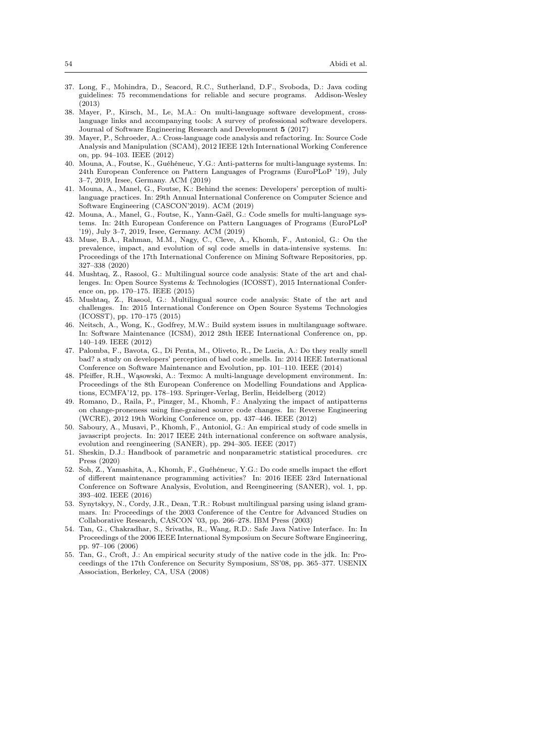37. Long, F., Mohindra, D., Seacord, R.C., Sutherland, D.F., Svoboda, D.: Java coding guidelines: 75 recommendations for reliable and secure programs. Addison-Wesley (2013)
38. Mayer, P., Kirsch, M., Le, M.A.: On multi-language software development, cross-language links and accompanying tools: A survey of professional software developers. Journal of Software Engineering Research and Development **5** (2017)
39. Mayer, P., Schroeder, A.: Cross-language code analysis and refactoring. In: Source Code Analysis and Manipulation (SCAM), 2012 IEEE 12th International Working Conference on, pp. 94–103. IEEE (2012)
40. Mouna, A., Foutse, K., Guéhéneuc, Y.G.: Anti-patterns for multi-language systems. In: 24th European Conference on Pattern Languages of Programs (EuroPLoP '19), July 3–7, 2019, Irsee, Germany. ACM (2019)
41. Mouna, A., Manel, G., Foutse, K.: Behind the scenes: Developers' perception of multi-language practices. In: 29th Annual International Conference on Computer Science and Software Engineering (CASCON'2019). ACM (2019)
42. Mouna, A., Manel, G., Foutse, K., Yann-Gaël, G.: Code smells for multi-language systems. In: 24th European Conference on Pattern Languages of Programs (EuroPLoP '19), July 3–7, 2019, Irsee, Germany. ACM (2019)
43. Muse, B.A., Rahman, M.M., Nagy, C., Cleve, A., Khomh, F., Antoniol, G.: On the prevalence, impact, and evolution of sql code smells in data-intensive systems. In: Proceedings of the 17th International Conference on Mining Software Repositories, pp. 327–338 (2020)
44. Mushtaq, Z., Rasool, G.: Multilingual source code analysis: State of the art and challenges. In: Open Source Systems & Technologies (ICOSST), 2015 International Conference on, pp. 170–175. IEEE (2015)
45. Mushtaq, Z., Rasool, G.: Multilingual source code analysis: State of the art and challenges. In: 2015 International Conference on Open Source Systems Technologies (ICOSST), pp. 170–175 (2015)
46. Neitsch, A., Wong, K., Godfrey, M.W.: Build system issues in multilanguage software. In: Software Maintenance (ICSM), 2012 28th IEEE International Conference on, pp. 140–149. IEEE (2012)
47. Palomba, F., Bavota, G., Di Penta, M., Oliveto, R., De Lucia, A.: Do they really smell bad? a study on developers' perception of bad code smells. In: 2014 IEEE International Conference on Software Maintenance and Evolution, pp. 101–110. IEEE (2014)
48. Pfeiffer, R.H., Wąsowski, A.: Texmo: A multi-language development environment. In: Proceedings of the 8th European Conference on Modelling Foundations and Applications, ECMFA'12, pp. 178–193. Springer-Verlag, Berlin, Heidelberg (2012)
49. Romano, D., Raila, P., Pinzger, M., Khomh, F.: Analyzing the impact of antipatterns on change-proneness using fine-grained source code changes. In: Reverse Engineering (WCRE), 2012 19th Working Conference on, pp. 437–446. IEEE (2012)
50. Saboury, A., Musavi, P., Khomh, F., Antoniol, G.: An empirical study of code smells in javascript projects. In: 2017 IEEE 24th international conference on software analysis, evolution and reengineering (SANER), pp. 294–305. IEEE (2017)
51. Sheskin, D.J.: Handbook of parametric and nonparametric statistical procedures. crc Press (2020)
52. Soh, Z., Yamashita, A., Khomh, F., Guéhéneuc, Y.G.: Do code smells impact the effort of different maintenance programming activities? In: 2016 IEEE 23rd International Conference on Software Analysis, Evolution, and Reengineering (SANER), vol. 1, pp. 393–402. IEEE (2016)
53. Synytskyy, N., Cordy, J.R., Dean, T.R.: Robust multilingual parsing using island grammars. In: Proceedings of the 2003 Conference of the Centre for Advanced Studies on Collaborative Research, CASCON '03, pp. 266–278. IBM Press (2003)
54. Tan, G., Chakradhar, S., Srivaths, R., Wang, R.D.: Safe Java Native Interface. In: In Proceedings of the 2006 IEEE International Symposium on Secure Software Engineering, pp. 97–106 (2006)
55. Tan, G., Croft, J.: An empirical security study of the native code in the jdk. In: Proceedings of the 17th Conference on Security Symposium, SS'08, pp. 365–377. USENIX Association, Berkeley, CA, USA (2008)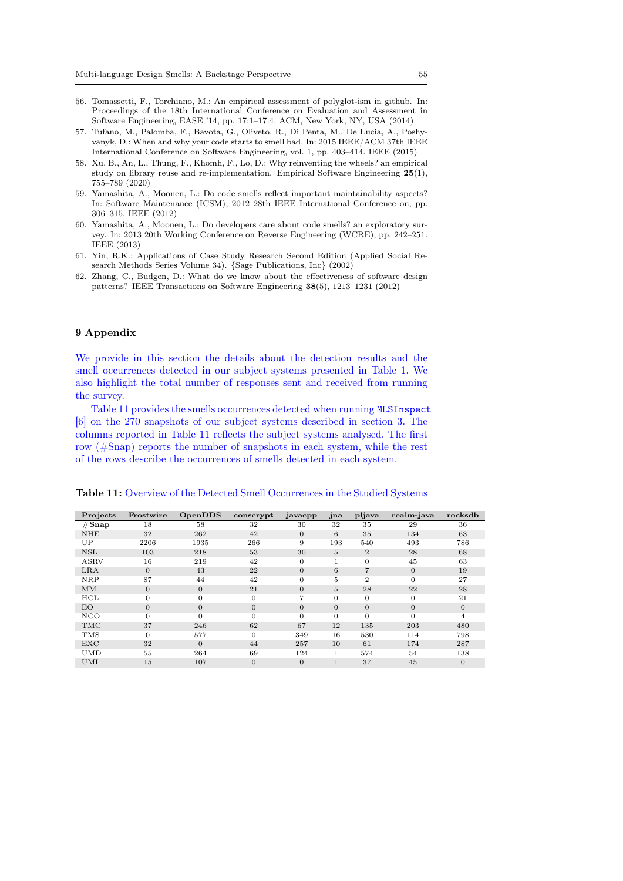56. Tomassetti, F., Torchiano, M.: An empirical assessment of polyglot-ism in github. In: Proceedings of the 18th International Conference on Evaluation and Assessment in Software Engineering, EASE '14, pp. 17:1–17:4. ACM, New York, NY, USA (2014)
57. Tufano, M., Palomba, F., Bavota, G., Oliveto, R., Di Penta, M., De Lucia, A., Poshyvanyk, D.: When and why your code starts to smell bad. In: 2015 IEEE/ACM 37th IEEE International Conference on Software Engineering, vol. 1, pp. 403–414. IEEE (2015)
58. Xu, B., An, L., Thung, F., Khomh, F., Lo, D.: Why reinventing the wheels? an empirical study on library reuse and re-implementation. Empirical Software Engineering **25**(1), 755–789 (2020)
59. Yamashita, A., Moonen, L.: Do code smells reflect important maintainability aspects? In: Software Maintenance (ICSM), 2012 28th IEEE International Conference on, pp. 306–315. IEEE (2012)
60. Yamashita, A., Moonen, L.: Do developers care about code smells? an exploratory survey. In: 2013 20th Working Conference on Reverse Engineering (WCRE), pp. 242–251. IEEE (2013)
61. Yin, R.K.: Applications of Case Study Research Second Edition (Applied Social Research Methods Series Volume 34). {Sage Publications, Inc} (2002)
62. Zhang, C., Budgen, D.: What do we know about the effectiveness of software design patterns? IEEE Transactions on Software Engineering **38**(5), 1213–1231 (2012)

## 9 Appendix

We provide in this section the details about the detection results and the smell occurrences detected in our subject systems presented in Table 1. We also highlight the total number of responses sent and received from running the survey.

Table 11 provides the smells occurrences detected when running `MLSInspect` [6] on the 270 snapshots of our subject systems described in section 3. The columns reported in Table 11 reflects the subject systems analysed. The first row (#Snap) reports the number of snapshots in each system, while the rest of the rows describe the occurrences of smells detected in each system.

**Table 11:** Overview of the Detected Smell Occurrences in the Studied Systems

| Projects | Frostwire | OpenDDS | conscrypt | javacpp | jna | pljava | realm-java | rocksdb |
|---|---|---|---|---|---|---|---|---|
| **#Snap** | 18 | 58 | 32 | 30 | 32 | 35 | 29 | 36 |
| NHE | 32 | 262 | 42 | 0 | 6 | 35 | 134 | 63 |
| UP | 2206 | 1935 | 266 | 9 | 193 | 540 | 493 | 786 |
| NSL | 103 | 218 | 53 | 30 | 5 | 2 | 28 | 68 |
| ASRV | 16 | 219 | 42 | 0 | 1 | 0 | 45 | 63 |
| LRA | 0 | 43 | 22 | 0 | 6 | 7 | 0 | 19 |
| NRP | 87 | 44 | 42 | 0 | 5 | 2 | 0 | 27 |
| MM | 0 | 0 | 21 | 0 | 5 | 28 | 22 | 28 |
| HCL | 0 | 0 | 0 | 7 | 0 | 0 | 0 | 21 |
| EO | 0 | 0 | 0 | 0 | 0 | 0 | 0 | 0 |
| NCO | 0 | 0 | 0 | 0 | 0 | 0 | 0 | 4 |
| TMC | 37 | 246 | 62 | 67 | 12 | 135 | 203 | 480 |
| TMS | 0 | 577 | 0 | 349 | 16 | 530 | 114 | 798 |
| EXC | 32 | 0 | 44 | 257 | 10 | 61 | 174 | 287 |
| UMD | 55 | 264 | 69 | 124 | 1 | 574 | 54 | 138 |
| UMI | 15 | 107 | 0 | 0 | 1 | 37 | 45 | 0 |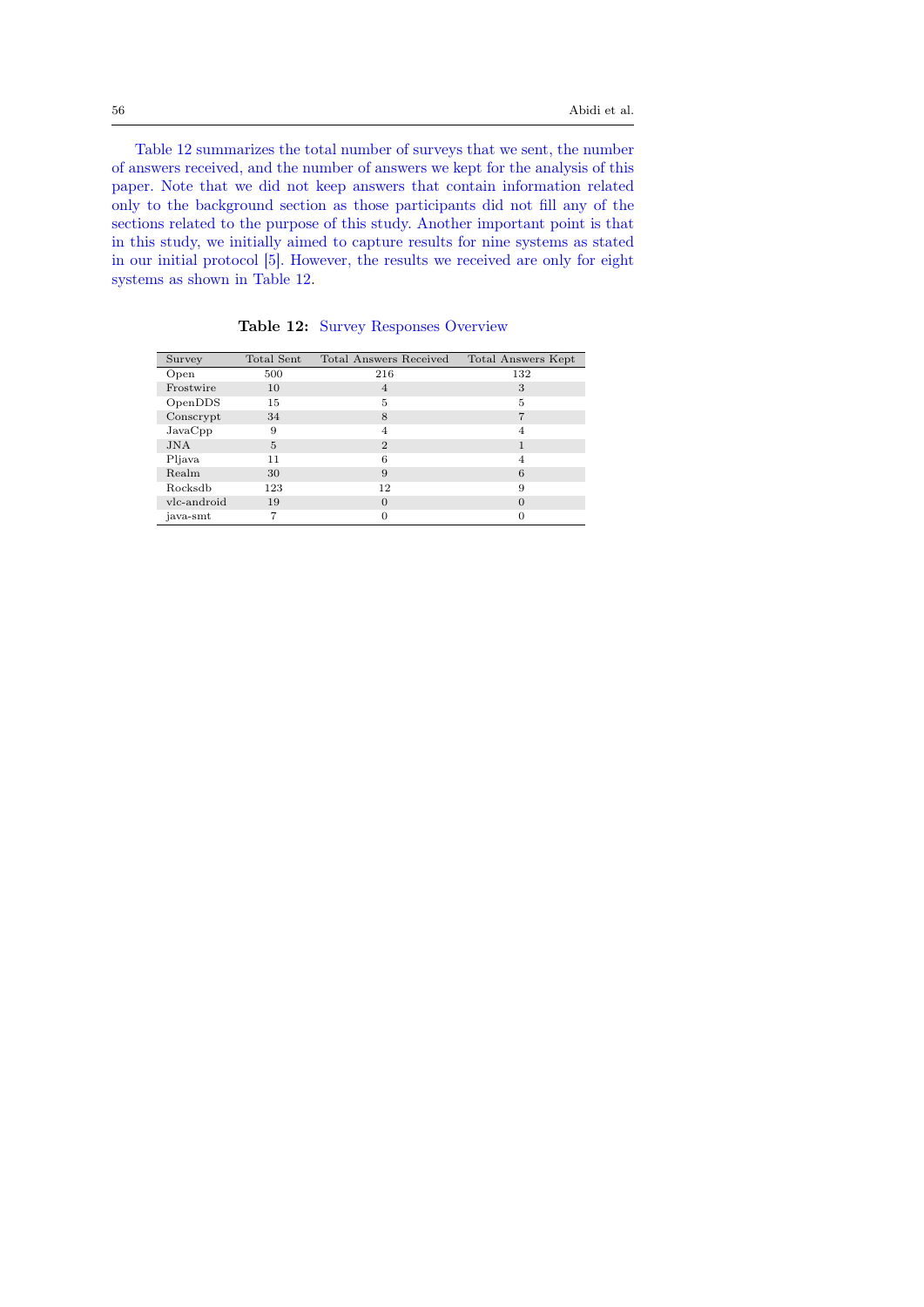Table 12 summarizes the total number of surveys that we sent, the number of answers received, and the number of answers we kept for the analysis of this paper. Note that we did not keep answers that contain information related only to the background section as those participants did not fill any of the sections related to the purpose of this study. Another important point is that in this study, we initially aimed to capture results for nine systems as stated in our initial protocol [5]. However, the results we received are only for eight systems as shown in Table 12.

**Table 12:** Survey Responses Overview

| Survey | Total Sent | Total Answers Received | Total Answers Kept |
|---|---|---|---|
| Open | 500 | 216 | 132 |
| Frostwire | 10 | 4 | 3 |
| OpenDDS | 15 | 5 | 5 |
| Conscrypt | 34 | 8 | 7 |
| JavaCpp | 9 | 4 | 4 |
| JNA | 5 | 2 | 1 |
| Pljava | 11 | 6 | 4 |
| Realm | 30 | 9 | 6 |
| Rocksdb | 123 | 12 | 9 |
| vlc-android | 19 | 0 | 0 |
| java-smt | 7 | 0 | 0 |